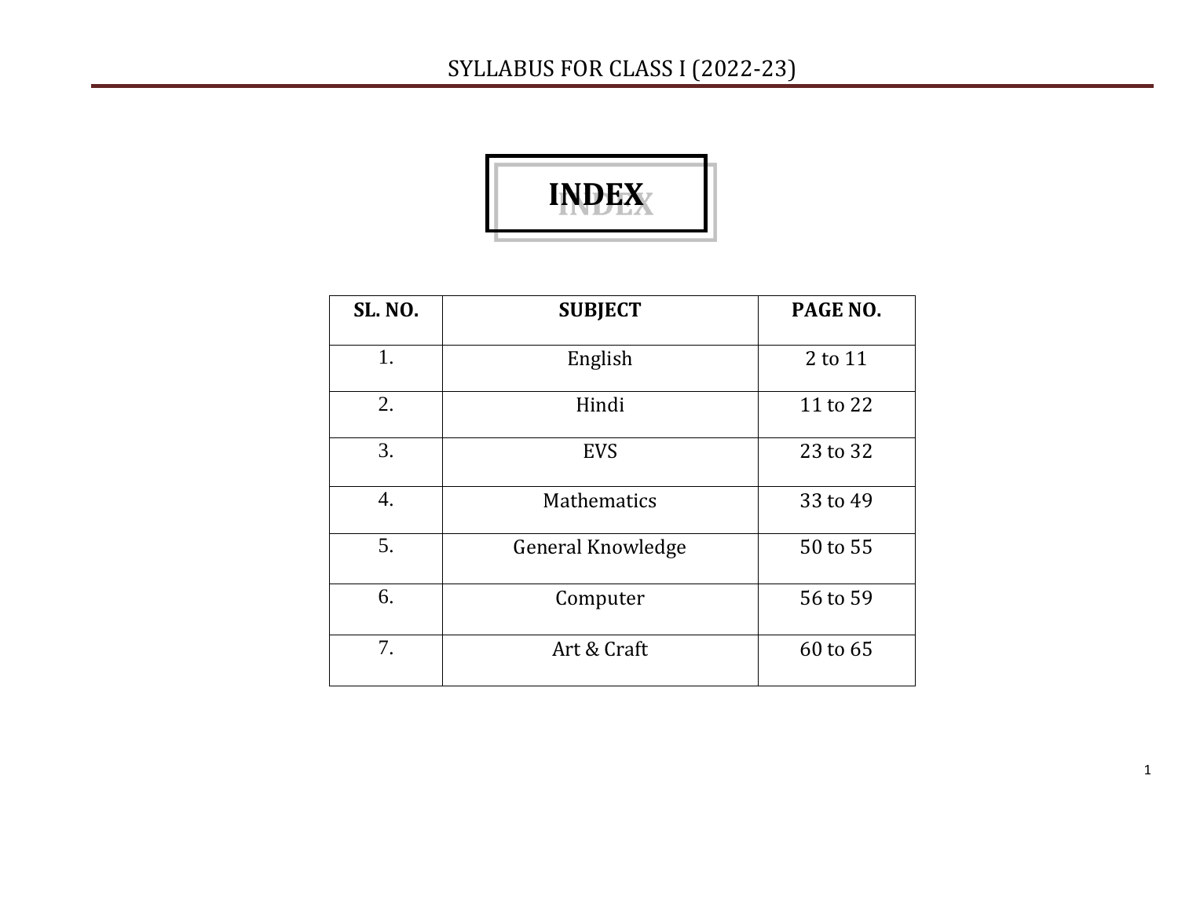# INDEX

| SL. NO. | SUBJECT | PAGE NO. |
|---|---|---|
| 1. | English | 2 to 11 |
| 2. | Hindi | 11 to 22 |
| 3. | EVS | 23 to 32 |
| 4. | Mathematics | 33 to 49 |
| 5. | General Knowledge | 50 to 55 |
| 6. | Computer | 56 to 59 |
| 7. | Art & Craft | 60 to 65 |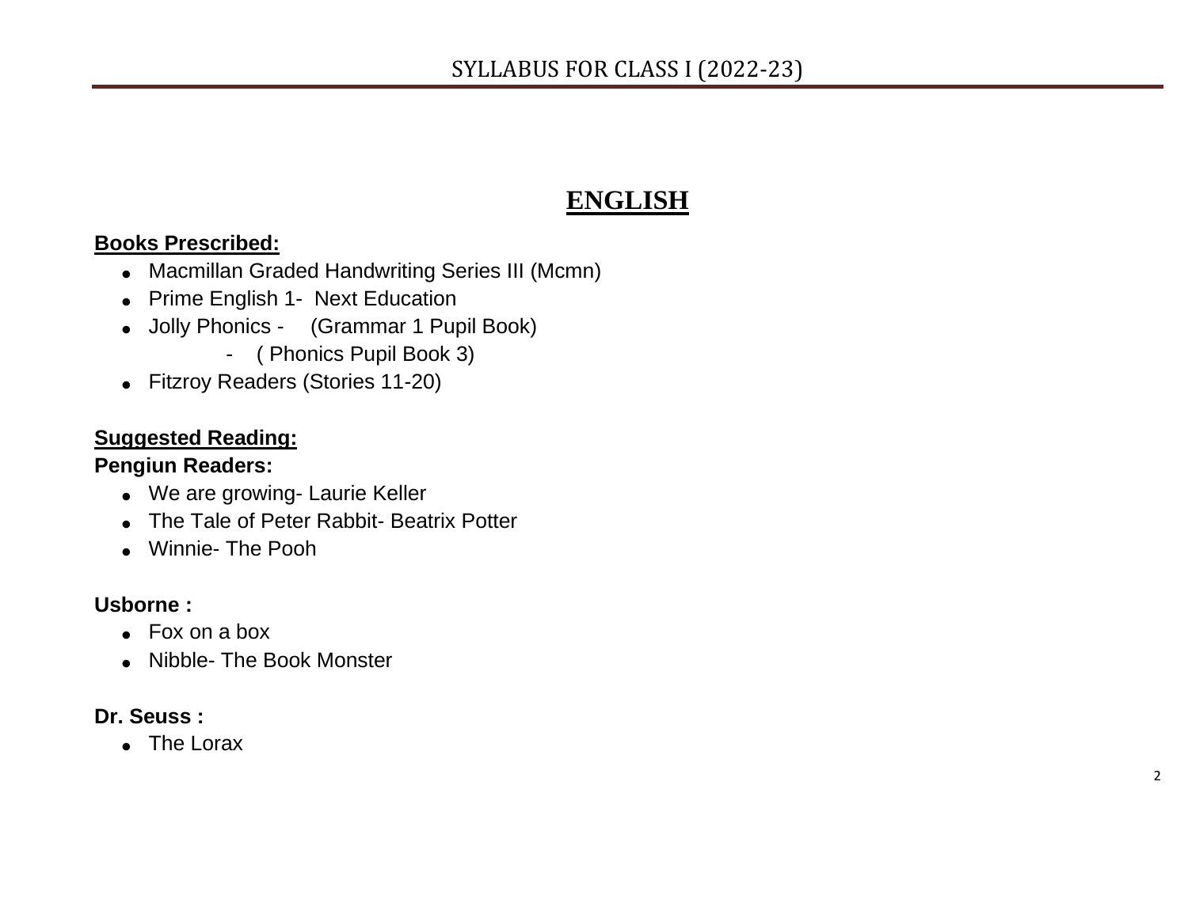# ENGLISH

**Books Prescribed:**

- Macmillan Graded Handwriting Series III (Mcmn)
- Prime English 1- Next Education
- Jolly Phonics - (Grammar 1 Pupil Book)
  - ( Phonics Pupil Book 3)
- Fitzroy Readers (Stories 11-20)

**Suggested Reading:**

**Pengiun Readers:**

- We are growing- Laurie Keller
- The Tale of Peter Rabbit- Beatrix Potter
- Winnie- The Pooh

**Usborne :**

- Fox on a box
- Nibble- The Book Monster

**Dr. Seuss :**

- The Lorax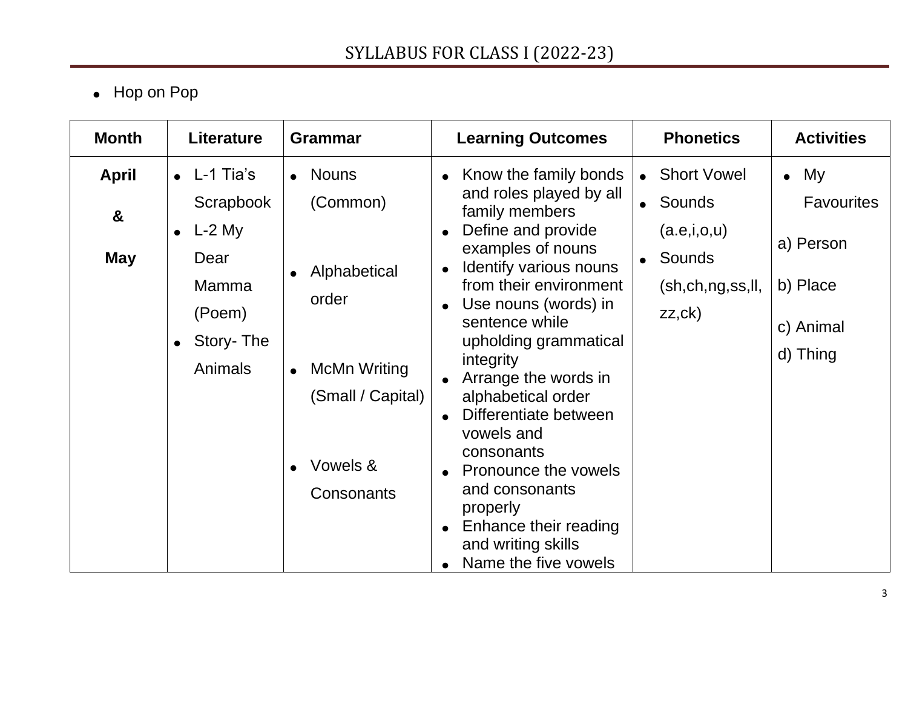- Hop on Pop

| Month | Literature | Grammar | Learning Outcomes | Phonetics | Activities |
|---|---|---|---|---|---|
| April & May | • L-1 Tia's Scrapbook<br>• L-2 My Dear Mamma (Poem)<br>• Story- The Animals | • Nouns (Common)<br>• Alphabetical order<br>• McMn Writing (Small / Capital)<br>• Vowels & Consonants | • Know the family bonds and roles played by all family members<br>• Define and provide examples of nouns<br>• Identify various nouns from their environment<br>• Use nouns (words) in sentence while upholding grammatical integrity<br>• Arrange the words in alphabetical order<br>• Differentiate between vowels and consonants<br>• Pronounce the vowels and consonants properly<br>• Enhance their reading and writing skills<br>• Name the five vowels | • Short Vowel<br>• Sounds (a.e,i,o,u)<br>• Sounds (sh,ch,ng,ss,ll, zz,ck) | • My Favourites<br>a) Person<br>b) Place<br>c) Animal<br>d) Thing |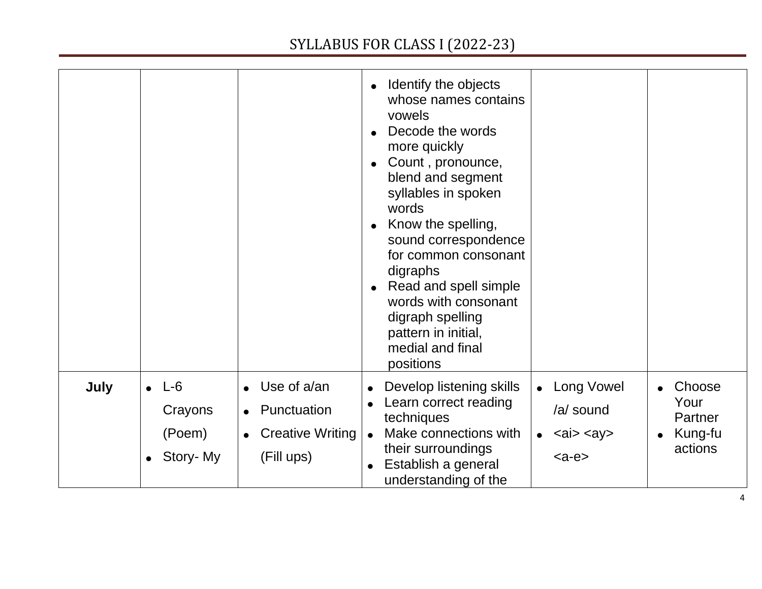| | | | | | |
|---|---|---|---|---|---|
| | | | • Identify the objects whose names contains vowels<br>• Decode the words more quickly<br>• Count , pronounce, blend and segment syllables in spoken words<br>• Know the spelling, sound correspondence for common consonant digraphs<br>• Read and spell simple words with consonant digraph spelling pattern in initial, medial and final positions | | |
| **July** | • L-6 Crayons (Poem)<br>• Story- My | • Use of a/an<br>• Punctuation<br>• Creative Writing (Fill ups) | • Develop listening skills<br>• Learn correct reading techniques<br>• Make connections with their surroundings<br>• Establish a general understanding of the | • Long Vowel /a/ sound<br>• <ai> <ay> <a-e> | • Choose Your Partner<br>• Kung-fu actions |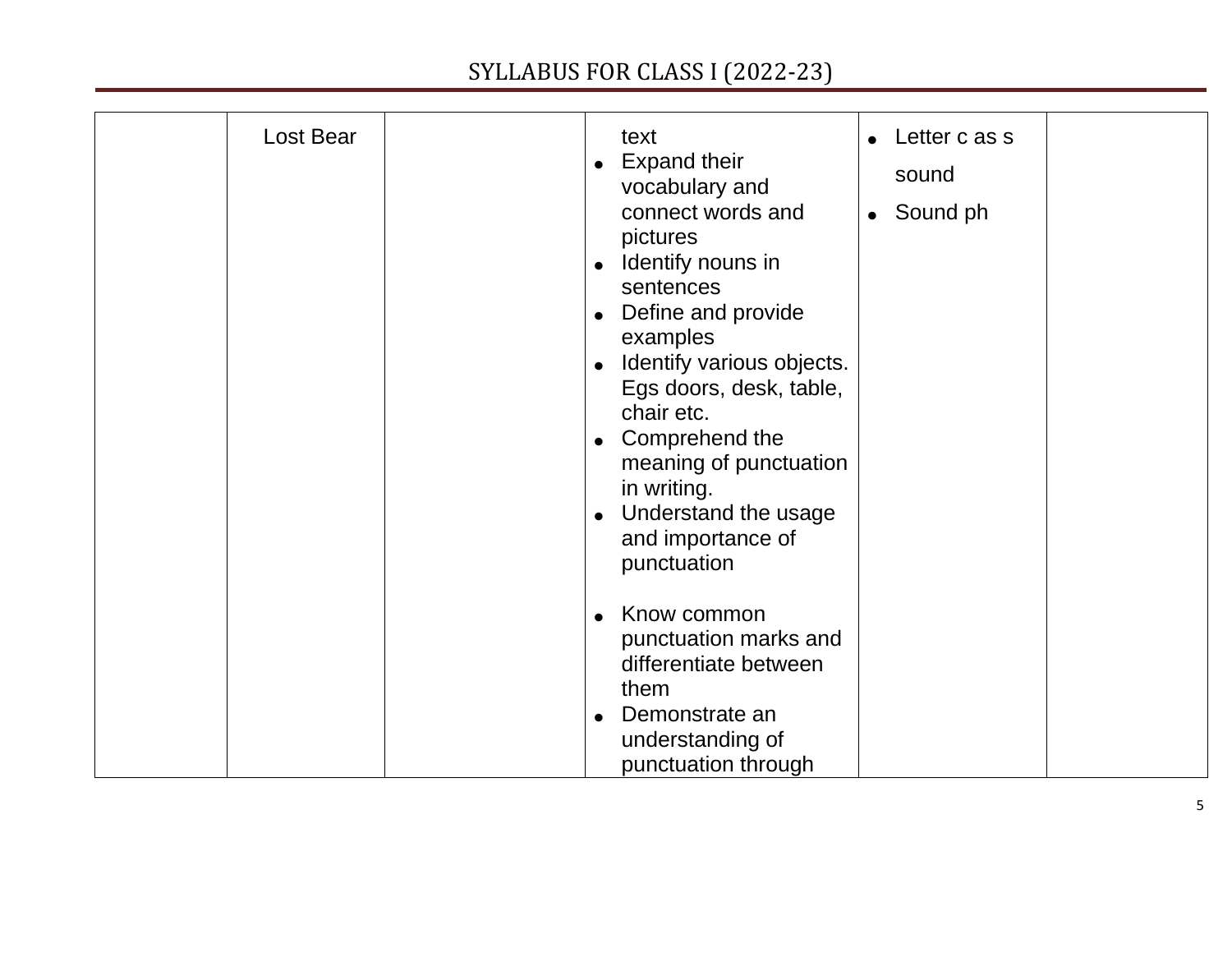| | | | | | |
|---|---|---|---|---|---|
| | Lost Bear | | text<br>• Expand their vocabulary and connect words and pictures<br>• Identify nouns in sentences<br>• Define and provide examples<br>• Identify various objects. Egs doors, desk, table, chair etc.<br>• Comprehend the meaning of punctuation in writing.<br>• Understand the usage and importance of punctuation<br><br>• Know common punctuation marks and differentiate between them<br>• Demonstrate an understanding of punctuation through | • Letter c as s sound<br>• Sound ph | |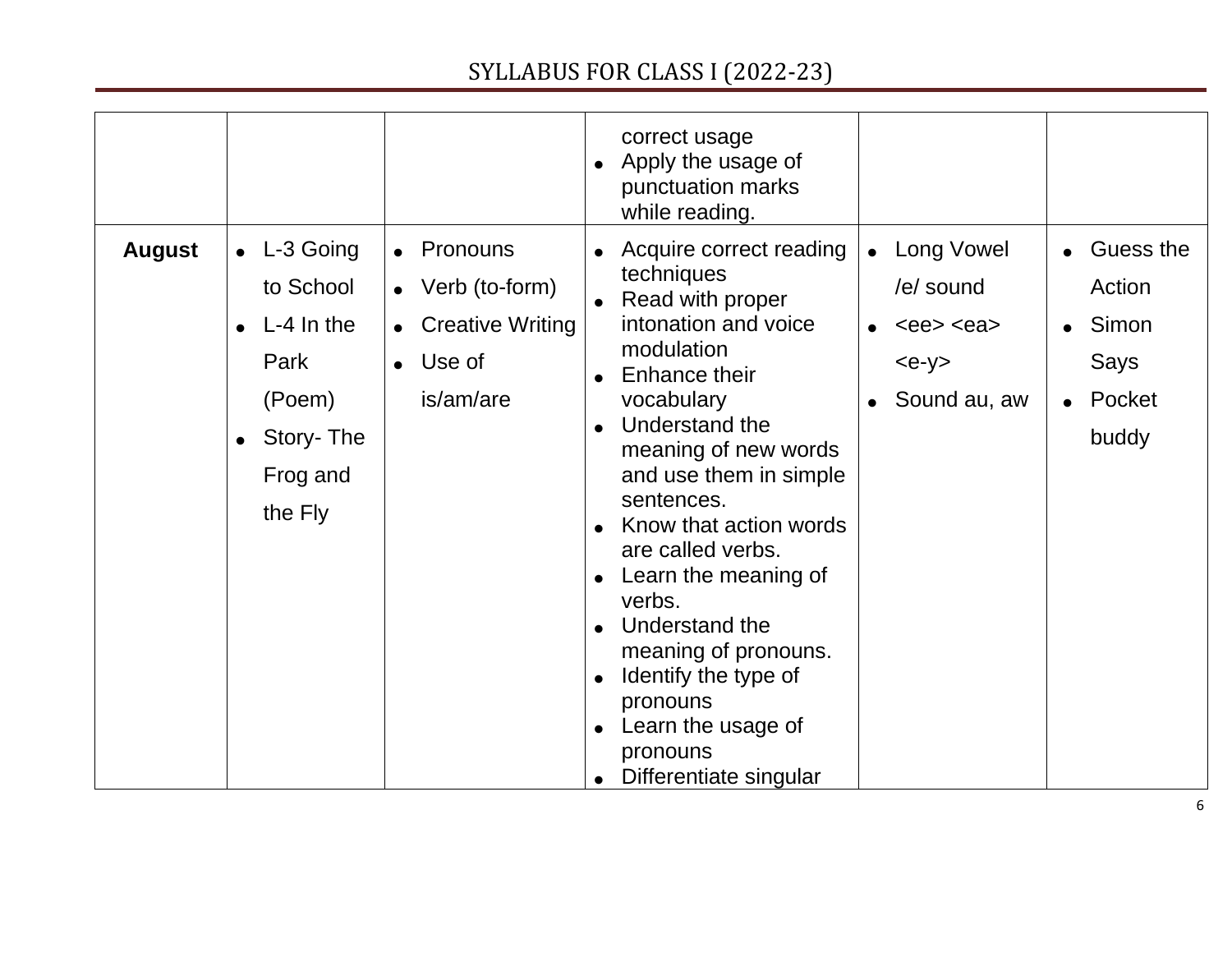| | | | | | |
|---|---|---|---|---|---|
| | | | correct usage<br>• Apply the usage of punctuation marks while reading. | | |
| **August** | • L-3 Going to School<br>• L-4 In the Park (Poem)<br>• Story- The Frog and the Fly | • Pronouns<br>• Verb (to-form)<br>• Creative Writing<br>• Use of is/am/are | • Acquire correct reading techniques<br>• Read with proper intonation and voice modulation<br>• Enhance their vocabulary<br>• Understand the meaning of new words and use them in simple sentences.<br>• Know that action words are called verbs.<br>• Learn the meaning of verbs.<br>• Understand the meaning of pronouns.<br>• Identify the type of pronouns<br>• Learn the usage of pronouns<br>• Differentiate singular | • Long Vowel /e/ sound<br>• <ee> <ea> <e-y><br>• Sound au, aw | • Guess the Action<br>• Simon Says<br>• Pocket buddy |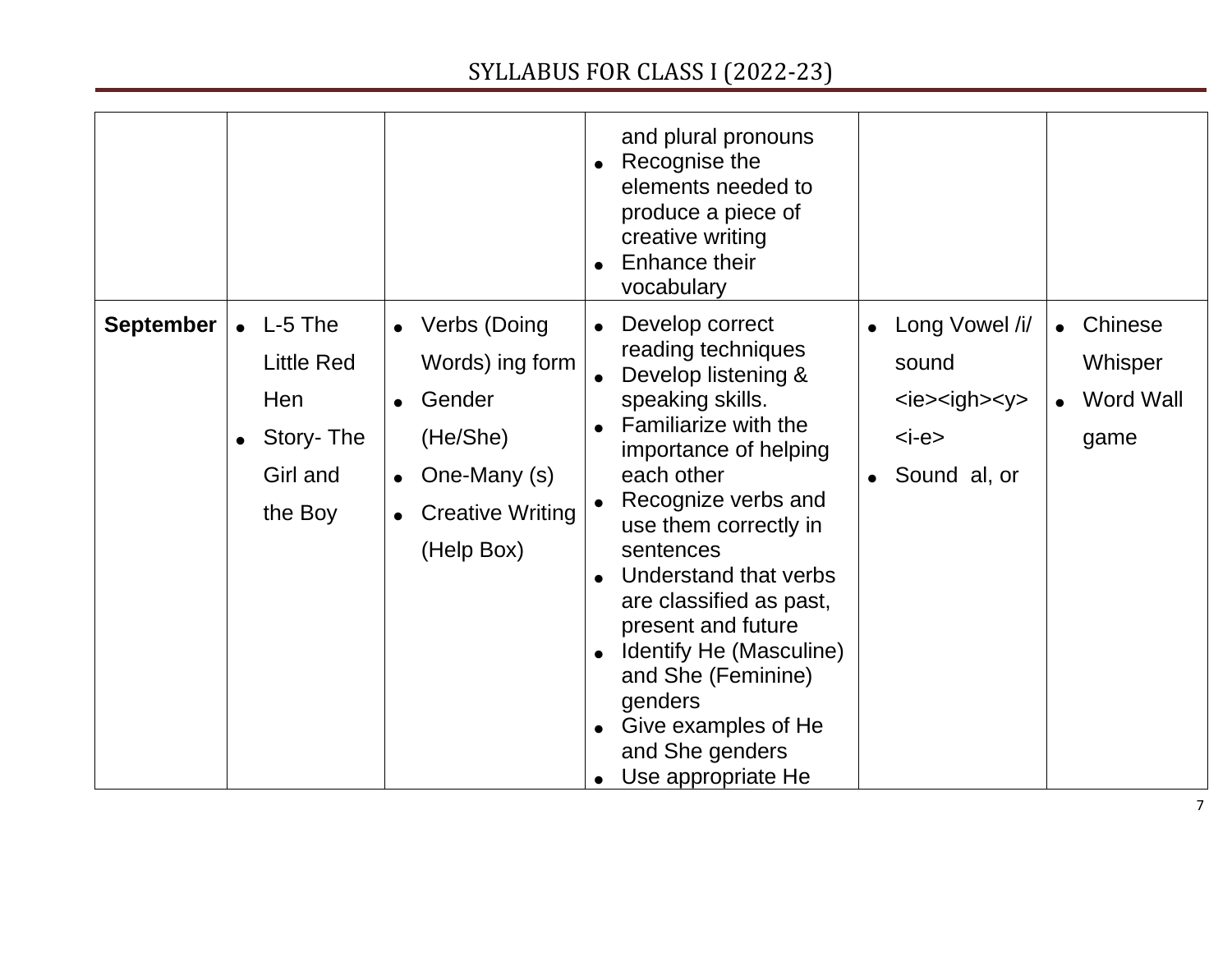|  |  |  |  |  |  |
|---|---|---|---|---|---|
|  |  |  | and plural pronouns<br>• Recognise the elements needed to produce a piece of creative writing<br>• Enhance their vocabulary |  |  |
| **September** | • L-5 The Little Red Hen<br>• Story- The Girl and the Boy | • Verbs (Doing Words) ing form<br>• Gender (He/She)<br>• One-Many (s)<br>• Creative Writing (Help Box) | • Develop correct reading techniques<br>• Develop listening & speaking skills.<br>• Familiarize with the importance of helping each other<br>• Recognize verbs and use them correctly in sentences<br>• Understand that verbs are classified as past, present and future<br>• Identify He (Masculine) and She (Feminine) genders<br>• Give examples of He and She genders<br>• Use appropriate He | • Long Vowel /i/ sound <ie><igh><y><i-e><br>• Sound al, or | • Chinese Whisper<br>• Word Wall game |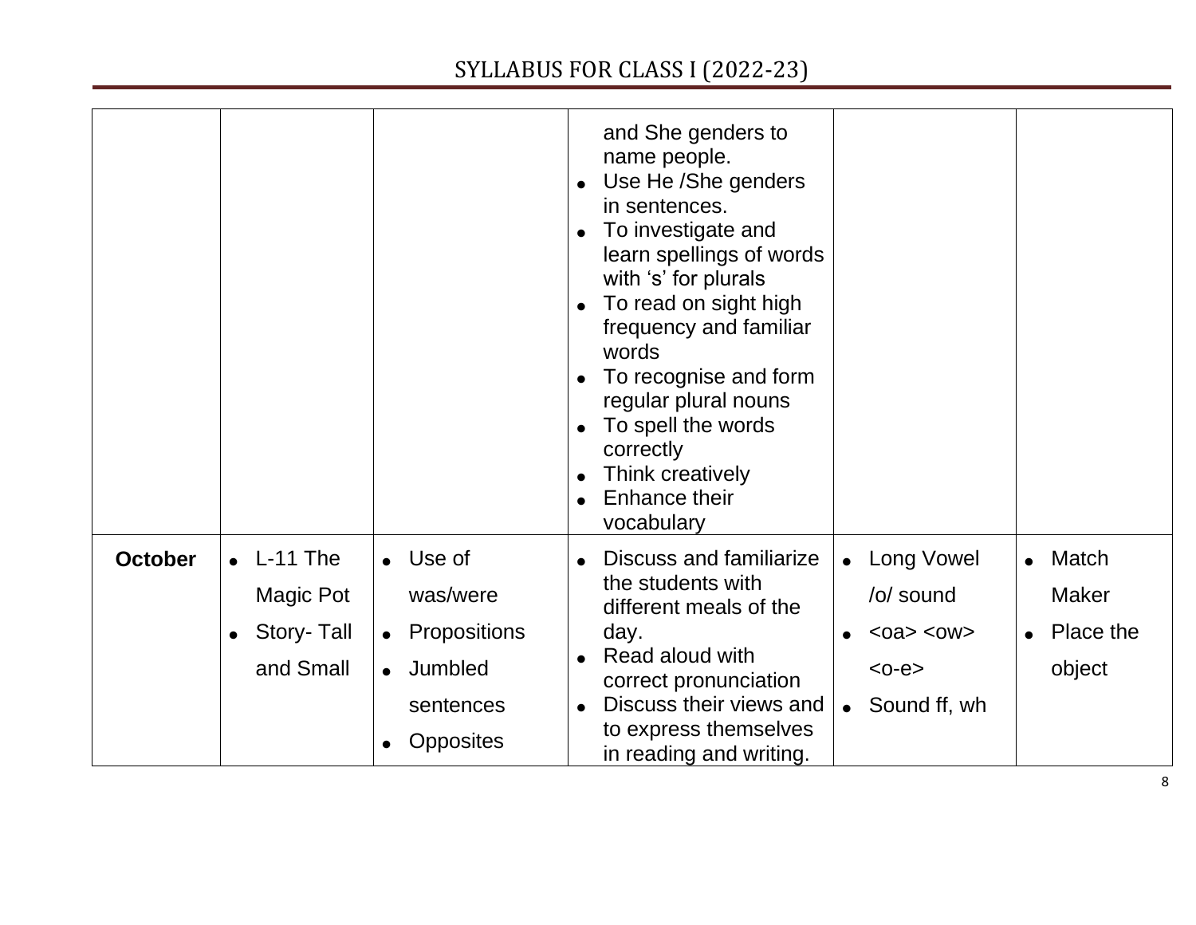| | | | | | |
|---|---|---|---|---|---|
| | | | and She genders to name people.<br>• Use He /She genders in sentences.<br>• To investigate and learn spellings of words with 's' for plurals<br>• To read on sight high frequency and familiar words<br>• To recognise and form regular plural nouns<br>• To spell the words correctly<br>• Think creatively<br>• Enhance their vocabulary | | |
| **October** | • L-11 The Magic Pot<br>• Story- Tall and Small | • Use of was/were<br>• Propositions<br>• Jumbled sentences<br>• Opposites | • Discuss and familiarize the students with different meals of the day.<br>• Read aloud with correct pronunciation<br>• Discuss their views and to express themselves in reading and writing. | • Long Vowel /o/ sound<br>• <oa> <ow> <o-e><br>• Sound ff, wh | • Match Maker<br>• Place the object |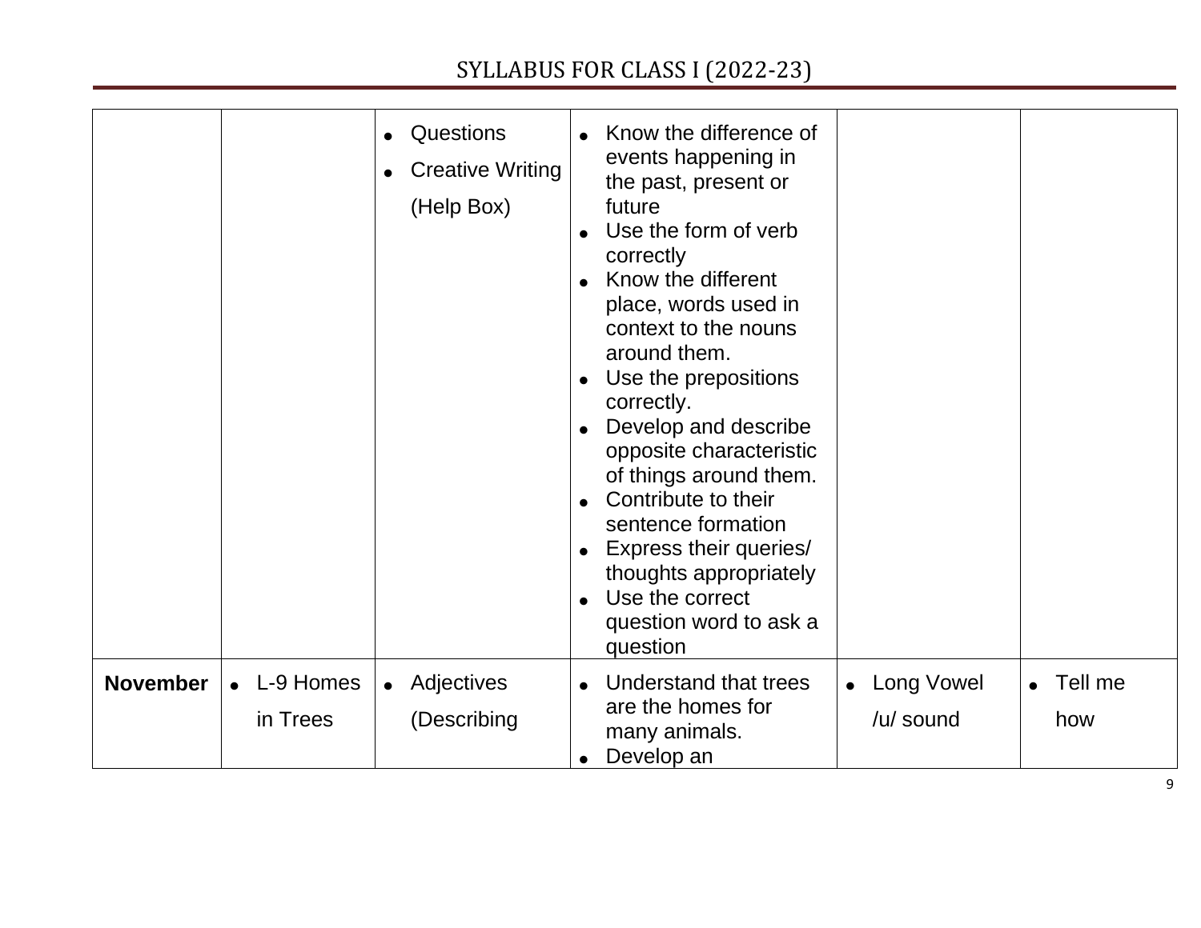| | | | | | |
|---|---|---|---|---|---|
| | | • Questions<br>• Creative Writing (Help Box) | • Know the difference of events happening in the past, present or future<br>• Use the form of verb correctly<br>• Know the different place, words used in context to the nouns around them.<br>• Use the prepositions correctly.<br>• Develop and describe opposite characteristic of things around them.<br>• Contribute to their sentence formation<br>• Express their queries/ thoughts appropriately<br>• Use the correct question word to ask a question | | |
| **November** | • L-9 Homes in Trees | • Adjectives (Describing | • Understand that trees are the homes for many animals.<br>• Develop an | • Long Vowel /u/ sound | • Tell me how |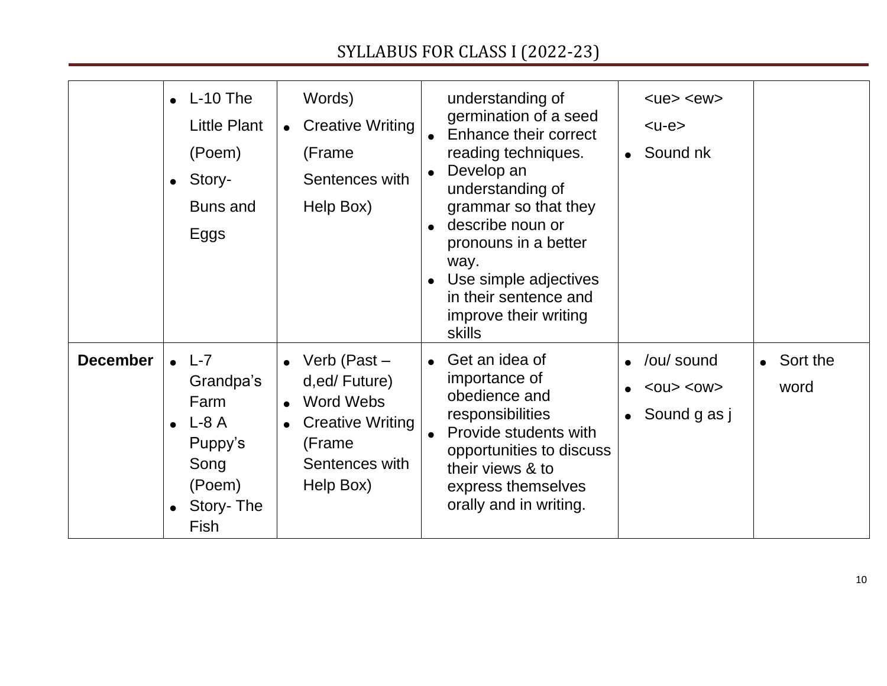| | | | | | |
|---|---|---|---|---|---|
| | • L-10 The Little Plant (Poem)<br>• Story- Buns and Eggs | Words)<br>• Creative Writing (Frame Sentences with Help Box) | understanding of germination of a seed<br>• Enhance their correct reading techniques.<br>• Develop an understanding of grammar so that they<br>• describe noun or pronouns in a better way.<br>• Use simple adjectives in their sentence and improve their writing skills | <ue> <ew><br><u-e><br>• Sound nk | |
| **December** | • L-7 Grandpa's Farm<br>• L-8 A Puppy's Song (Poem)<br>• Story- The Fish | • Verb (Past – d,ed/ Future)<br>• Word Webs<br>• Creative Writing (Frame Sentences with Help Box) | • Get an idea of importance of obedience and responsibilities<br>• Provide students with opportunities to discuss their views & to express themselves orally and in writing. | • /ou/ sound<br>• <ou> <ow><br>• Sound g as j | • Sort the word |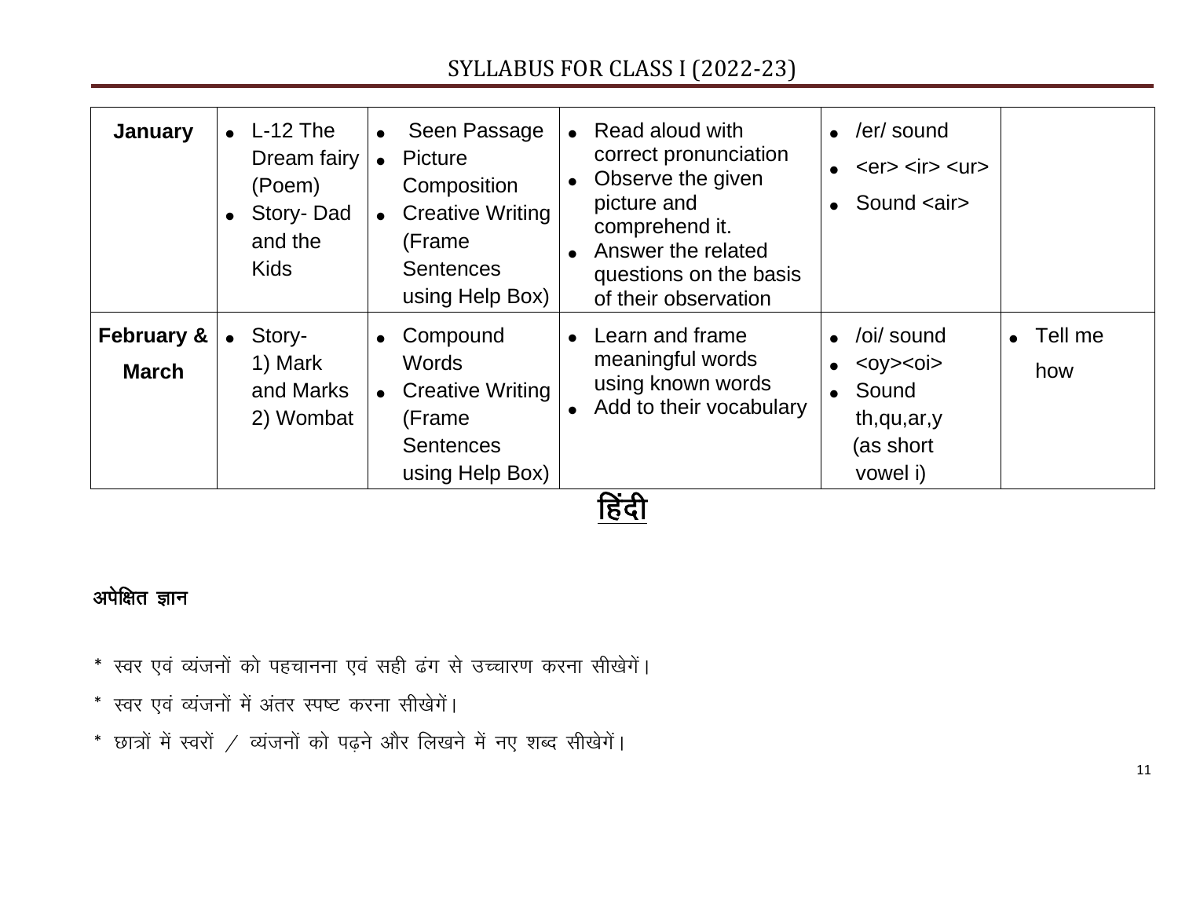# SYLLABUS FOR CLASS I (2022-23)

| | | | | | |
|---|---|---|---|---|---|
| **January** | • L-12 The Dream fairy (Poem)<br>• Story- Dad and the Kids | • Seen Passage<br>• Picture Composition<br>• Creative Writing (Frame Sentences using Help Box) | • Read aloud with correct pronunciation<br>• Observe the given picture and comprehend it.<br>• Answer the related questions on the basis of their observation | • /er/ sound<br>• <er> <ir> <ur><br>• Sound <air> | |
| **February & March** | • Story-<br>1) Mark and Marks<br>2) Wombat | • Compound Words<br>• Creative Writing (Frame Sentences using Help Box) | • Learn and frame meaningful words using known words<br>• Add to their vocabulary | • /oi/ sound<br>• <oy><oi><br>• Sound th,qu,ar,y (as short vowel i) | • Tell me how |

## हिंदी

**अपेक्षित ज्ञान**

* स्वर एवं व्यंजनों को पहचानना एवं सही ढंग से उच्चारण करना सीखेगें।

* स्वर एवं व्यंजनों में अंतर स्पष्ट करना सीखेगें।

* छात्रों में स्वरों / व्यंजनों को पढ़ने और लिखने में नए शब्द सीखेगें।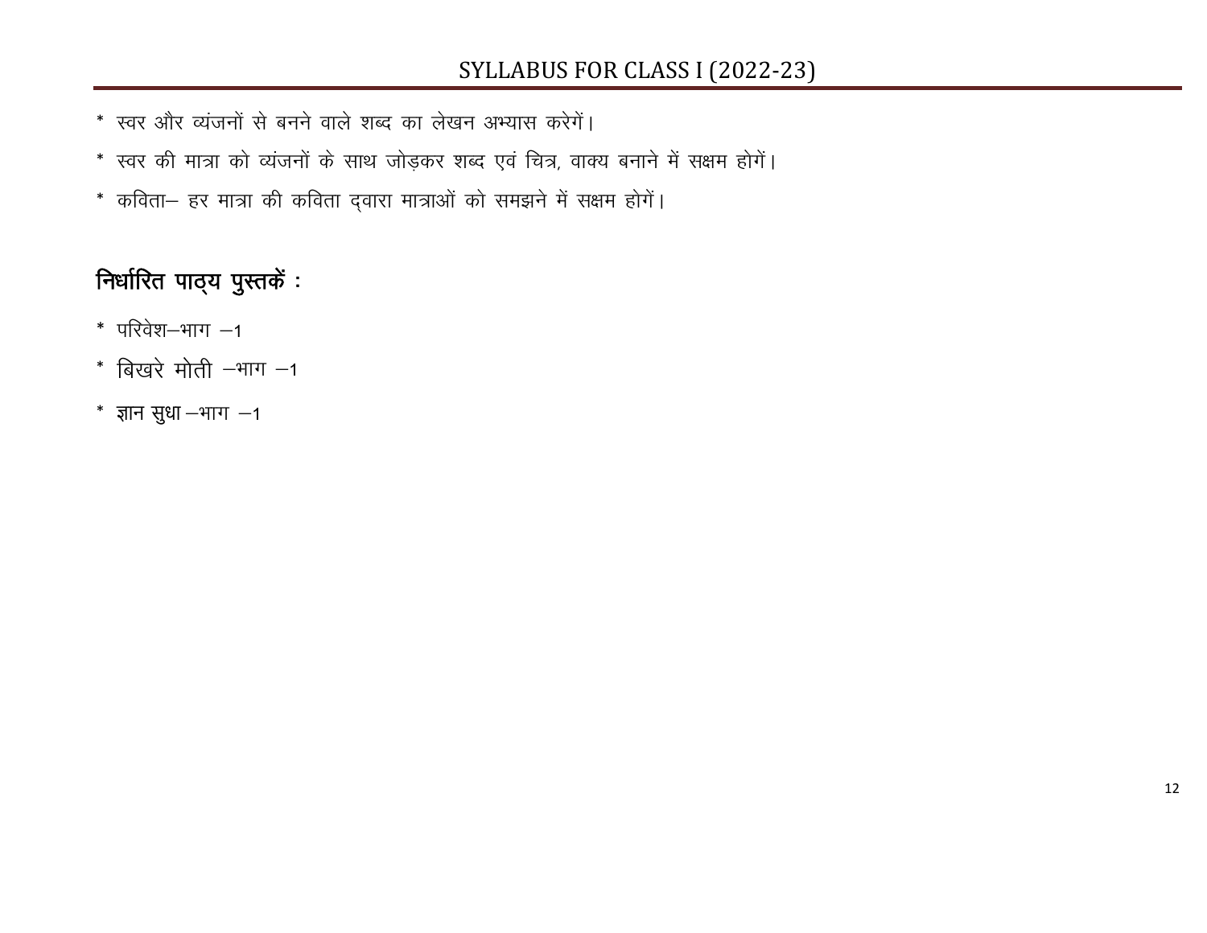* स्वर और व्यंजनों से बनने वाले शब्द का लेखन अभ्यास करेगें।
* स्वर की मात्रा को व्यंजनों के साथ जोड़कर शब्द एवं चित्र, वाक्य बनाने में सक्षम होगें।
* कविता– हर मात्रा की कविता द्वारा मात्राओं को समझने में सक्षम होगें।

**निर्धारित पाठ्य पुस्तकें :**

* परिवेश–भाग –1
* बिखरे मोती –भाग –1
* ज्ञान सुधा –भाग –1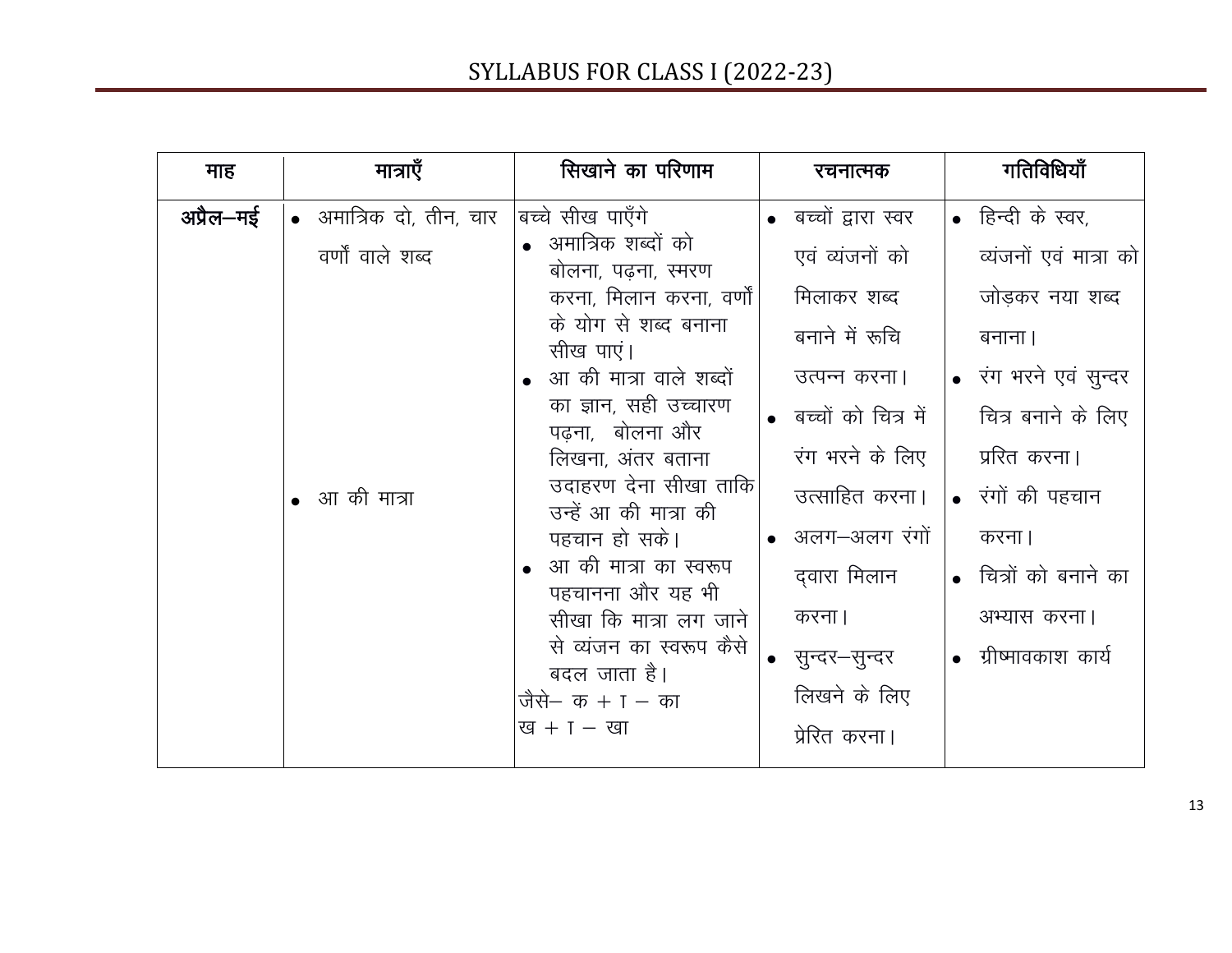# SYLLABUS FOR CLASS I (2022-23)

| माह | मात्राएँ | सिखाने का परिणाम | रचनात्मक | गतिविधियाँ |
|---|---|---|---|---|
| अप्रैल–मई | • अमात्रिक दो, तीन, चार वर्णों वाले शब्द<br><br>• आ की मात्रा | बच्चे सीख पाएँगे<br>• अमात्रिक शब्दों को बोलना, पढ़ना, स्मरण करना, मिलान करना, वर्णों के योग से शब्द बनाना सीख पाएं।<br>• आ की मात्रा वाले शब्दों का ज्ञान, सही उच्चारण पढ़ना, बोलना और लिखना, अंतर बताना उदाहरण देना सीखा ताकि उन्हें आ की मात्रा की पहचान हो सके।<br>• आ की मात्रा का स्वरूप पहचानना और यह भी सीखा कि मात्रा लग जाने से व्यंजन का स्वरूप कैसे बदल जाता है।<br>जैसे– क + ा – का<br>ख + ा – खा | • बच्चों द्वारा स्वर एवं व्यंजनों को मिलाकर शब्द बनाने में रूचि उत्पन्न करना।<br>• बच्चों को चित्र में रंग भरने के लिए उत्साहित करना।<br>• अलग–अलग रंगों द्वारा मिलान करना।<br>• सुन्दर–सुन्दर लिखने के लिए प्रेरित करना। | • हिन्दी के स्वर, व्यंजनों एवं मात्रा को जोड़कर नया शब्द बनाना।<br>• रंग भरने एवं सुन्दर चित्र बनाने के लिए प्ररित करना।<br>• रंगों की पहचान करना।<br>• चित्रों को बनाने का अभ्यास करना।<br>• ग्रीष्मावकाश कार्य |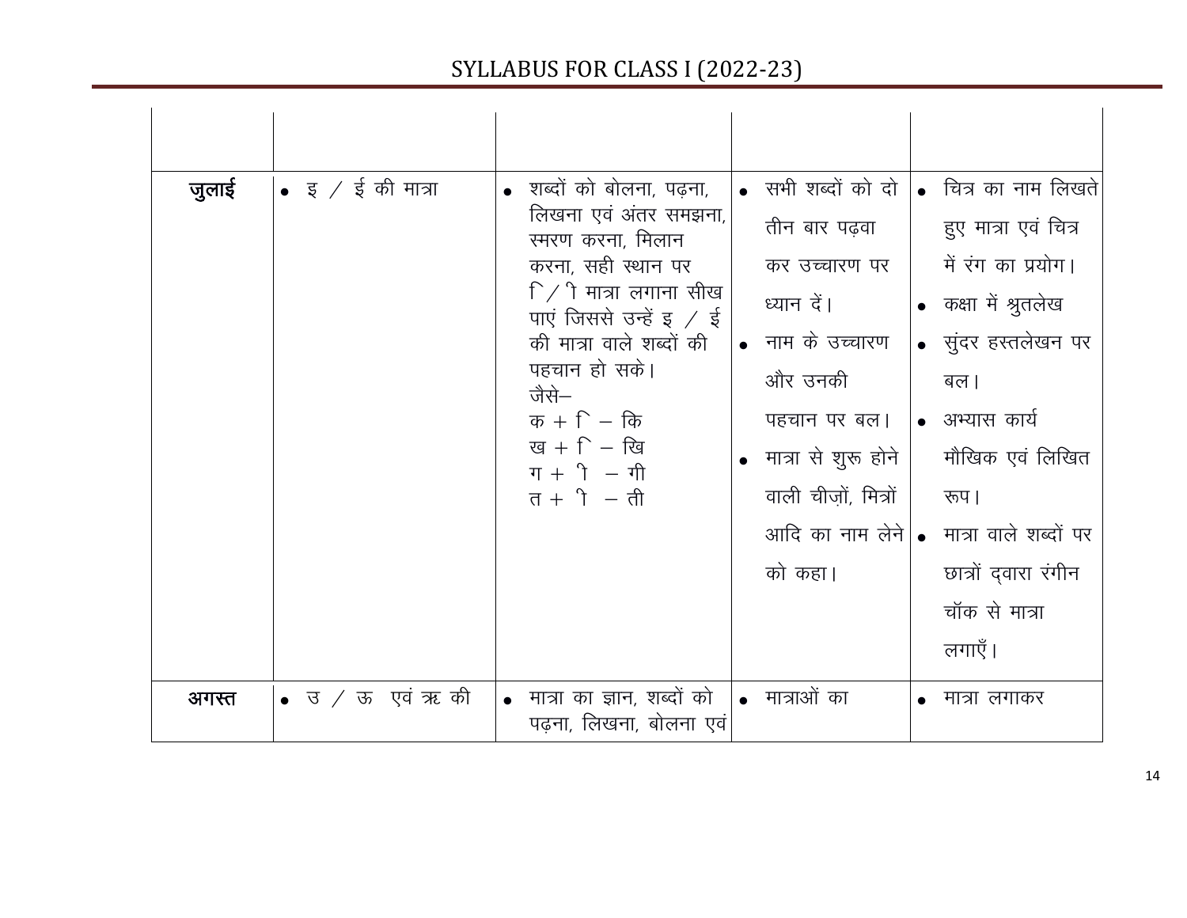# SYLLABUS FOR CLASS I (2022-23)

| | | | | |
|---|---|---|---|---|
| **जुलाई** | • इ / ई की मात्रा | • शब्दों को बोलना, पढ़ना, लिखना एवं अंतर समझना, स्मरण करना, मिलान करना, सही स्थान पर ि / ी मात्रा लगाना सीख पाएं जिससे उन्हें इ / ई की मात्रा वाले शब्दों की पहचान हो सके।<br>जैसे–<br>क + ि – कि<br>ख + ि – खि<br>ग + ी – गी<br>त + ी – ती | • सभी शब्दों को दो तीन बार पढ़वा कर उच्चारण पर ध्यान दें।<br>• नाम के उच्चारण और उनकी पहचान पर बल।<br>• मात्रा से शुरू होने वाली चीज़ों, मित्रों आदि का नाम लेने को कहा। | • चित्र का नाम लिखते हुए मात्रा एवं चित्र में रंग का प्रयोग।<br>• कक्षा में श्रुतलेख<br>• सुंदर हस्तलेखन पर बल।<br>• अभ्यास कार्य मौखिक एवं लिखित रूप।<br>• मात्रा वाले शब्दों पर छात्रों द्वारा रंगीन चॉक से मात्रा लगाएँ। |
| **अगस्त** | • उ / ऊ एवं ऋ की | • मात्रा का ज्ञान, शब्दों को पढ़ना, लिखना, बोलना एवं | • मात्राओं का | • मात्रा लगाकर |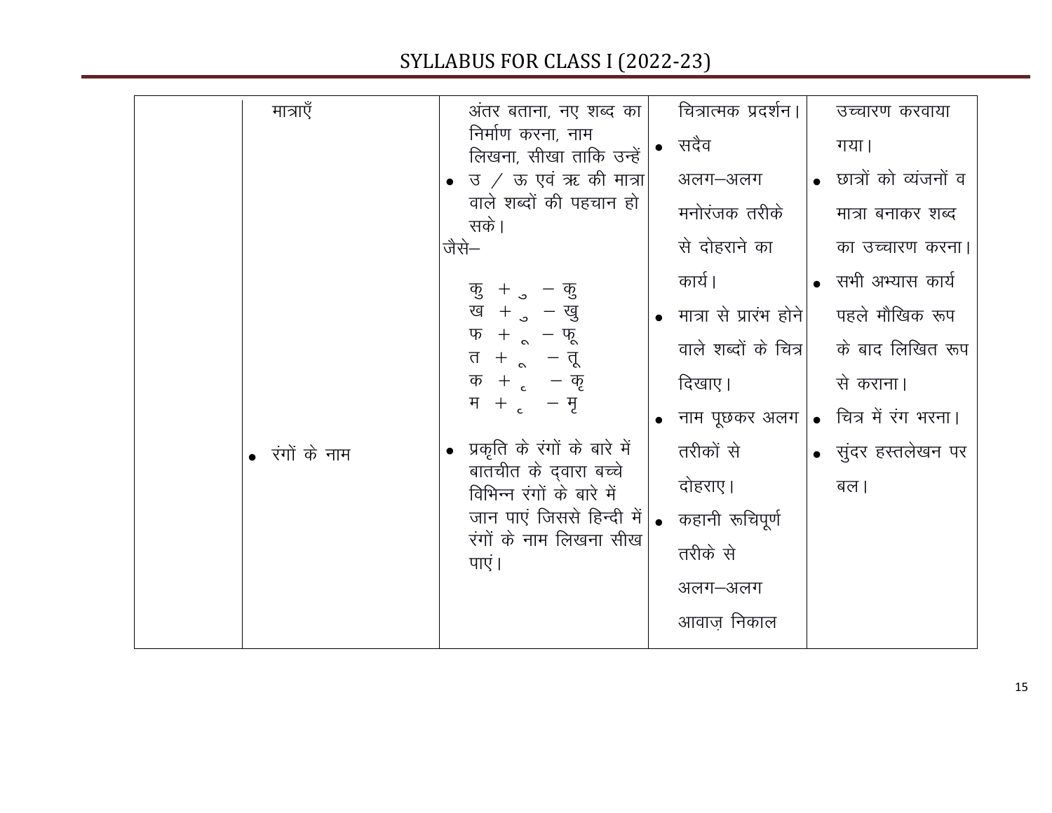# SYLLABUS FOR CLASS I (2022-23)

| | | | | |
|---|---|---|---|---|
| | मात्राएँ<br><br>• रंगों के नाम | अंतर बताना, नए शब्द का निर्माण करना, नाम लिखना, सीखा ताकि उन्हें<br>• उ / ऊ एवं ऋ की मात्रा वाले शब्दों की पहचान हो सके।<br>जैसे–<br>कु + ु – कु<br>ख + ु – खु<br>फ + ू – फू<br>त + ू – तू<br>क + ृ – कृ<br>म + ृ – मृ<br>• प्रकृति के रंगों के बारे में बातचीत के द्वारा बच्चे विभिन्न रंगों के बारे में जान पाएं जिससे हिन्दी में रंगों के नाम लिखना सीख पाएं। | चित्रात्मक प्रदर्शन।<br>• सदैव अलग–अलग मनोरंजक तरीके से दोहराने का कार्य।<br>• मात्रा से प्रारंभ होने वाले शब्दों के चित्र दिखाए।<br>• नाम पूछकर अलग तरीकों से दोहराए।<br>• कहानी रूचिपूर्ण तरीके से अलग–अलग आवाज़ निकाल | उच्चारण करवाया गया।<br>• छात्रों को व्यंजनों व मात्रा बनाकर शब्द का उच्चारण करना।<br>• सभी अभ्यास कार्य पहले मौखिक रूप के बाद लिखित रूप से कराना।<br>• चित्र में रंग भरना।<br>• सुंदर हस्तलेखन पर बल। |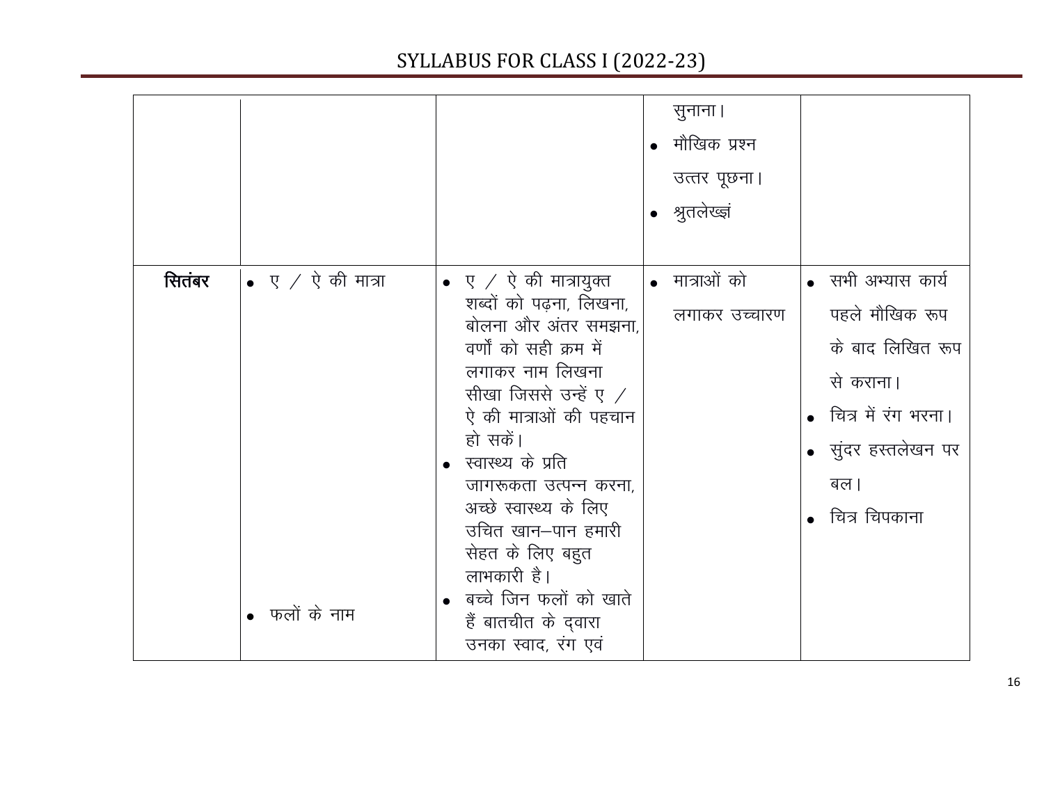| | | | | |
|---|---|---|---|---|
| | | | सुनाना। <br>• मौखिक प्रश्न उत्तर पूछना। <br>• श्रुतलेख्झं | |
| **सितंबर** | • ए / ऐ की मात्रा <br><br><br><br><br><br><br><br><br><br><br><br>• फलों के नाम | • ए / ऐ की मात्रायुक्त शब्दों को पढ़ना, लिखना, बोलना और अंतर समझना, वर्णों को सही क्रम में लगाकर नाम लिखना सीखा जिससे उन्हें ए / ऐ की मात्राओं की पहचान हो सकें। <br>• स्वास्थ्य के प्रति जागरूकता उत्पन्न करना, अच्छे स्वास्थ्य के लिए उचित खान–पान हमारी सेहत के लिए बहुत लाभकारी है। <br>• बच्चे जिन फलों को खाते हैं बातचीत के द्‌वारा उनका स्वाद, रंग एवं | • मात्राओं को लगाकर उच्चारण | • सभी अभ्यास कार्य पहले मौखिक रूप के बाद लिखित रूप से कराना। <br>• चित्र में रंग भरना। <br>• सुंदर हस्तलेखन पर बल। <br>• चित्र चिपकाना |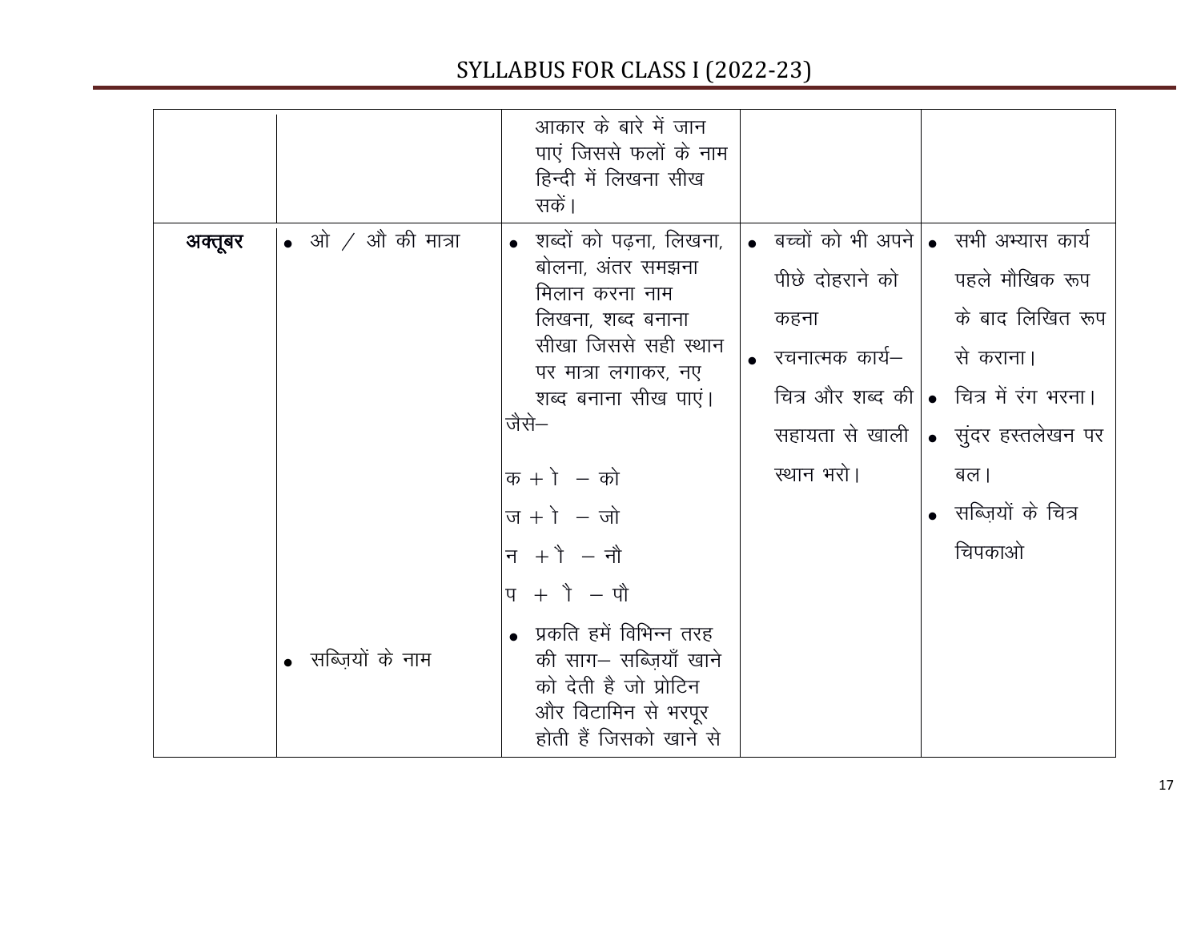# SYLLABUS FOR CLASS I (2022-23)

| | | | | |
|---|---|---|---|---|
| | | आकार के बारे में जान पाएं जिससे फलों के नाम हिन्दी में लिखना सीख सकें। | | |
| अक्तूबर | • ओ / औ की मात्रा<br><br><br><br><br><br><br><br><br><br>• सब्ज़ियों के नाम | • शब्दों को पढ़ना, लिखना, बोलना, अंतर समझना मिलान करना नाम लिखना, शब्द बनाना सीखा जिससे सही स्थान पर मात्रा लगाकर, नए शब्द बनाना सीख पाएं।<br>जैसे–<br>क + ो – को<br>ज + ो – जो<br>न + ौ – नौ<br>प + ौ – पौ<br>• प्रकति हमें विभिन्न तरह की साग– सब्ज़ियाँ खाने को देती है जो प्रोटिन और विटामिन से भरपूर होती हैं जिसको खाने से | • बच्चों को भी अपने पीछे दोहराने को कहना<br>• रचनात्मक कार्य– चित्र और शब्द की सहायता से खाली स्थान भरो। | • सभी अभ्यास कार्य पहले मौखिक रूप के बाद लिखित रूप से कराना।<br>• चित्र में रंग भरना।<br>• सुंदर हस्तलेखन पर बल।<br>• सब्ज़ियों के चित्र चिपकाओ |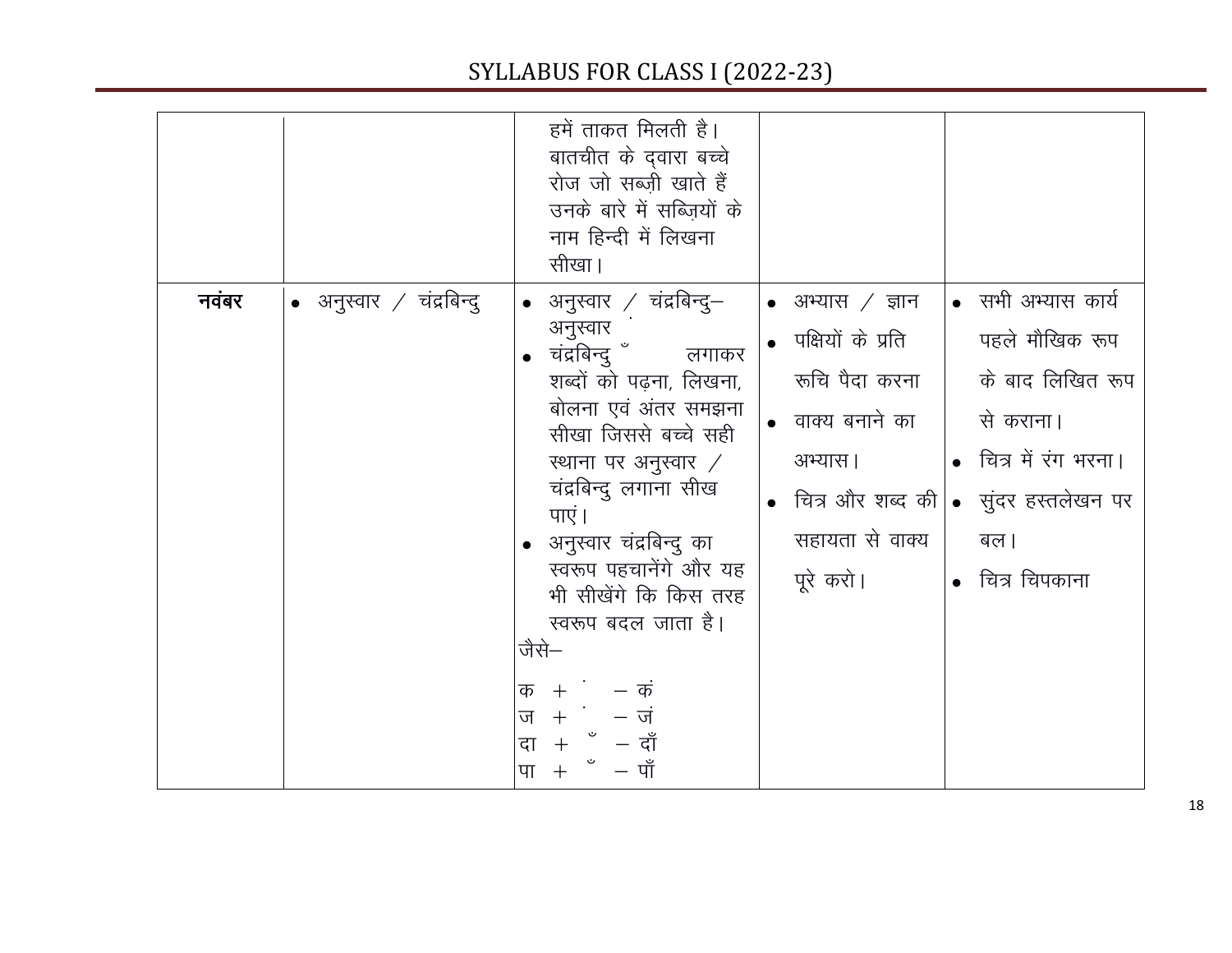| | | | | |
|---|---|---|---|---|
| | | हमें ताकत मिलती है। बातचीत के द्वारा बच्चे रोज जो सब्ज़ी खाते हैं उनके बारे में सब्ज़ियों के नाम हिन्दी में लिखना सीखा। | | |
| **नवंबर** | • अनुस्वार / चंद्रबिन्दु | • अनुस्वार / चंद्रबिन्दु– अनुस्वार ं<br>• चंद्रबिन्दु ँ लगाकर शब्दों को पढ़ना, लिखना, बोलना एवं अंतर समझना सीखा जिससे बच्चे सही स्थाना पर अनुस्वार / चंद्रबिन्दु लगाना सीख पाएं।<br>• अनुस्वार चंद्रबिन्दु का स्वरूप पहचानेंगे और यह भी सीखेंगे कि किस तरह स्वरूप बदल जाता है।<br>जैसे–<br>क + ं – कं<br>ज + ं – जं<br>दा + ँ – दाँ<br>पा + ँ – पाँ | • अभ्यास / ज्ञान<br>• पक्षियों के प्रति रूचि पैदा करना<br>• वाक्य बनाने का अभ्यास।<br>• चित्र और शब्द की सहायता से वाक्य पूरे करो। | • सभी अभ्यास कार्य पहले मौखिक रूप के बाद लिखित रूप से कराना।<br>• चित्र में रंग भरना।<br>• सुंदर हस्तलेखन पर बल।<br>• चित्र चिपकाना |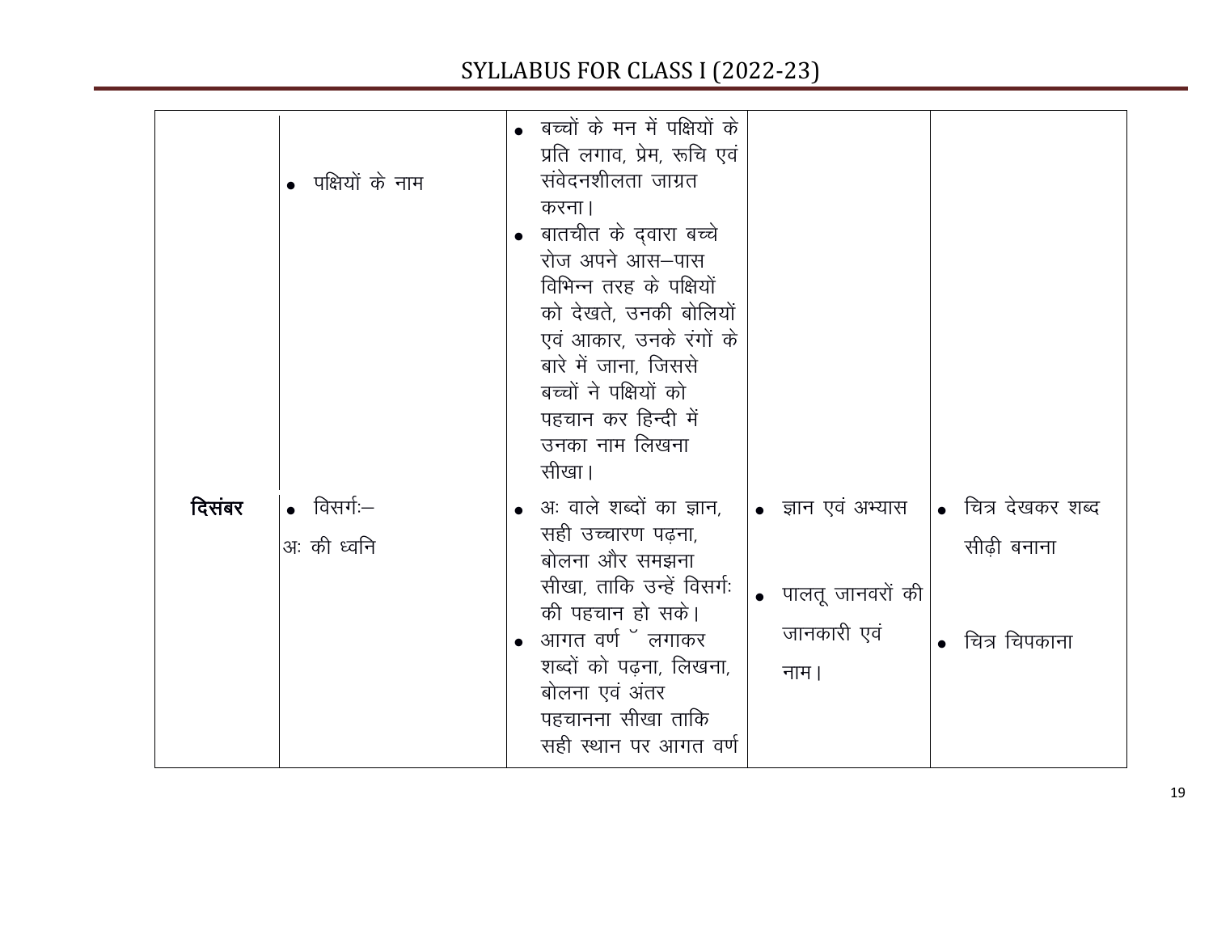| | | | | |
|---|---|---|---|---|
| | • पक्षियों के नाम | • बच्चों के मन में पक्षियों के प्रति लगाव, प्रेम, रूचि एवं संवेदनशीलता जाग्रत करना। • बातचीत के द्वारा बच्चे रोज अपने आस–पास विभिन्न तरह के पक्षियों को देखते, उनकी बोलियों एवं आकार, उनके रंगों के बारे में जाना, जिससे बच्चों ने पक्षियों को पहचान कर हिन्दी में उनका नाम लिखना सीखा। | | |
| **दिसंबर** | • विसर्गः– अः की ध्वनि | • अः वाले शब्दों का ज्ञान, सही उच्चारण पढ़ना, बोलना और समझना सीखा, ताकि उन्हें विसर्गः की पहचान हो सके। • आगत वर्ण ॅ लगाकर शब्दों को पढ़ना, लिखना, बोलना एवं अंतर पहचानना सीखा ताकि सही स्थान पर आगत वर्ण | • ज्ञान एवं अभ्यास • पालतू जानवरों की जानकारी एवं नाम। | • चित्र देखकर शब्द सीढ़ी बनाना • चित्र चिपकाना |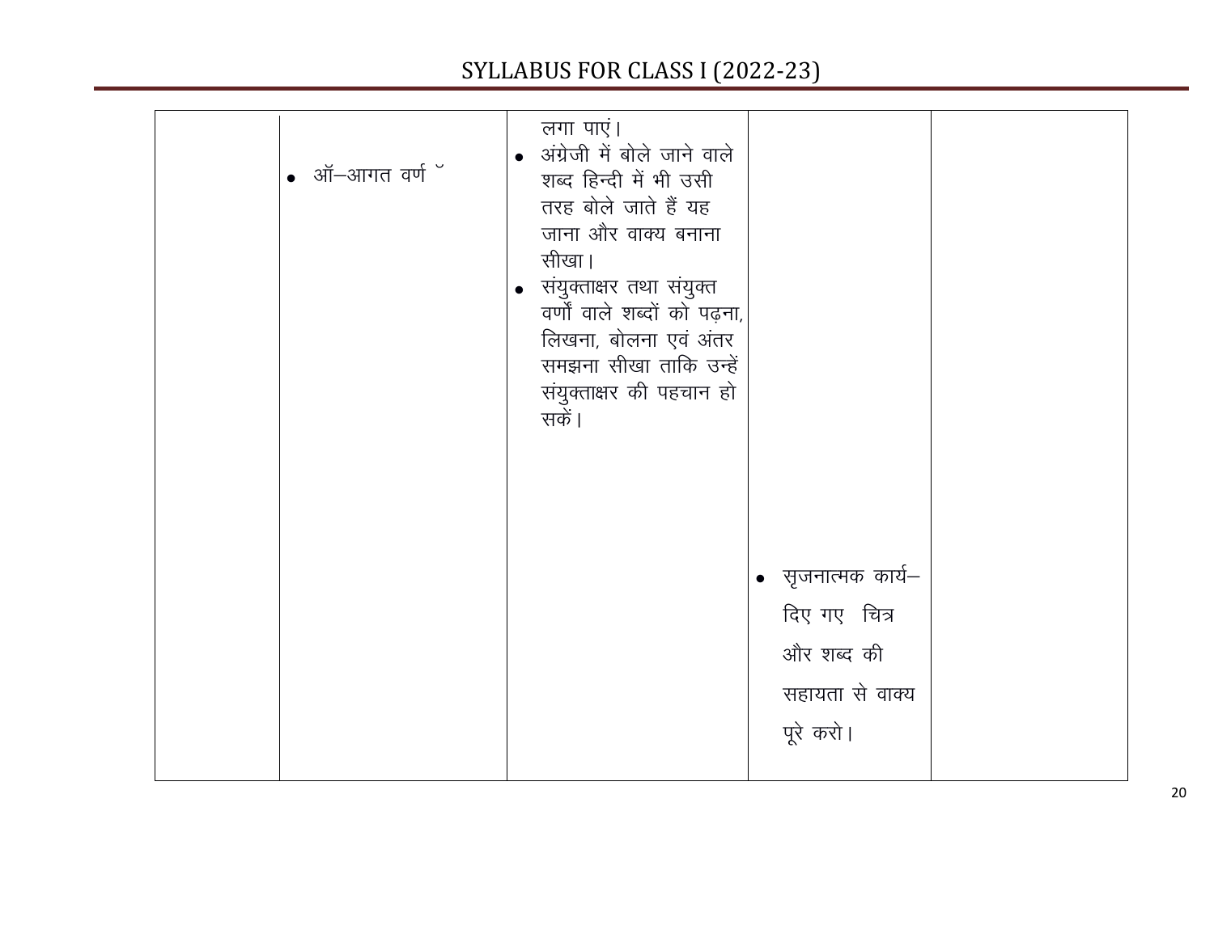| | | | | |
|---|---|---|---|---|
| | • ऑ–आगत वर्ण ॅ | लगा पाएं।<br>• अंग्रेजी में बोले जाने वाले शब्द हिन्दी में भी उसी तरह बोले जाते हैं यह जाना और वाक्य बनाना सीखा।<br>• संयुक्ताक्षर तथा संयुक्त वर्णों वाले शब्दों को पढ़ना, लिखना, बोलना एवं अंतर समझना सीखा ताकि उन्हें संयुक्ताक्षर की पहचान हो सकें। | • सृजनात्मक कार्य– दिए गए चित्र और शब्द की सहायता से वाक्य पूरे करो। | |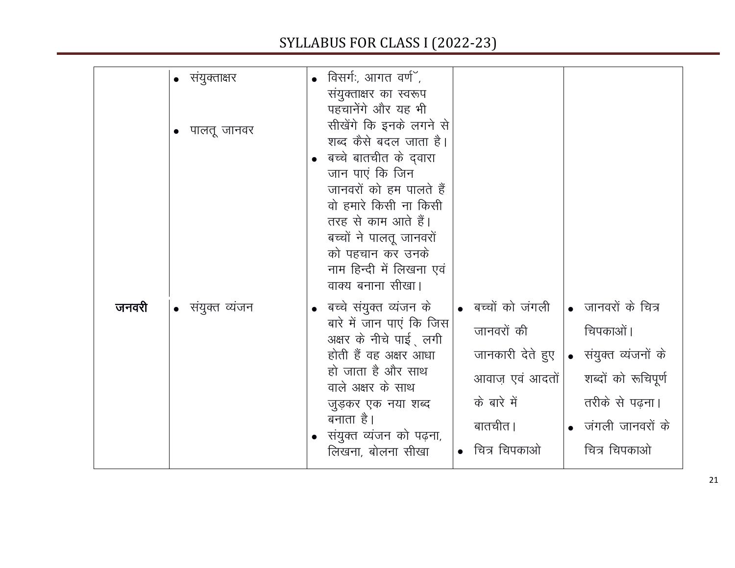# SYLLABUS FOR CLASS I (2022-23)

| | | | | |
|---|---|---|---|---|
| | • संयुक्ताक्षर<br><br>• पालतू जानवर | • विसर्गः, आगत वर्ण ॅ, संयुक्ताक्षर का स्वरूप पहचानेंगे और यह भी सीखेंगे कि इनके लगने से शब्द कैसे बदल जाता है।<br>• बच्चे बातचीत के द्वारा जान पाएं कि जिन जानवरों को हम पालते हैं वो हमारे किसी ना किसी तरह से काम आते हैं। बच्चों ने पालतू जानवरों को पहचान कर उनके नाम हिन्दी में लिखना एवं वाक्य बनाना सीखा। | | |
| जनवरी | • संयुक्त व्यंजन | • बच्चे संयुक्त व्यंजन के बारे में जान पाएं कि जिस अक्षर के नीचे पाई ् लगी होती हैं वह अक्षर आधा हो जाता है और साथ वाले अक्षर के साथ जुड़कर एक नया शब्द बनाता है।<br>• संयुक्त व्यंजन को पढ़ना, लिखना, बोलना सीखा | • बच्चों को जंगली जानवरों की जानकारी देते हुए आवाज़ एवं आदतों के बारे में बातचीत।<br>• चित्र चिपकाओ | • जानवरों के चित्र चिपकाओं।<br>• संयुक्त व्यंजनों के शब्दों को रूचिपूर्ण तरीके से पढ़ना।<br>• जंगली जानवरों के चित्र चिपकाओ |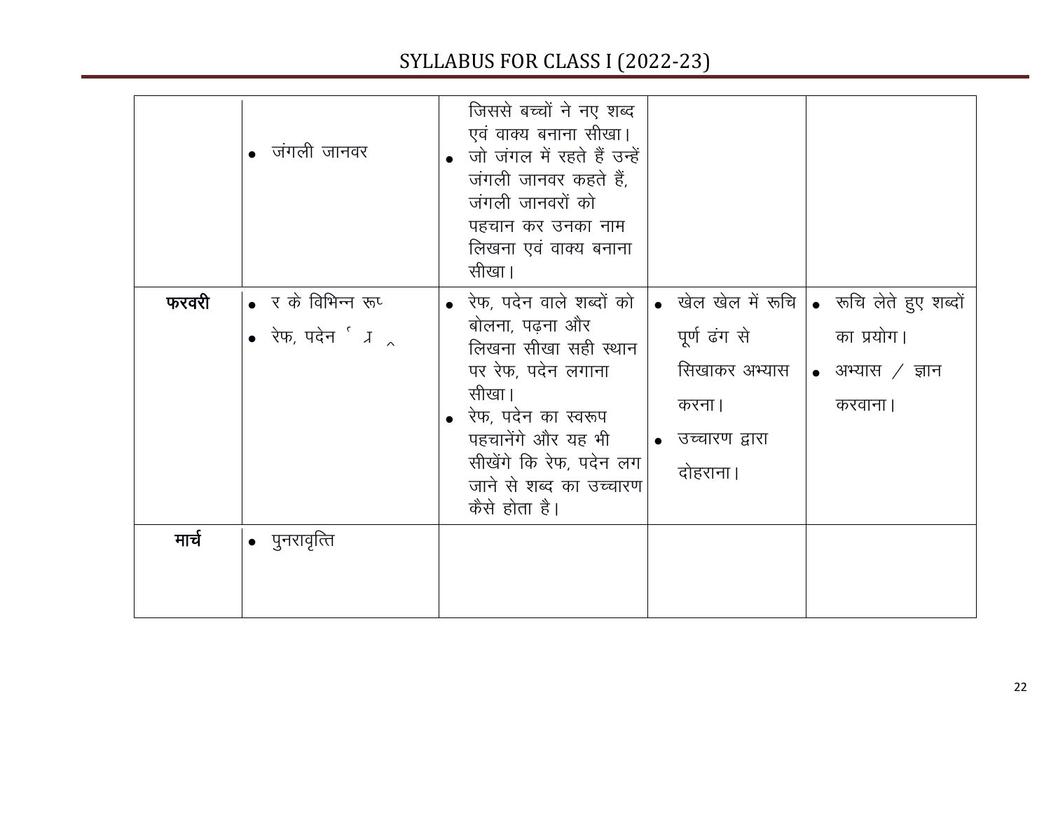| | | | | |
|---|---|---|---|---|
| | • जंगली जानवर | जिससे बच्चों ने नए शब्द एवं वाक्य बनाना सीखा। • जो जंगल में रहते हैं उन्हें जंगली जानवर कहते हैं, जंगली जानवरों को पहचान कर उनका नाम लिखना एवं वाक्य बनाना सीखा। | | |
| **फरवरी** | • र के विभिन्न रूप • रेफ, पदेन र्  ्र  ृ | • रेफ, पदेन वाले शब्दों को बोलना, पढ़ना और लिखना सीखा सही स्थान पर रेफ, पदेन लगाना सीखा। • रेफ, पदेन का स्वरूप पहचानेंगे और यह भी सीखेंगे कि रेफ, पदेन लग जाने से शब्द का उच्चारण कैसे होता है। | • खेल खेल में रूचि पूर्ण ढंग से सिखाकर अभ्यास करना। • उच्चारण द्वारा दोहराना। | • रूचि लेते हुए शब्दों का प्रयोग। • अभ्यास / ज्ञान करवाना। |
| **मार्च** | • पुनरावृत्ति | | | |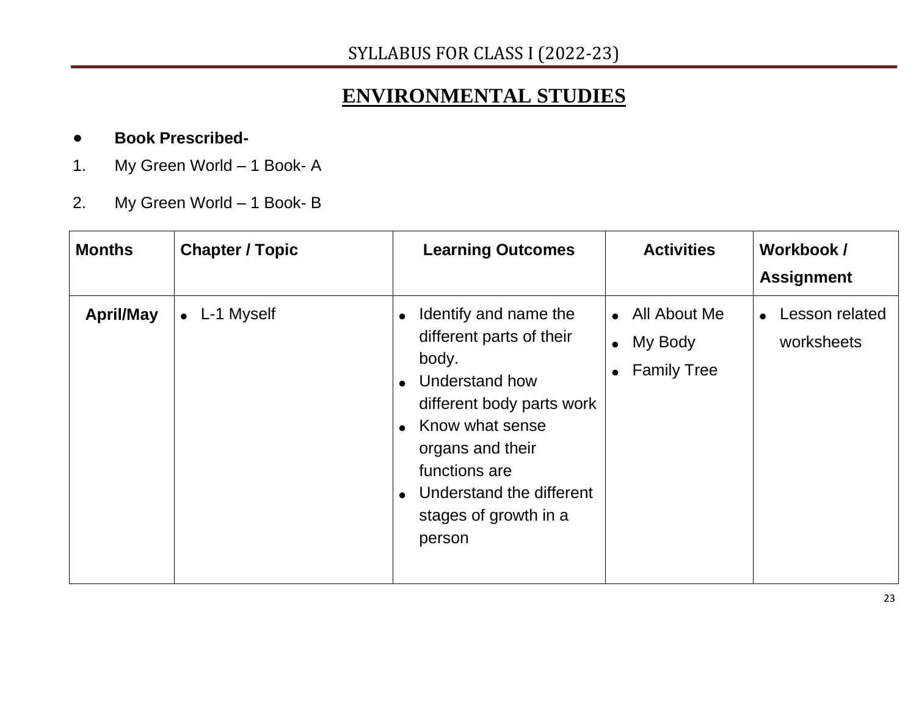# ENVIRONMENTAL STUDIES

- **Book Prescribed-**

1. My Green World – 1 Book- A
2. My Green World – 1 Book- B

| Months | Chapter / Topic | Learning Outcomes | Activities | Workbook / Assignment |
|---|---|---|---|---|
| **April/May** | • L-1 Myself | • Identify and name the different parts of their body.<br>• Understand how different body parts work<br>• Know what sense organs and their functions are<br>• Understand the different stages of growth in a person | • All About Me<br>• My Body<br>• Family Tree | • Lesson related worksheets |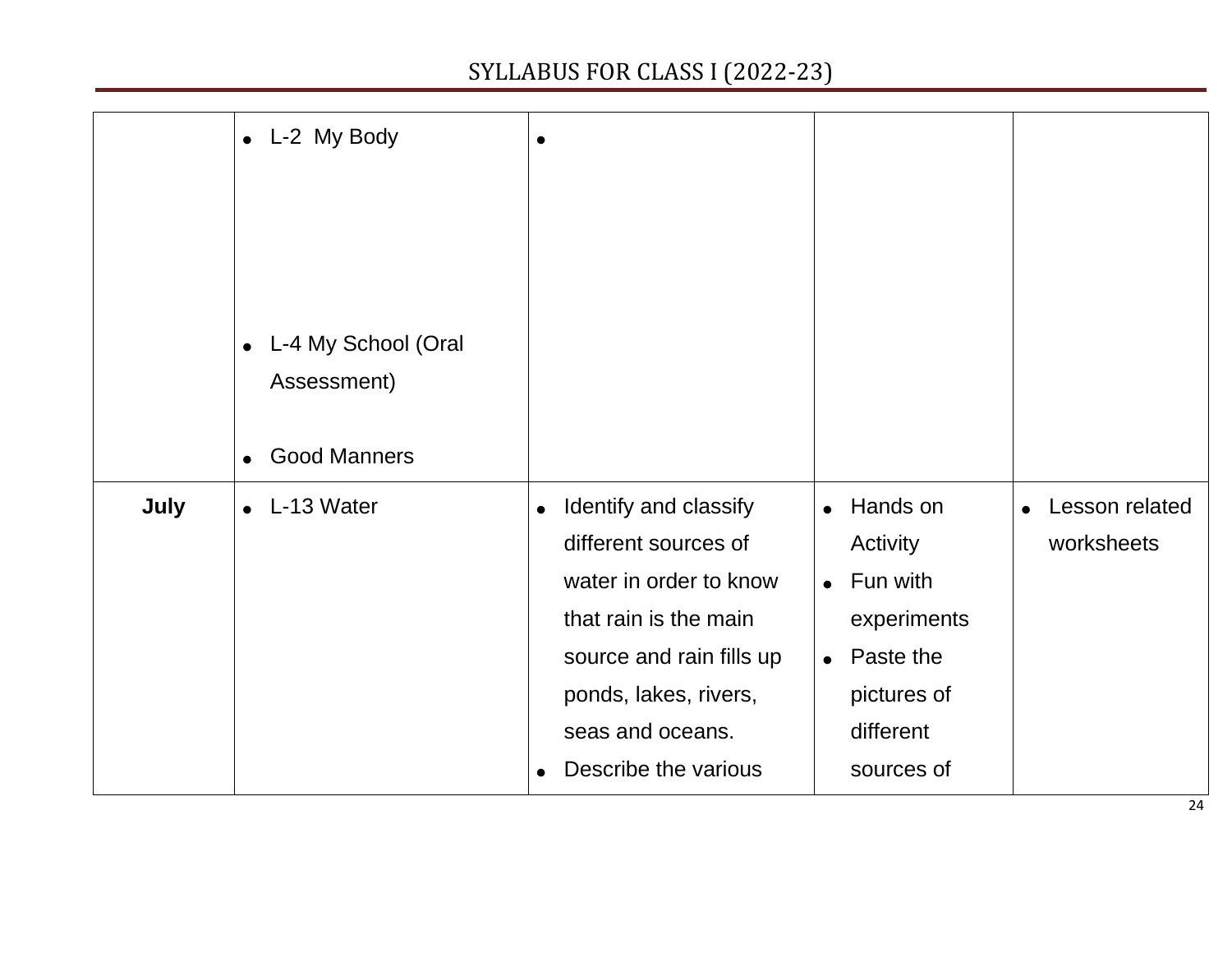| | | | | |
|---|---|---|---|---|
| | • L-2 My Body<br><br>• L-4 My School (Oral Assessment)<br><br>• Good Manners | • | | |
| **July** | • L-13 Water | • Identify and classify different sources of water in order to know that rain is the main source and rain fills up ponds, lakes, rivers, seas and oceans.<br>• Describe the various | • Hands on Activity<br>• Fun with experiments<br>• Paste the pictures of different sources of | • Lesson related worksheets |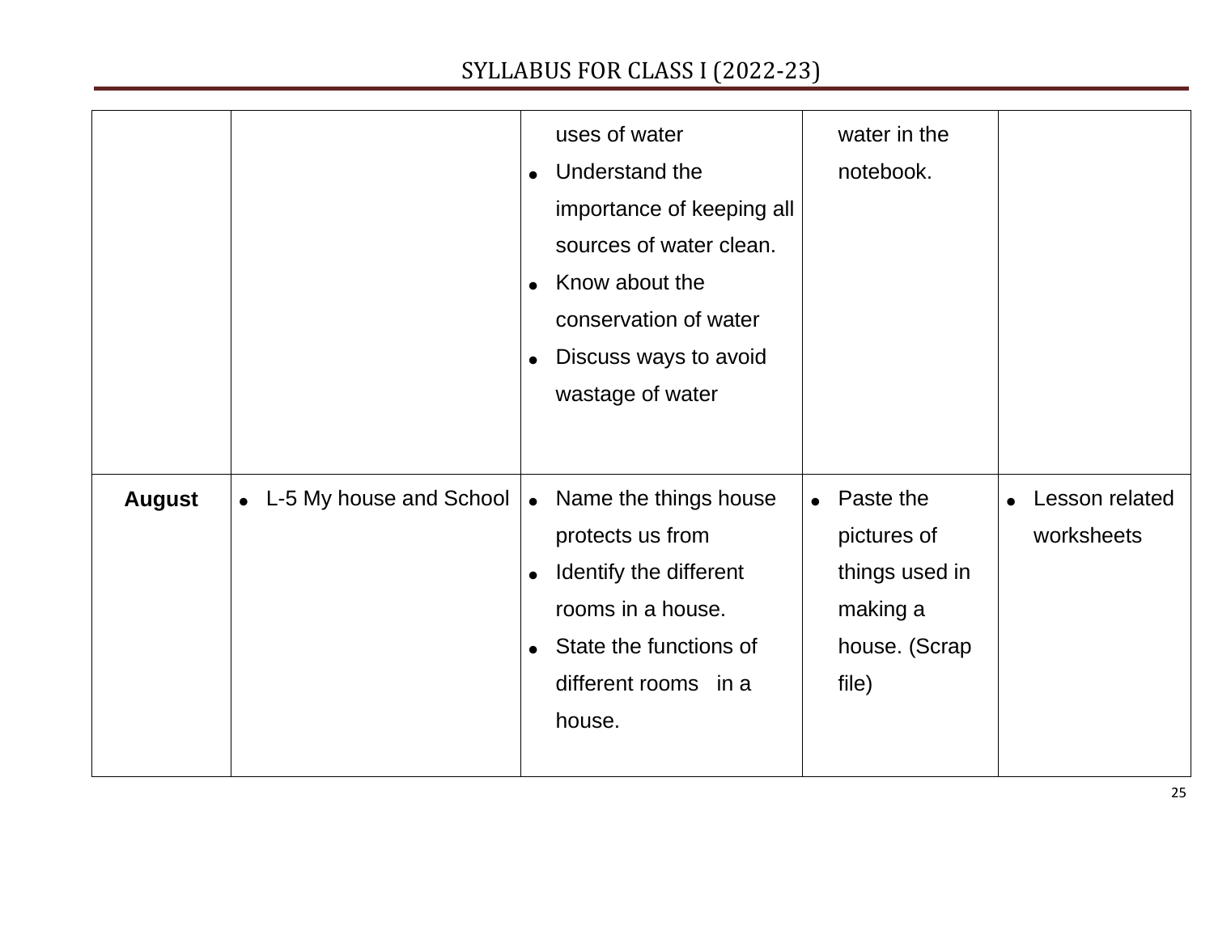| | | | | |
|---|---|---|---|---|
| | | uses of water<br>• Understand the importance of keeping all sources of water clean.<br>• Know about the conservation of water<br>• Discuss ways to avoid wastage of water | water in the notebook. | |
| **August** | • L-5 My house and School | • Name the things house protects us from<br>• Identify the different rooms in a house.<br>• State the functions of different rooms in a house. | • Paste the pictures of things used in making a house. (Scrap file) | • Lesson related worksheets |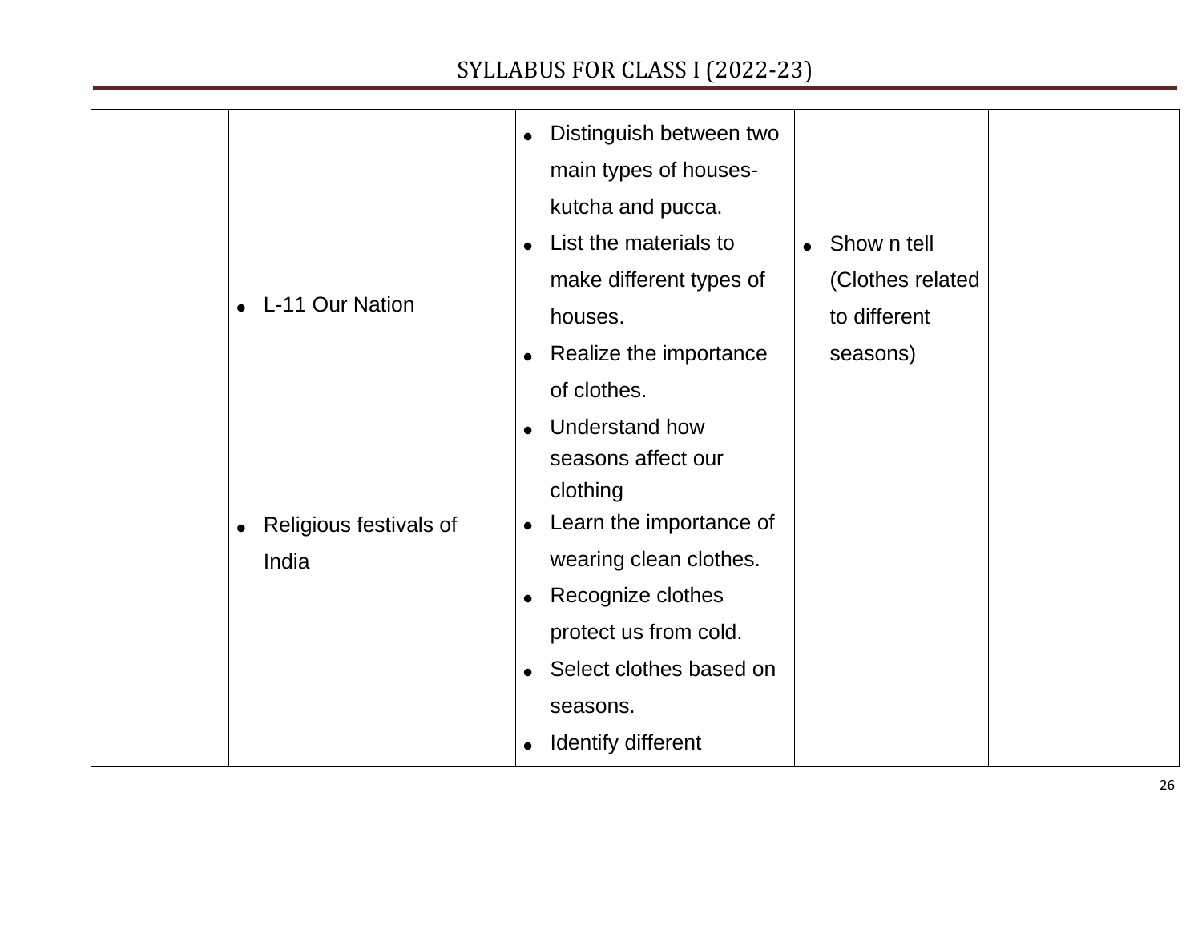| | | | | |
|---|---|---|---|---|
| | • L-11 Our Nation<br><br>• Religious festivals of India | • Distinguish between two main types of houses- kutcha and pucca.<br>• List the materials to make different types of houses.<br>• Realize the importance of clothes.<br>• Understand how seasons affect our clothing<br>• Learn the importance of wearing clean clothes.<br>• Recognize clothes protect us from cold.<br>• Select clothes based on seasons.<br>• Identify different | • Show n tell (Clothes related to different seasons) | |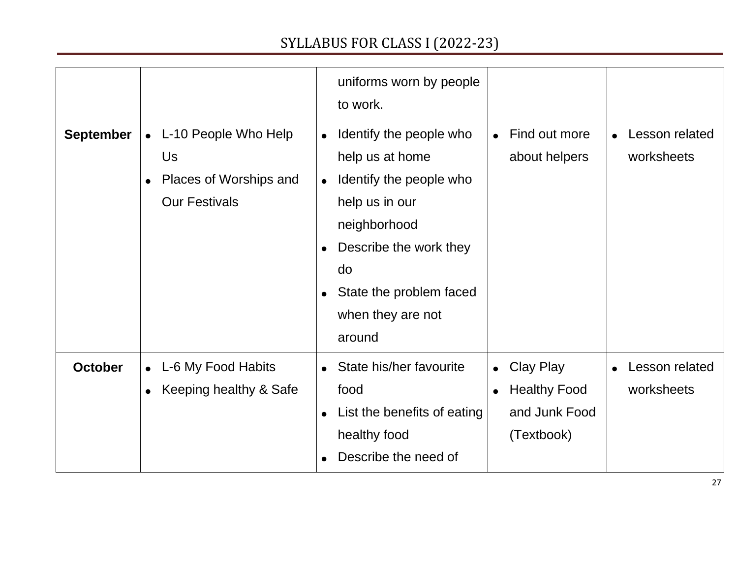| | | | | |
|---|---|---|---|---|
| | | uniforms worn by people to work. | | |
| **September** | • L-10 People Who Help Us<br>• Places of Worships and Our Festivals | • Identify the people who help us at home<br>• Identify the people who help us in our neighborhood<br>• Describe the work they do<br>• State the problem faced when they are not around | • Find out more about helpers | • Lesson related worksheets |
| **October** | • L-6 My Food Habits<br>• Keeping healthy & Safe | • State his/her favourite food<br>• List the benefits of eating healthy food<br>• Describe the need of | • Clay Play<br>• Healthy Food and Junk Food (Textbook) | • Lesson related worksheets |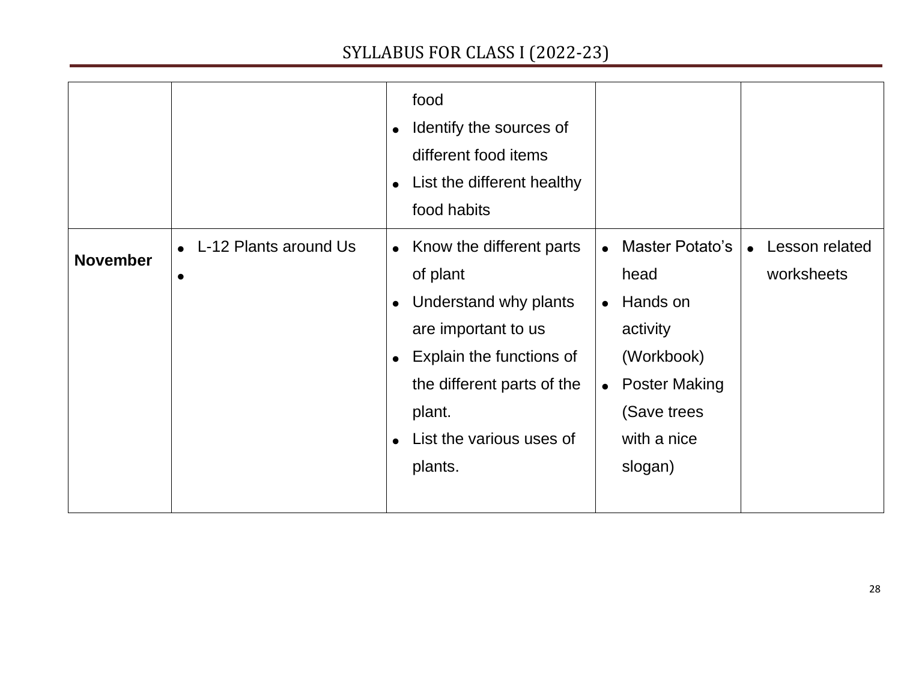| | | | | |
|---|---|---|---|---|
| | | food<br>• Identify the sources of different food items<br>• List the different healthy food habits | | |
| **November** | • L-12 Plants around Us<br>• | • Know the different parts of plant<br>• Understand why plants are important to us<br>• Explain the functions of the different parts of the plant.<br>• List the various uses of plants. | • Master Potato's head<br>• Hands on activity (Workbook)<br>• Poster Making (Save trees with a nice slogan) | • Lesson related worksheets |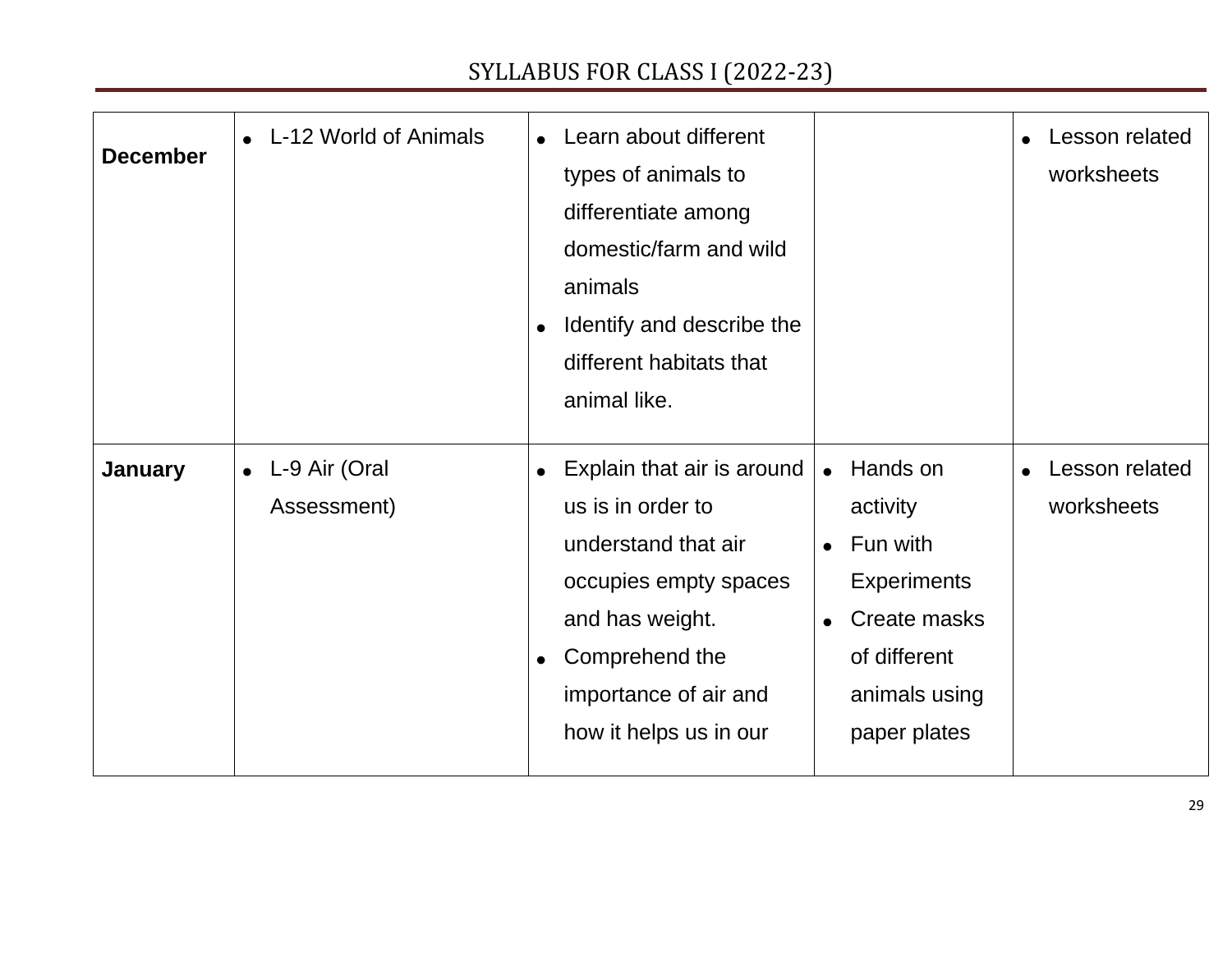| | | | | |
|---|---|---|---|---|
| **December** | • L-12 World of Animals | • Learn about different types of animals to differentiate among domestic/farm and wild animals<br>• Identify and describe the different habitats that animal like. | | • Lesson related worksheets |
| **January** | • L-9 Air (Oral Assessment) | • Explain that air is around us is in order to understand that air occupies empty spaces and has weight.<br>• Comprehend the importance of air and how it helps us in our | • Hands on activity<br>• Fun with Experiments<br>• Create masks of different animals using paper plates | • Lesson related worksheets |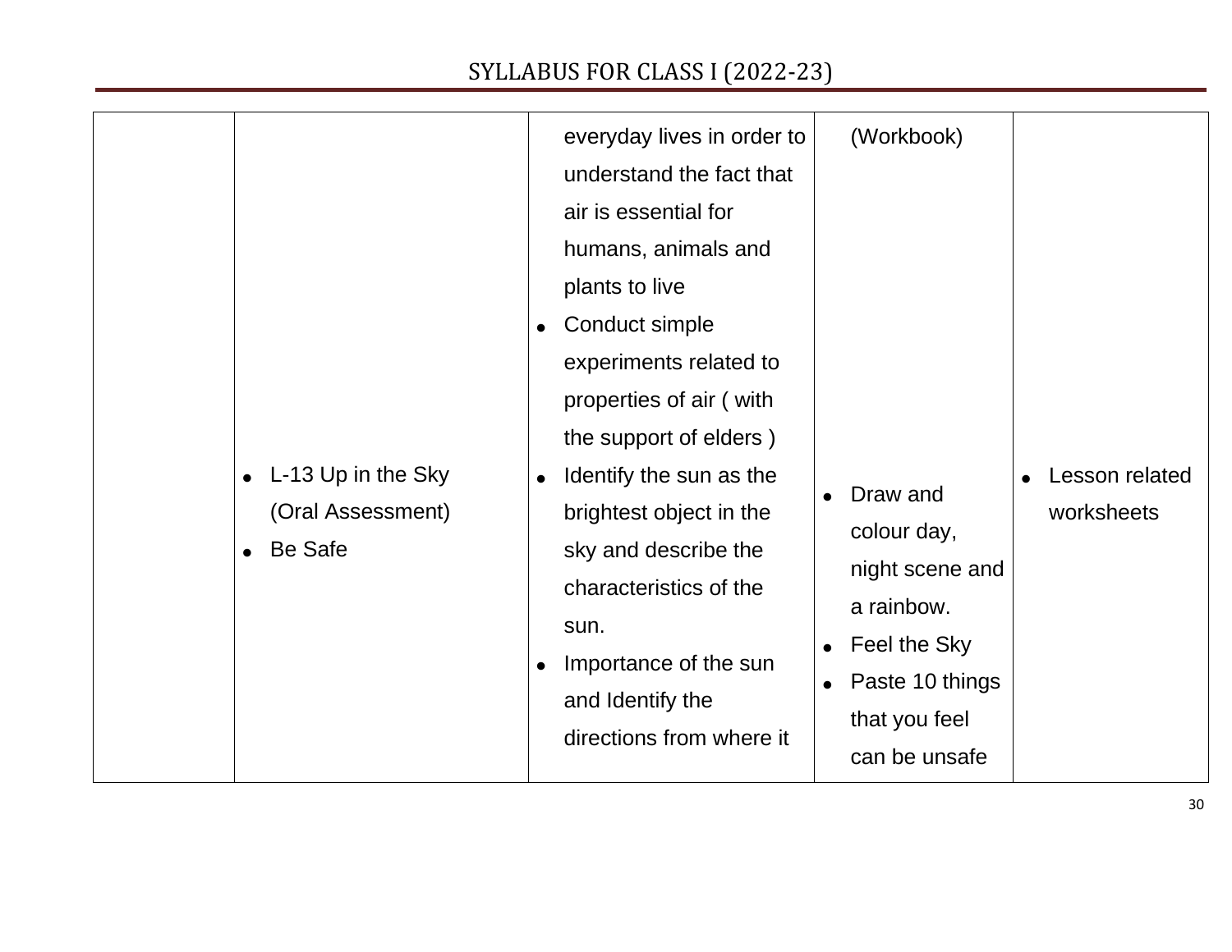| | | | | |
|---|---|---|---|---|
| | • L-13 Up in the Sky (Oral Assessment)<br>• Be Safe | everyday lives in order to understand the fact that air is essential for humans, animals and plants to live<br>• Conduct simple experiments related to properties of air ( with the support of elders )<br>• Identify the sun as the brightest object in the sky and describe the characteristics of the sun.<br>• Importance of the sun and Identify the directions from where it | (Workbook)<br>• Draw and colour day, night scene and a rainbow.<br>• Feel the Sky<br>• Paste 10 things that you feel can be unsafe | • Lesson related worksheets |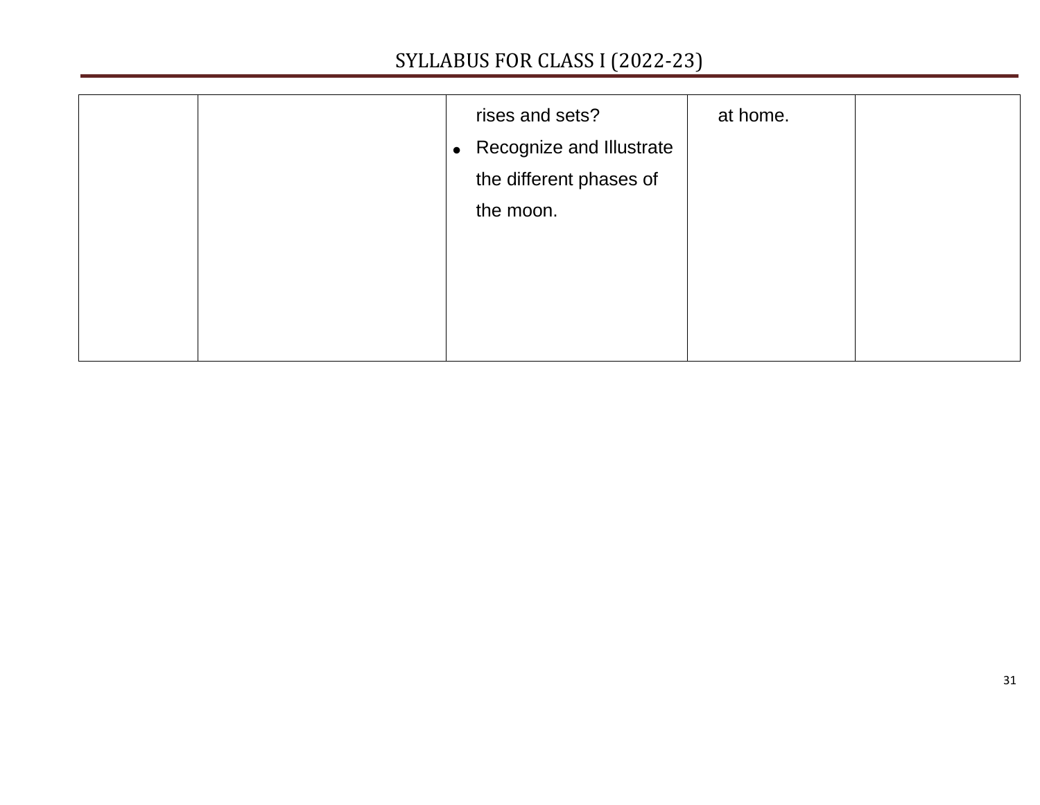| | | | | |
|---|---|---|---|---|
| | | rises and sets?<br>• Recognize and Illustrate the different phases of the moon. | at home. | |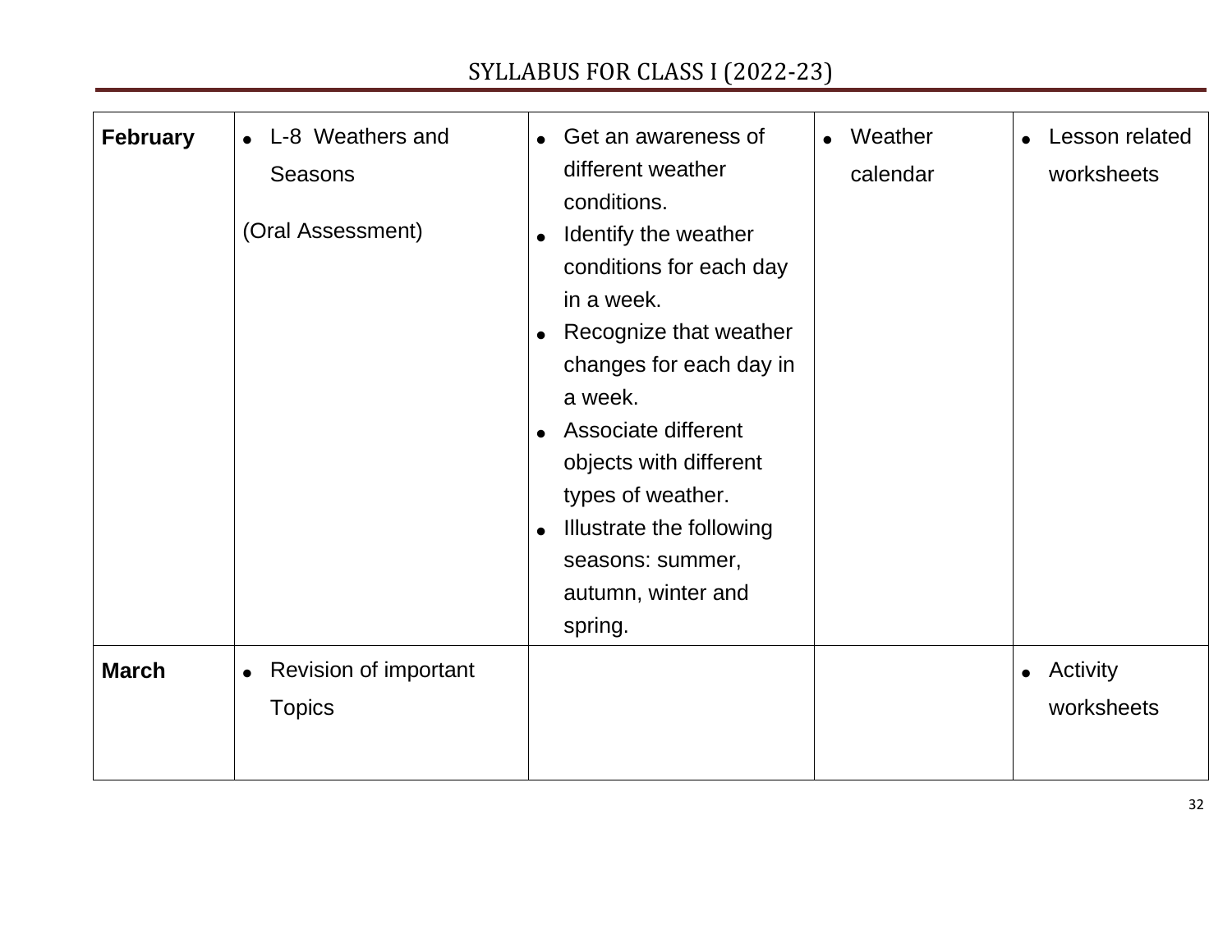| February | • L-8 Weathers and Seasons<br><br>(Oral Assessment) | • Get an awareness of different weather conditions.<br>• Identify the weather conditions for each day in a week.<br>• Recognize that weather changes for each day in a week.<br>• Associate different objects with different types of weather.<br>• Illustrate the following seasons: summer, autumn, winter and spring. | • Weather calendar | • Lesson related worksheets |
|---|---|---|---|---|
| March | • Revision of important Topics | | | • Activity worksheets |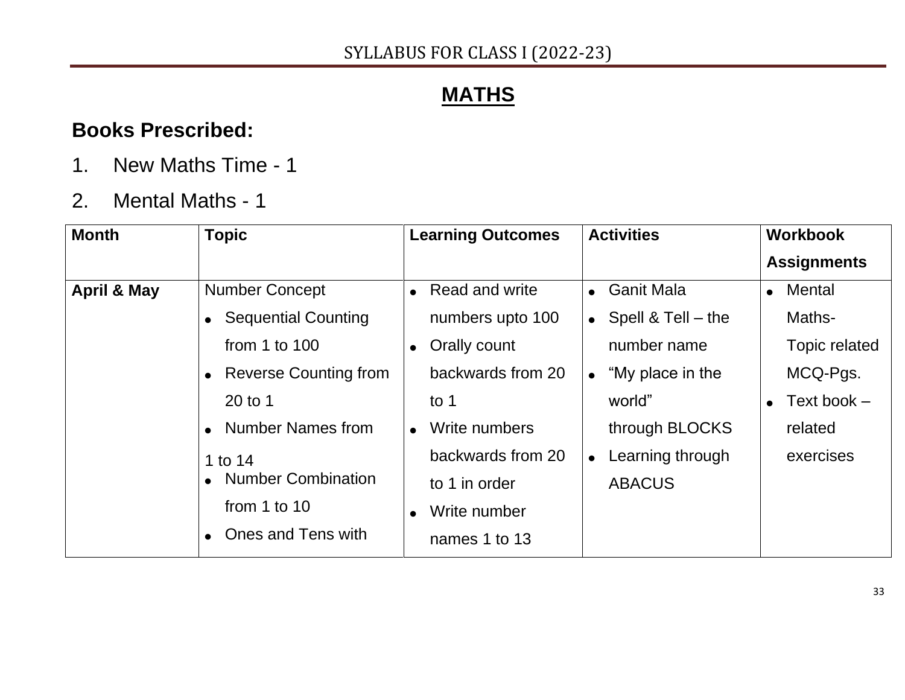# MATHS

## Books Prescribed:

1. New Maths Time - 1
2. Mental Maths - 1

| Month | Topic | Learning Outcomes | Activities | Workbook Assignments |
|---|---|---|---|---|
| **April & May** | Number Concept<br>• Sequential Counting from 1 to 100<br>• Reverse Counting from 20 to 1<br>• Number Names from 1 to 14<br>• Number Combination from 1 to 10<br>• Ones and Tens with | • Read and write numbers upto 100<br>• Orally count backwards from 20 to 1<br>• Write numbers backwards from 20 to 1 in order<br>• Write number names 1 to 13 | • Ganit Mala<br>• Spell & Tell – the number name<br>• "My place in the world" through BLOCKS<br>• Learning through ABACUS | • Mental Maths- Topic related MCQ-Pgs.<br>• Text book – related exercises |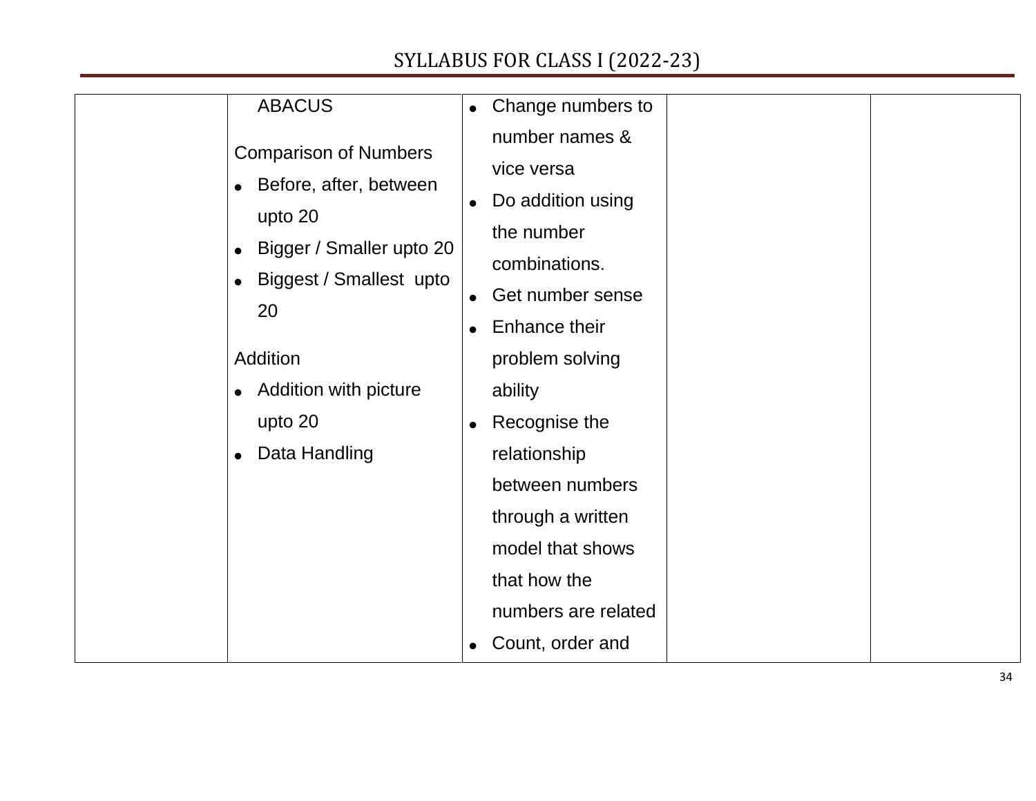| | | | | |
|---|---|---|---|---|
| | ABACUS<br><br>Comparison of Numbers<br>• Before, after, between upto 20<br>• Bigger / Smaller upto 20<br>• Biggest / Smallest upto 20<br><br>Addition<br>• Addition with picture upto 20<br>• Data Handling | • Change numbers to number names & vice versa<br>• Do addition using the number combinations.<br>• Get number sense<br>• Enhance their problem solving ability<br>• Recognise the relationship between numbers through a written model that shows that how the numbers are related<br>• Count, order and | | |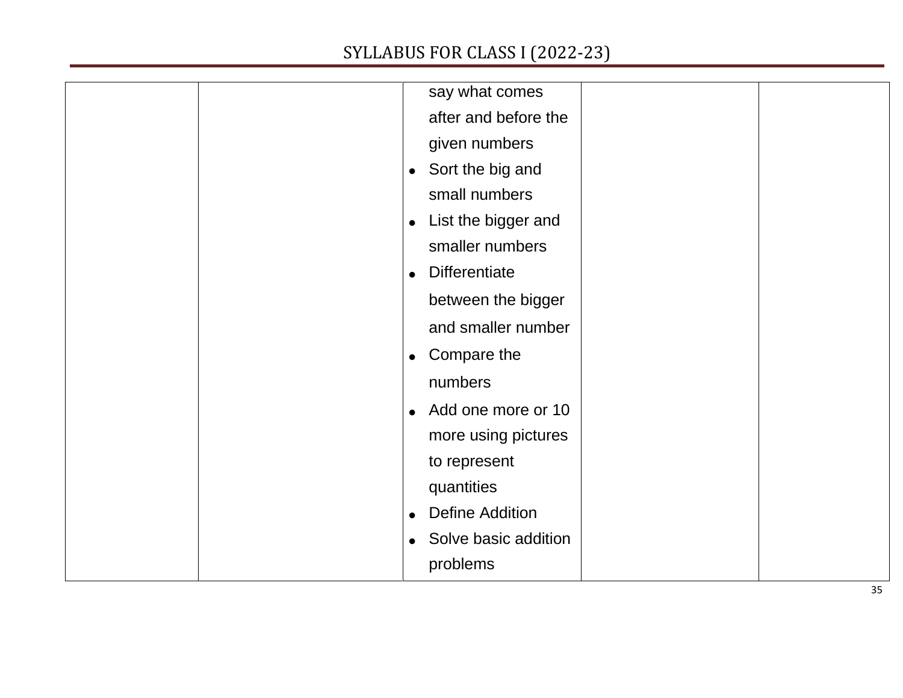| | | | | |
|---|---|---|---|---|
| | | say what comes after and before the given numbers<br>• Sort the big and small numbers<br>• List the bigger and smaller numbers<br>• Differentiate between the bigger and smaller number<br>• Compare the numbers<br>• Add one more or 10 more using pictures to represent quantities<br>• Define Addition<br>• Solve basic addition problems | | |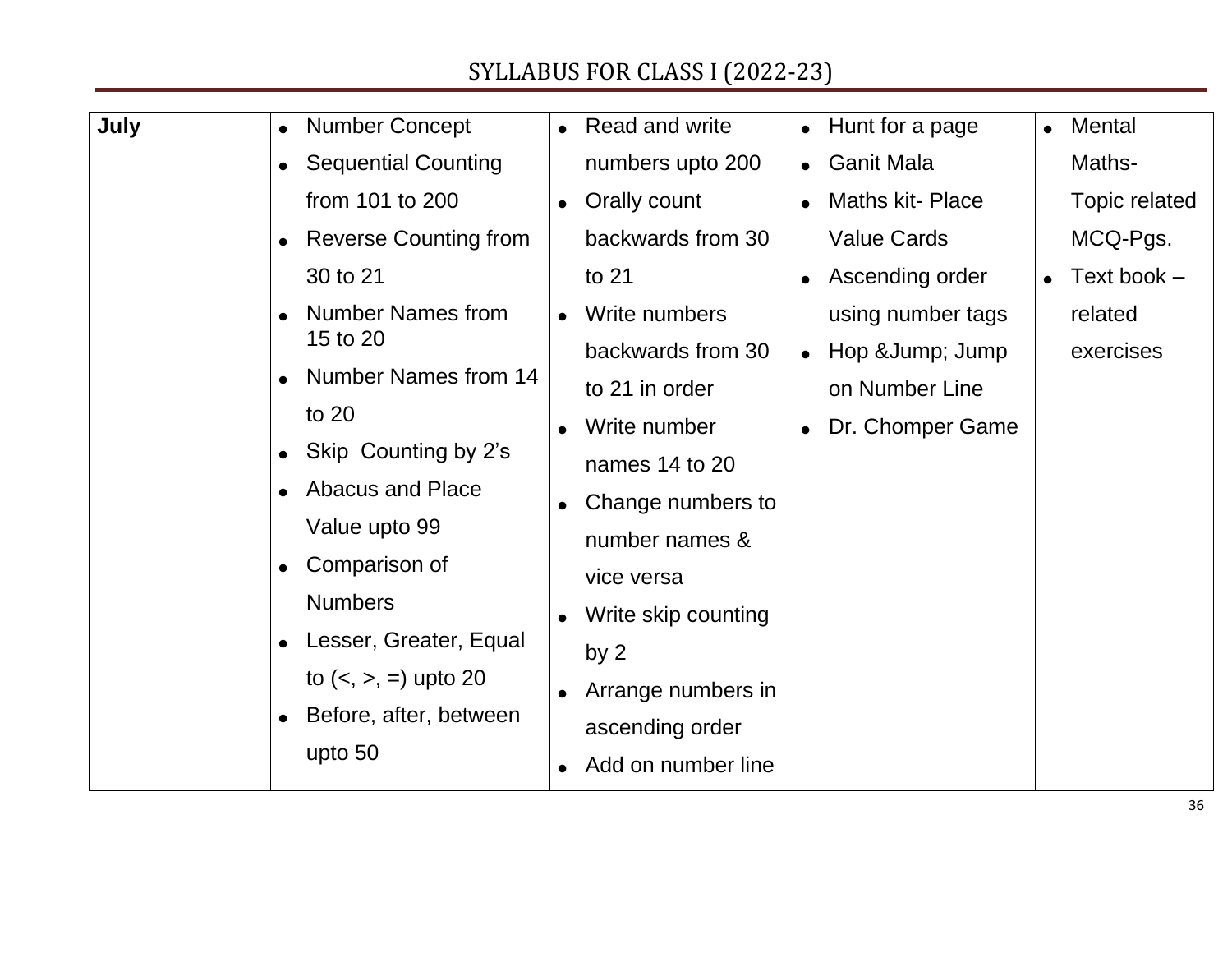# SYLLABUS FOR CLASS I (2022-23)

| July | <ul><li>Number Concept</li><li>Sequential Counting from 101 to 200</li><li>Reverse Counting from 30 to 21</li><li>Number Names from 15 to 20</li><li>Number Names from 14 to 20</li><li>Skip Counting by 2's</li><li>Abacus and Place Value upto 99</li><li>Comparison of Numbers</li><li>Lesser, Greater, Equal to (<, >, =) upto 20</li><li>Before, after, between upto 50</li></ul> | <ul><li>Read and write numbers upto 200</li><li>Orally count backwards from 30 to 21</li><li>Write numbers backwards from 30 to 21 in order</li><li>Write number names 14 to 20</li><li>Change numbers to number names & vice versa</li><li>Write skip counting by 2</li><li>Arrange numbers in ascending order</li><li>Add on number line</li></ul> | <ul><li>Hunt for a page</li><li>Ganit Mala</li><li>Maths kit- Place Value Cards</li><li>Ascending order using number tags</li><li>Hop &Jump; Jump on Number Line</li><li>Dr. Chomper Game</li></ul> | <ul><li>Mental Maths- Topic related MCQ-Pgs.</li><li>Text book – related exercises</li></ul> |
|---|---|---|---|---|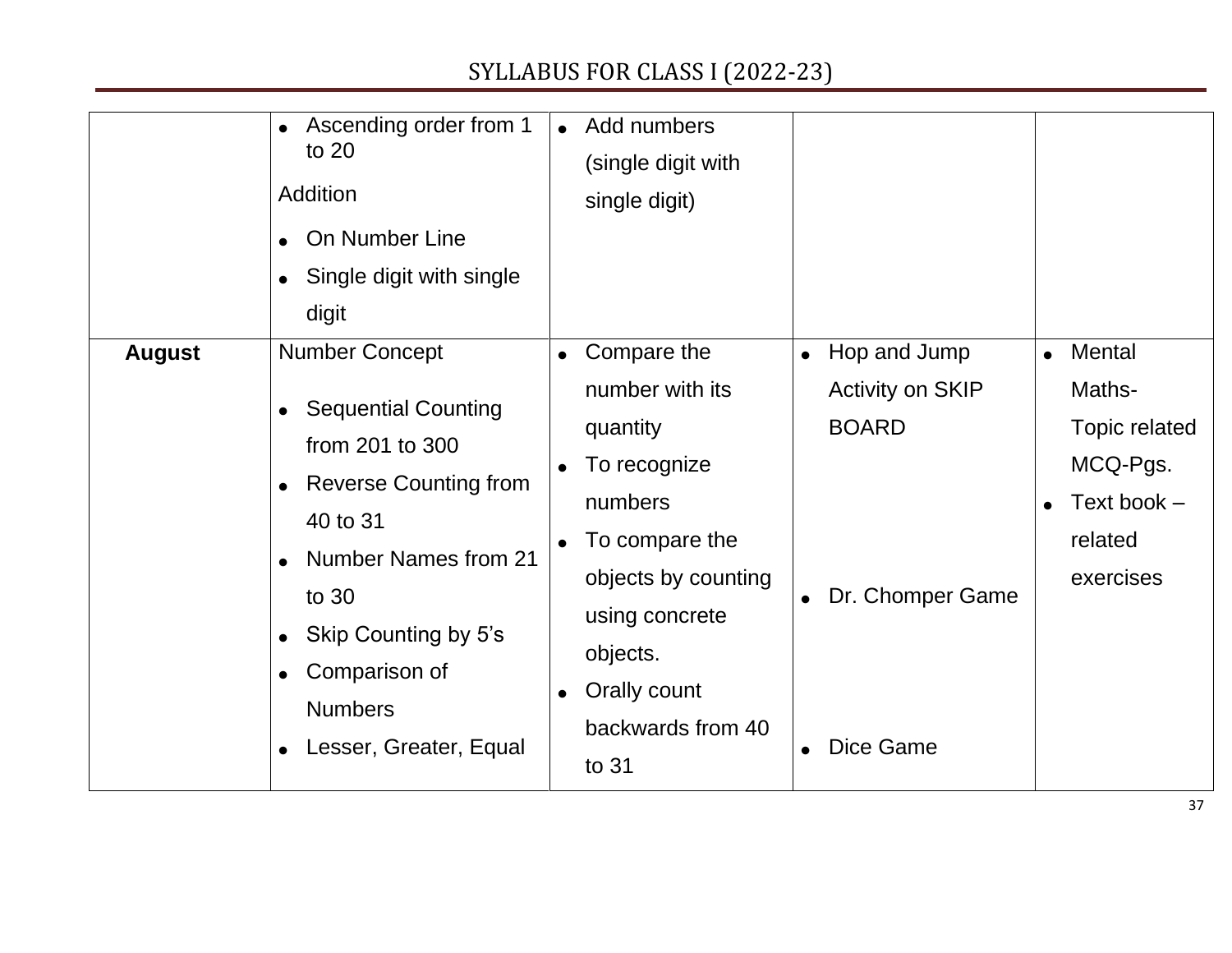| | | | | |
|---|---|---|---|---|
| | • Ascending order from 1 to 20<br>Addition<br>• On Number Line<br>• Single digit with single digit | • Add numbers (single digit with single digit) | | |
| **August** | Number Concept<br>• Sequential Counting from 201 to 300<br>• Reverse Counting from 40 to 31<br>• Number Names from 21 to 30<br>• Skip Counting by 5's<br>• Comparison of Numbers<br>• Lesser, Greater, Equal | • Compare the number with its quantity<br>• To recognize numbers<br>• To compare the objects by counting using concrete objects.<br>• Orally count backwards from 40 to 31 | • Hop and Jump Activity on SKIP BOARD<br>• Dr. Chomper Game<br>• Dice Game | • Mental Maths- Topic related MCQ-Pgs.<br>• Text book – related exercises |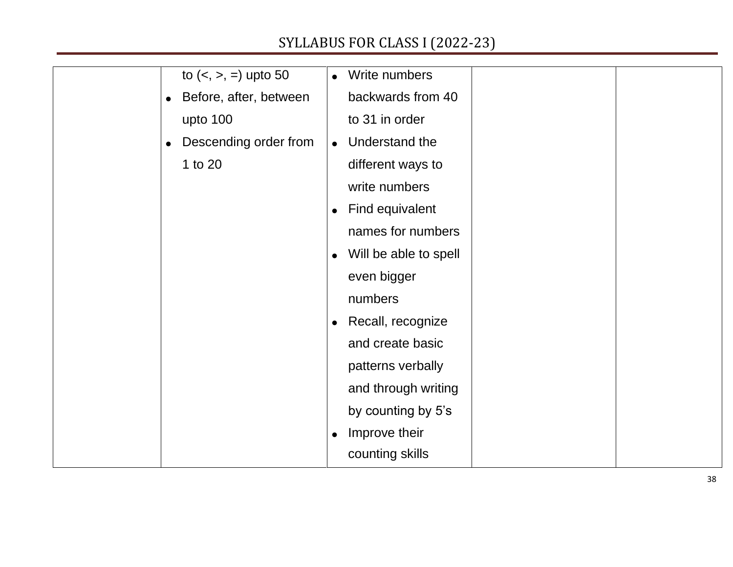| | | | | |
|---|---|---|---|---|
| | to (<, >, =) upto 50<br>• Before, after, between upto 100<br>• Descending order from 1 to 20 | • Write numbers backwards from 40 to 31 in order<br>• Understand the different ways to write numbers<br>• Find equivalent names for numbers<br>• Will be able to spell even bigger numbers<br>• Recall, recognize and create basic patterns verbally and through writing by counting by 5's<br>• Improve their counting skills | | |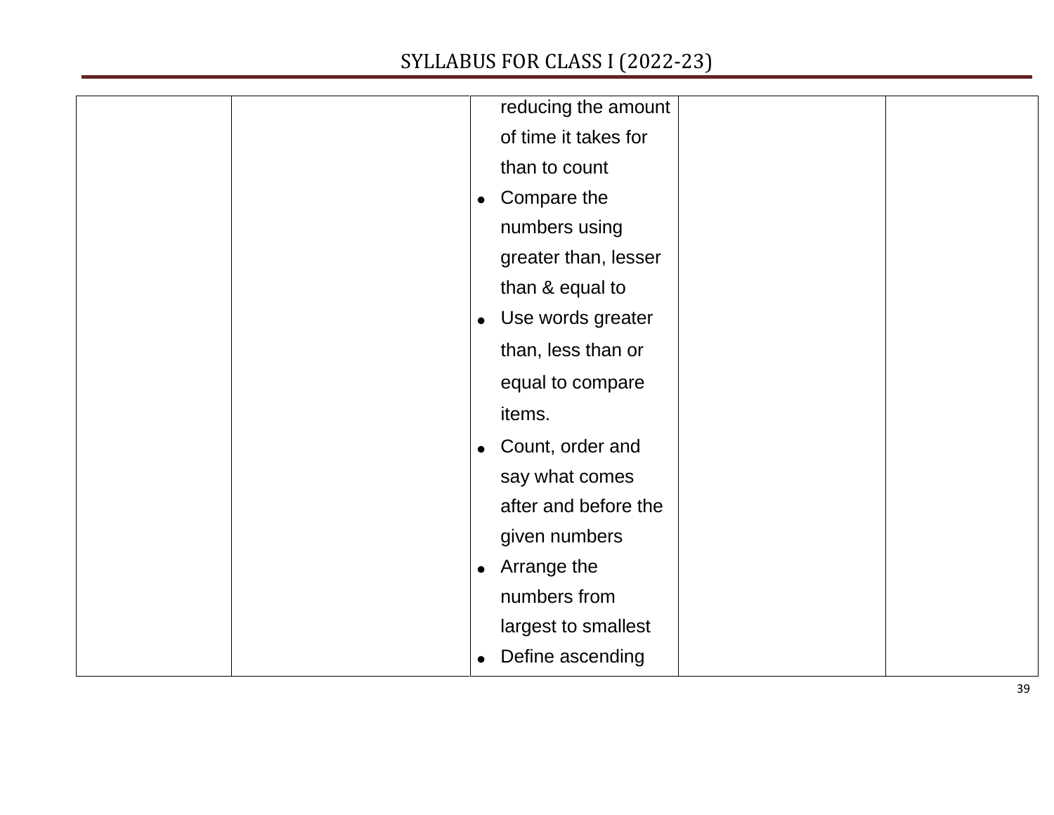| | | | | |
|---|---|---|---|---|
| | | reducing the amount of time it takes for than to count<br>• Compare the numbers using greater than, lesser than & equal to<br>• Use words greater than, less than or equal to compare items.<br>• Count, order and say what comes after and before the given numbers<br>• Arrange the numbers from largest to smallest<br>• Define ascending | | |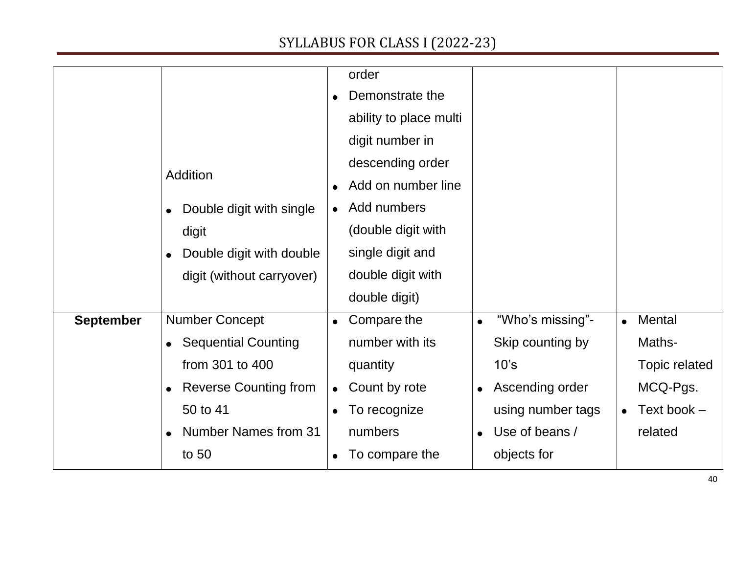| | | | | |
|---|---|---|---|---|
| | Addition<br>• Double digit with single digit<br>• Double digit with double digit (without carryover) | order<br>• Demonstrate the ability to place multi digit number in descending order<br>• Add on number line<br>• Add numbers (double digit with single digit and double digit with double digit) | | |
| **September** | Number Concept<br>• Sequential Counting from 301 to 400<br>• Reverse Counting from 50 to 41<br>• Number Names from 31 to 50 | • Compare the number with its quantity<br>• Count by rote<br>• To recognize numbers<br>• To compare the | • "Who's missing"- Skip counting by 10's<br>• Ascending order using number tags<br>• Use of beans / objects for | • Mental Maths- Topic related MCQ-Pgs.<br>• Text book – related |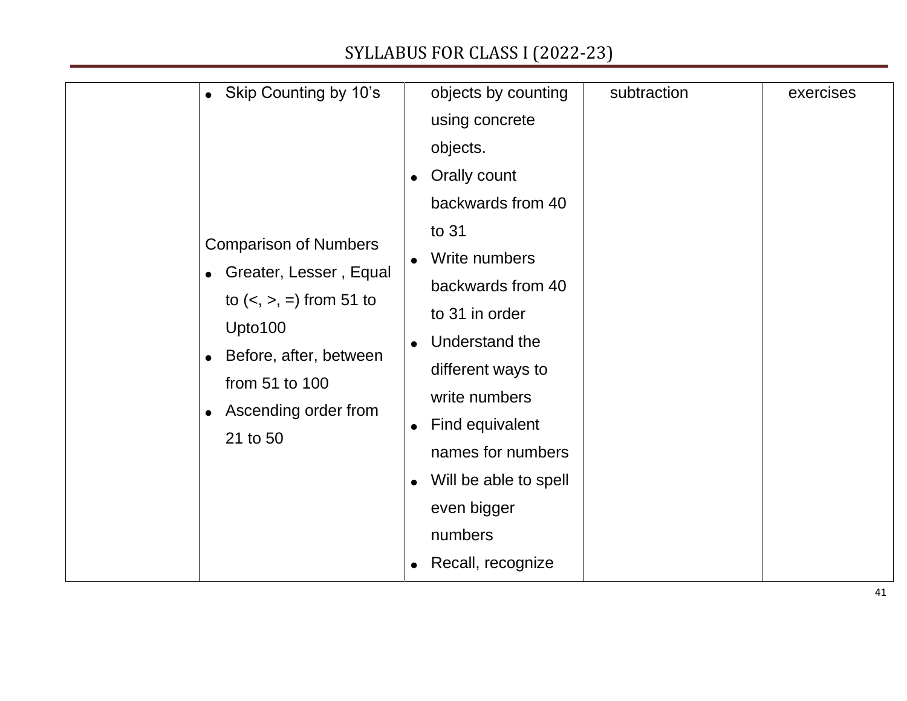| | | | | |
|---|---|---|---|---|
| | • Skip Counting by 10's<br><br>Comparison of Numbers<br>• Greater, Lesser , Equal to (<, >, =) from 51 to Upto100<br>• Before, after, between from 51 to 100<br>• Ascending order from 21 to 50 | objects by counting using concrete objects.<br>• Orally count backwards from 40 to 31<br>• Write numbers backwards from 40 to 31 in order<br>• Understand the different ways to write numbers<br>• Find equivalent names for numbers<br>• Will be able to spell even bigger numbers<br>• Recall, recognize | subtraction | exercises |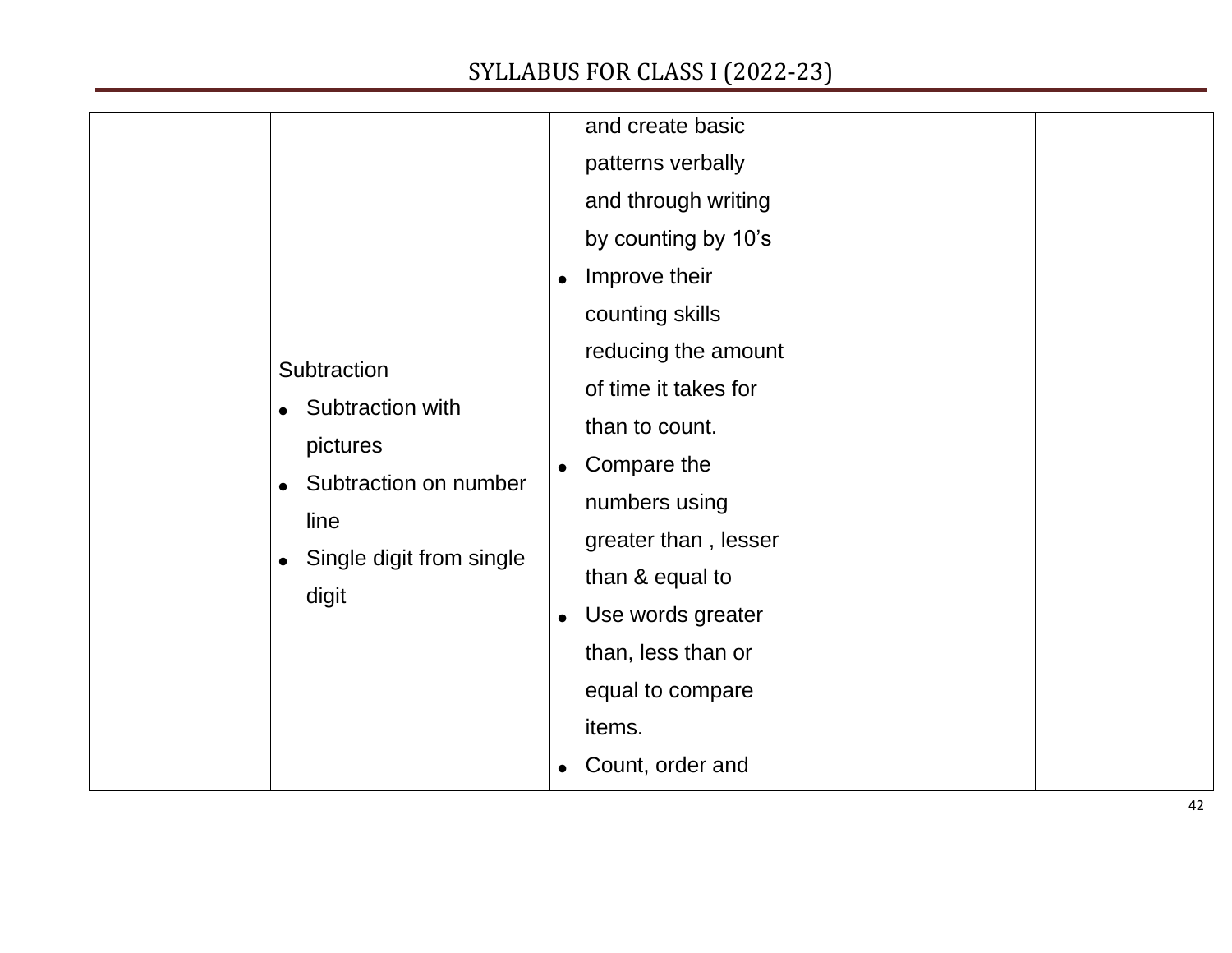| | | | | |
|---|---|---|---|---|
| | Subtraction<br>● Subtraction with pictures<br>● Subtraction on number line<br>● Single digit from single digit | and create basic patterns verbally and through writing by counting by 10's<br>● Improve their counting skills reducing the amount of time it takes for than to count.<br>● Compare the numbers using greater than , lesser than & equal to<br>● Use words greater than, less than or equal to compare items.<br>● Count, order and | | |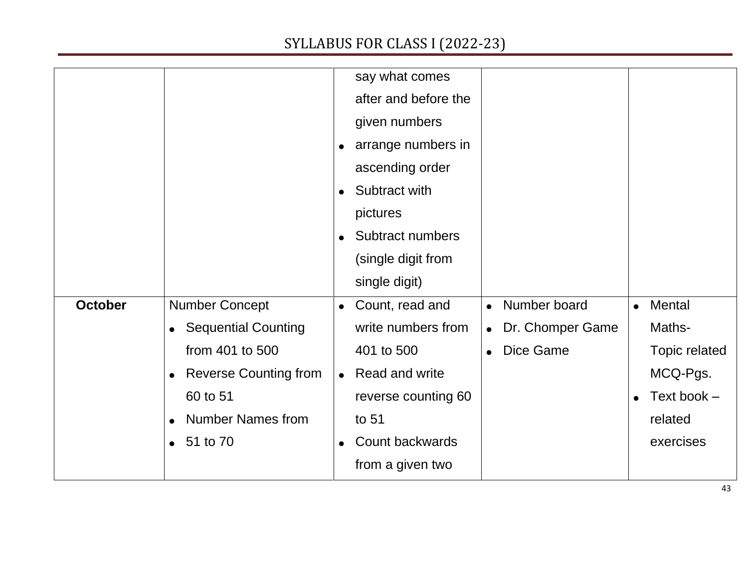| | | | | |
|---|---|---|---|---|
| | | say what comes after and before the given numbers<br>• arrange numbers in ascending order<br>• Subtract with pictures<br>• Subtract numbers (single digit from single digit) | | |
| **October** | Number Concept<br>• Sequential Counting from 401 to 500<br>• Reverse Counting from 60 to 51<br>• Number Names from<br>• 51 to 70 | • Count, read and write numbers from 401 to 500<br>• Read and write reverse counting 60 to 51<br>• Count backwards from a given two | • Number board<br>• Dr. Chomper Game<br>• Dice Game | • Mental Maths- Topic related MCQ-Pgs.<br>• Text book – related exercises |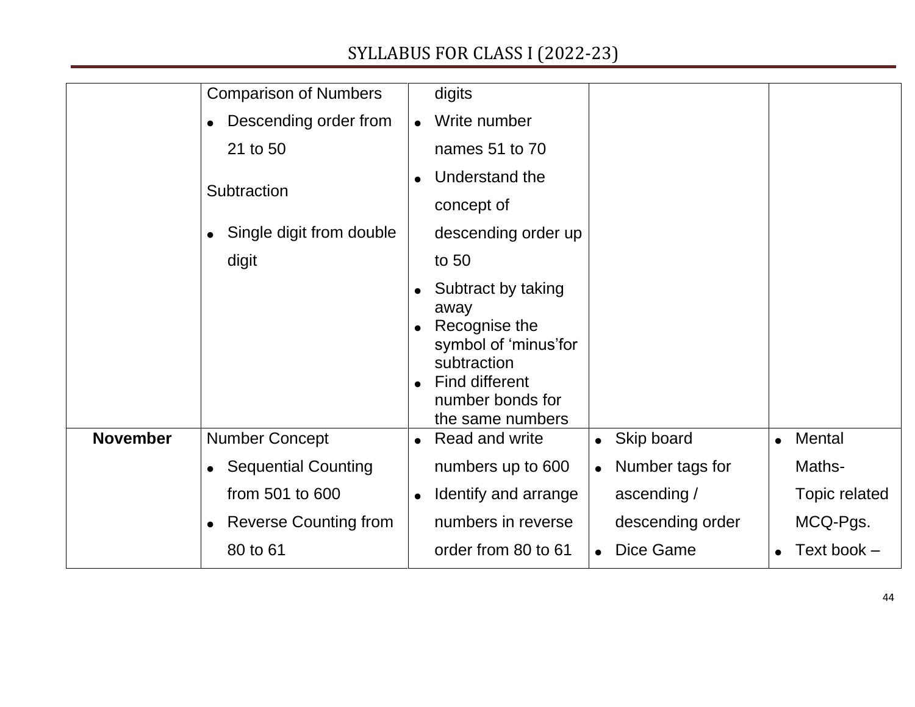SYLLABUS FOR CLASS I (2022-23)

| | | | | |
|---|---|---|---|---|
| | Comparison of Numbers<br>• Descending order from 21 to 50<br><br>Subtraction<br>• Single digit from double digit | digits<br>• Write number names 51 to 70<br>• Understand the concept of descending order up to 50<br>• Subtract by taking away<br>• Recognise the symbol of 'minus'for subtraction<br>• Find different number bonds for the same numbers | | |
| **November** | Number Concept<br>• Sequential Counting from 501 to 600<br>• Reverse Counting from 80 to 61 | • Read and write numbers up to 600<br>• Identify and arrange numbers in reverse order from 80 to 61 | • Skip board<br>• Number tags for ascending / descending order<br>• Dice Game | • Mental Maths- Topic related MCQ-Pgs.<br>• Text book – |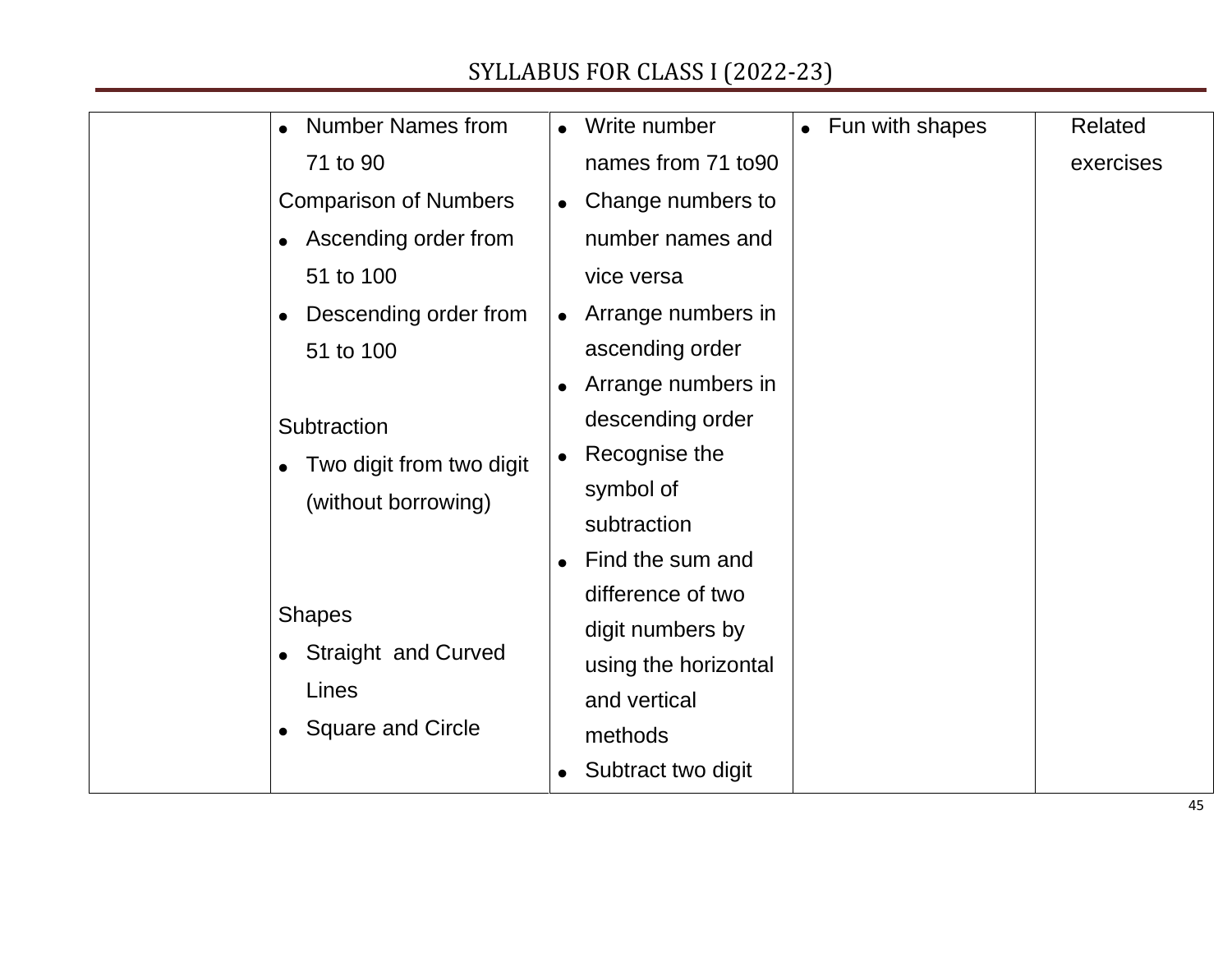| | | | | |
|---|---|---|---|---|
| | • Number Names from 71 to 90<br>Comparison of Numbers<br>• Ascending order from 51 to 100<br>• Descending order from 51 to 100<br><br>Subtraction<br>• Two digit from two digit (without borrowing)<br><br>Shapes<br>• Straight and Curved Lines<br>• Square and Circle | • Write number names from 71 to90<br>• Change numbers to number names and vice versa<br>• Arrange numbers in ascending order<br>• Arrange numbers in descending order<br>• Recognise the symbol of subtraction<br>• Find the sum and difference of two digit numbers by using the horizontal and vertical methods<br>• Subtract two digit | • Fun with shapes | Related exercises |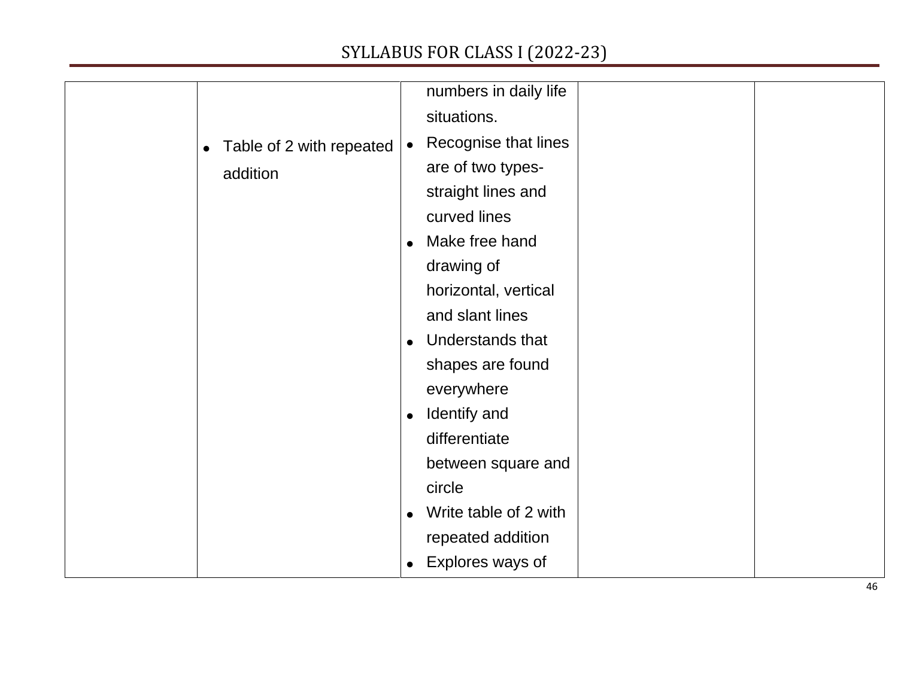| | | | | |
|---|---|---|---|---|
| | • Table of 2 with repeated addition | numbers in daily life situations.<br>• Recognise that lines are of two types- straight lines and curved lines<br>• Make free hand drawing of horizontal, vertical and slant lines<br>• Understands that shapes are found everywhere<br>• Identify and differentiate between square and circle<br>• Write table of 2 with repeated addition<br>• Explores ways of | | |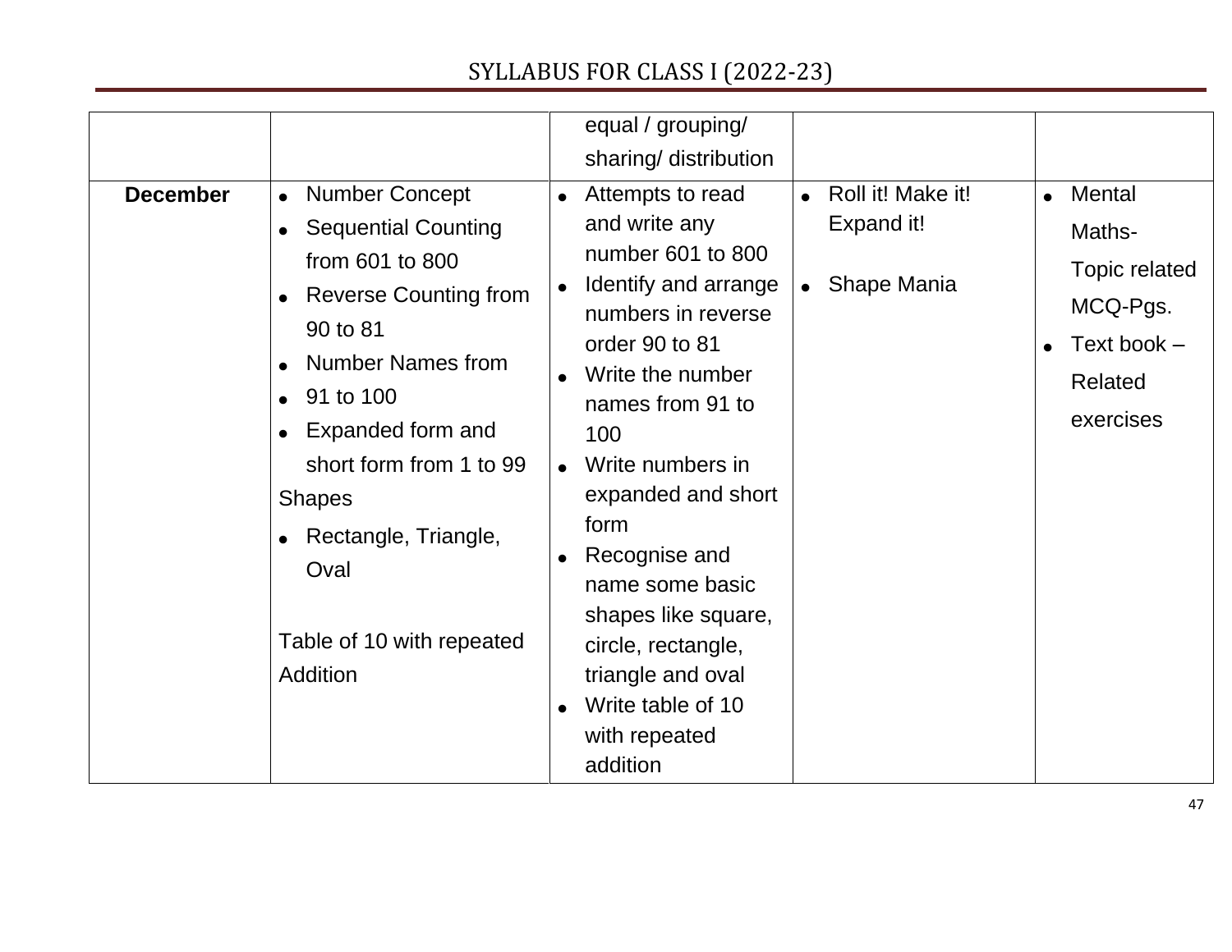## SYLLABUS FOR CLASS I (2022-23)

| | | | | |
|---|---|---|---|---|
| | | equal / grouping/ sharing/ distribution | | |
| **December** | • Number Concept<br>• Sequential Counting from 601 to 800<br>• Reverse Counting from 90 to 81<br>• Number Names from<br>• 91 to 100<br>• Expanded form and short form from 1 to 99<br>Shapes<br>• Rectangle, Triangle, Oval<br><br>Table of 10 with repeated Addition | • Attempts to read and write any number 601 to 800<br>• Identify and arrange numbers in reverse order 90 to 81<br>• Write the number names from 91 to 100<br>• Write numbers in expanded and short form<br>• Recognise and name some basic shapes like square, circle, rectangle, triangle and oval<br>• Write table of 10 with repeated addition | • Roll it! Make it! Expand it!<br><br>• Shape Mania | • Mental Maths- Topic related MCQ-Pgs.<br>• Text book – Related exercises |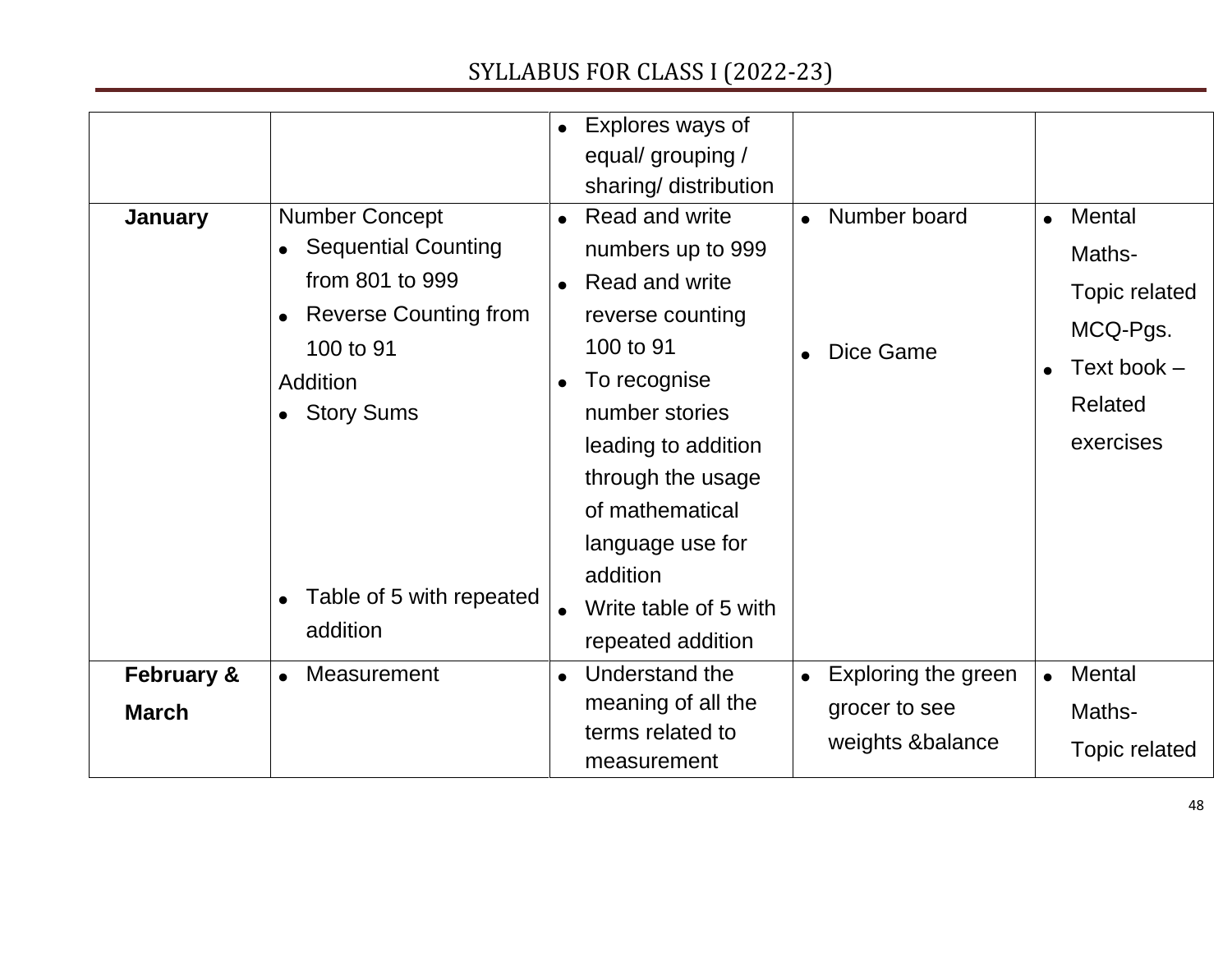# SYLLABUS FOR CLASS I (2022-23)

| | | | | |
|---|---|---|---|---|
| | | • Explores ways of equal/ grouping / sharing/ distribution | | |
| **January** | Number Concept<br>• Sequential Counting from 801 to 999<br>• Reverse Counting from 100 to 91<br>Addition<br>• Story Sums<br>• Table of 5 with repeated addition | • Read and write numbers up to 999<br>• Read and write reverse counting 100 to 91<br>• To recognise number stories leading to addition through the usage of mathematical language use for addition<br>• Write table of 5 with repeated addition | • Number board<br>• Dice Game | • Mental Maths-Topic related MCQ-Pgs.<br>• Text book – Related exercises |
| **February & March** | • Measurement | • Understand the meaning of all the terms related to measurement | • Exploring the green grocer to see weights &balance | • Mental Maths-Topic related |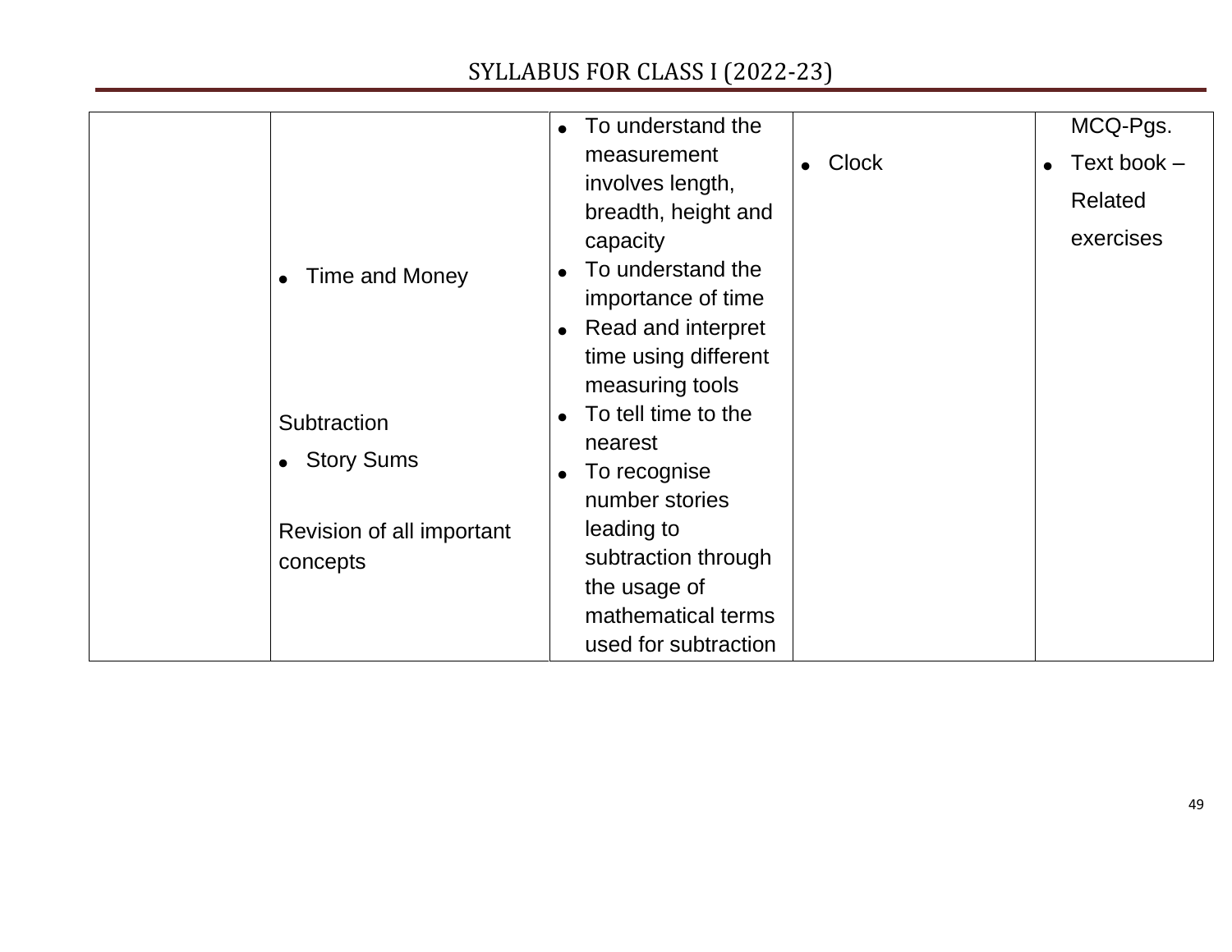| | | | | |
|---|---|---|---|---|
| | • Time and Money<br><br>Subtraction<br>• Story Sums<br><br>Revision of all important concepts | • To understand the measurement involves length, breadth, height and capacity<br>• To understand the importance of time<br>• Read and interpret time using different measuring tools<br>• To tell time to the nearest<br>• To recognise number stories leading to subtraction through the usage of mathematical terms used for subtraction | • Clock | MCQ-Pgs.<br>• Text book – Related exercises |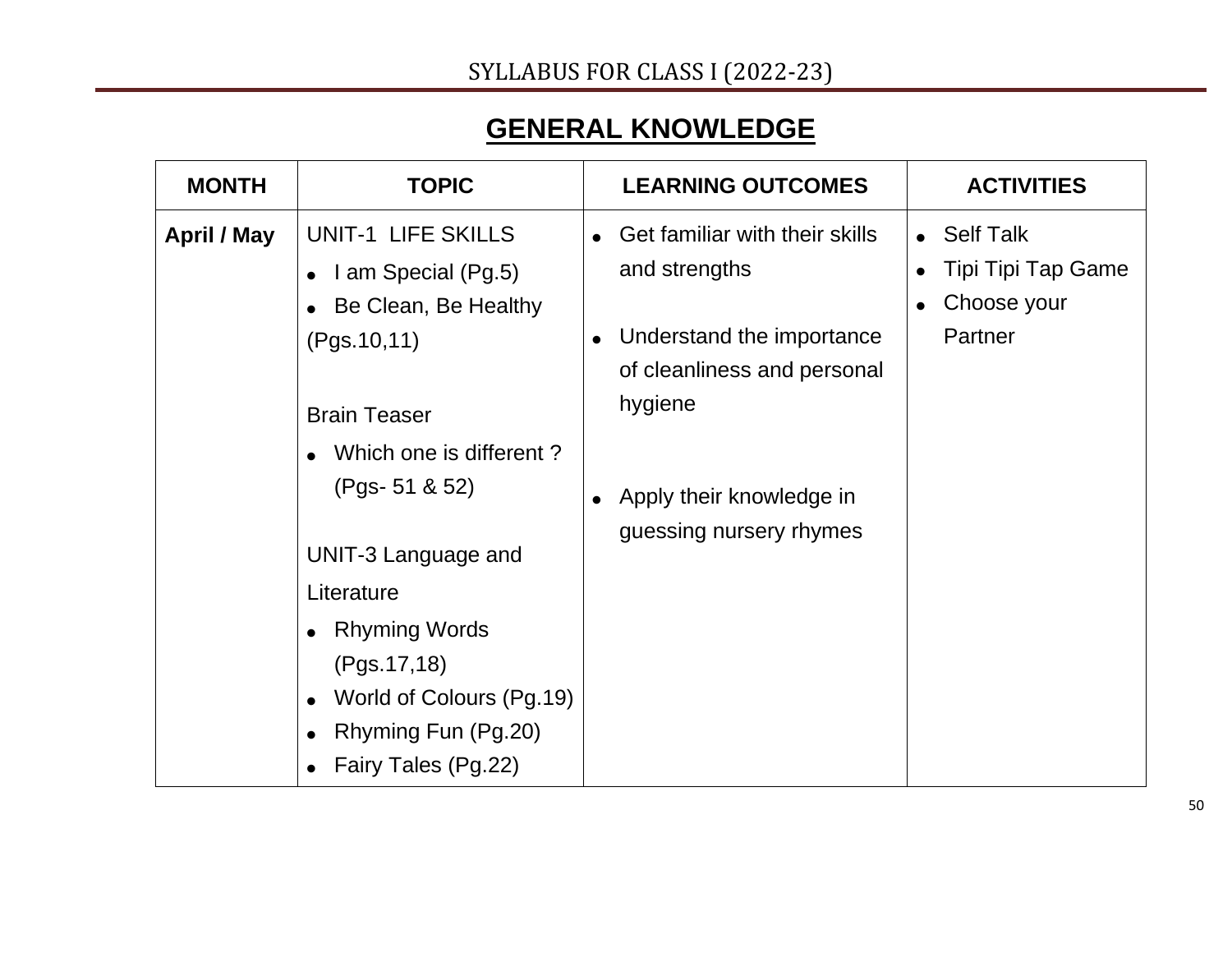# GENERAL KNOWLEDGE

| MONTH | TOPIC | LEARNING OUTCOMES | ACTIVITIES |
|---|---|---|---|
| **April / May** | UNIT-1 LIFE SKILLS<br>• I am Special (Pg.5)<br>• Be Clean, Be Healthy (Pgs.10,11)<br><br>Brain Teaser<br>• Which one is different ? (Pgs- 51 & 52)<br><br>UNIT-3 Language and Literature<br>• Rhyming Words (Pgs.17,18)<br>• World of Colours (Pg.19)<br>• Rhyming Fun (Pg.20)<br>• Fairy Tales (Pg.22) | • Get familiar with their skills and strengths<br><br>• Understand the importance of cleanliness and personal hygiene<br><br>• Apply their knowledge in guessing nursery rhymes | • Self Talk<br>• Tipi Tipi Tap Game<br>• Choose your Partner |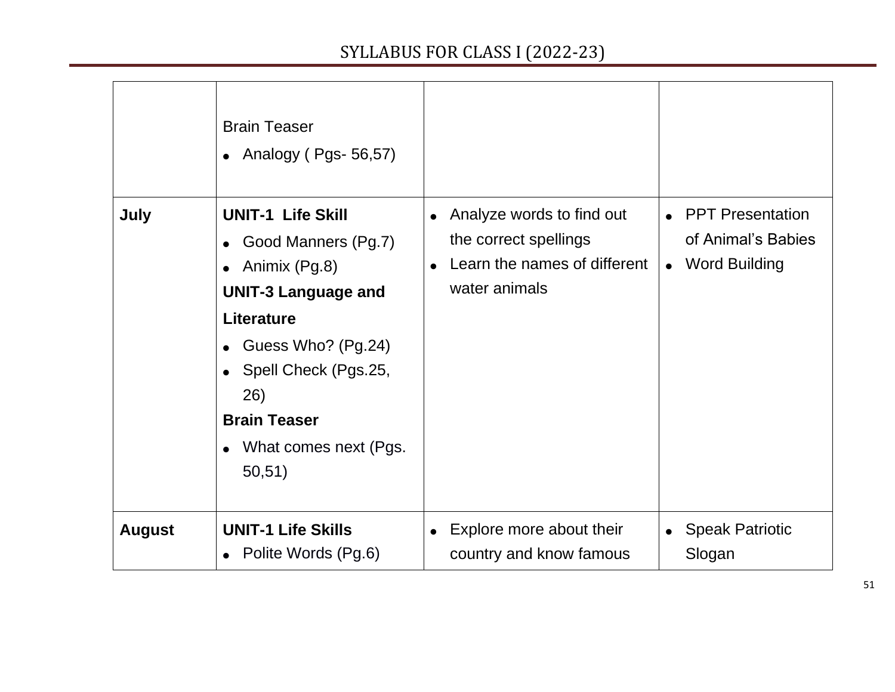SYLLABUS FOR CLASS I (2022-23)

| | | | |
|---|---|---|---|
| | Brain Teaser<br>• Analogy ( Pgs- 56,57) | | |
| **July** | **UNIT-1 Life Skill**<br>• Good Manners (Pg.7)<br>• Animix (Pg.8)<br>**UNIT-3 Language and Literature**<br>• Guess Who? (Pg.24)<br>• Spell Check (Pgs.25, 26)<br>**Brain Teaser**<br>• What comes next (Pgs. 50,51) | • Analyze words to find out the correct spellings<br>• Learn the names of different water animals | • PPT Presentation of Animal's Babies<br>• Word Building |
| **August** | **UNIT-1 Life Skills**<br>• Polite Words (Pg.6) | • Explore more about their country and know famous | • Speak Patriotic Slogan |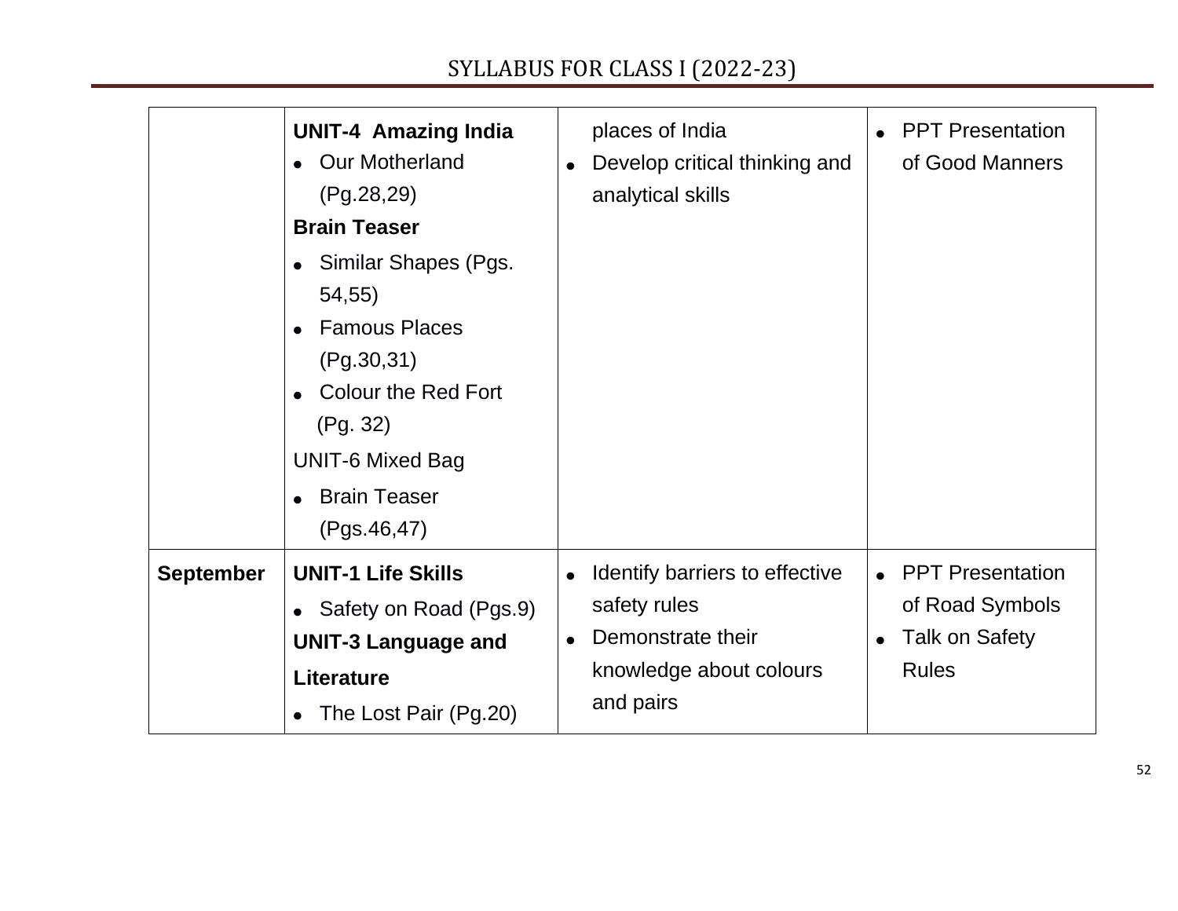| | | | |
|---|---|---|---|
| | **UNIT-4 Amazing India**<br>• Our Motherland (Pg.28,29)<br>**Brain Teaser**<br>• Similar Shapes (Pgs. 54,55)<br>• Famous Places (Pg.30,31)<br>• Colour the Red Fort (Pg. 32)<br>UNIT-6 Mixed Bag<br>• Brain Teaser (Pgs.46,47) | places of India<br>• Develop critical thinking and analytical skills | • PPT Presentation of Good Manners |
| **September** | **UNIT-1 Life Skills**<br>• Safety on Road (Pgs.9)<br>**UNIT-3 Language and Literature**<br>• The Lost Pair (Pg.20) | • Identify barriers to effective safety rules<br>• Demonstrate their knowledge about colours and pairs | • PPT Presentation of Road Symbols<br>• Talk on Safety Rules |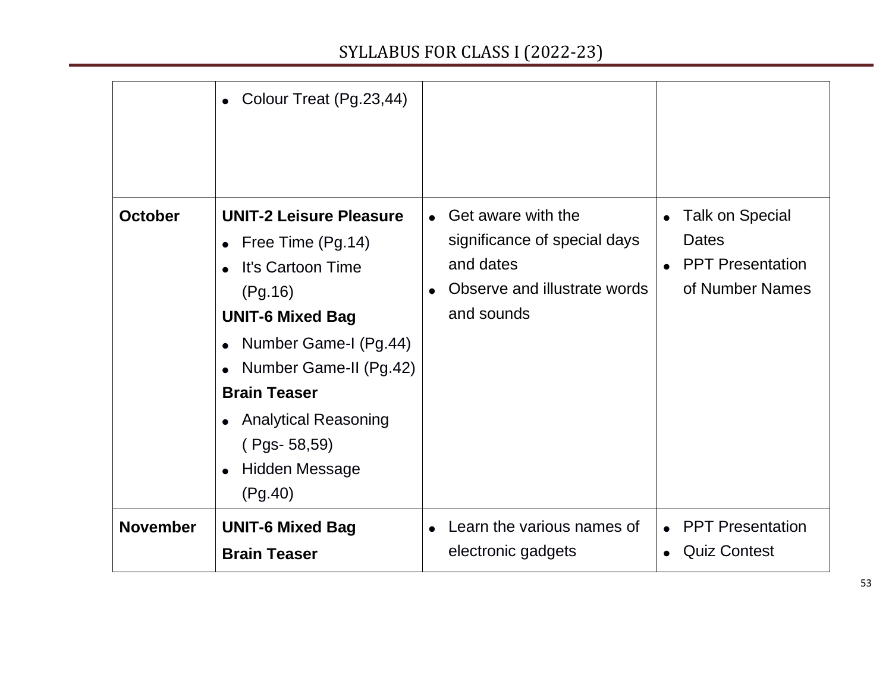| | | | |
|---|---|---|---|
| | • Colour Treat (Pg.23,44) | | |
| **October** | **UNIT-2 Leisure Pleasure**<br>• Free Time (Pg.14)<br>• It's Cartoon Time (Pg.16)<br>**UNIT-6 Mixed Bag**<br>• Number Game-I (Pg.44)<br>• Number Game-II (Pg.42)<br>**Brain Teaser**<br>• Analytical Reasoning ( Pgs- 58,59)<br>• Hidden Message (Pg.40) | • Get aware with the significance of special days and dates<br>• Observe and illustrate words and sounds | • Talk on Special Dates<br>• PPT Presentation of Number Names |
| **November** | **UNIT-6 Mixed Bag**<br>**Brain Teaser** | • Learn the various names of electronic gadgets | • PPT Presentation<br>• Quiz Contest |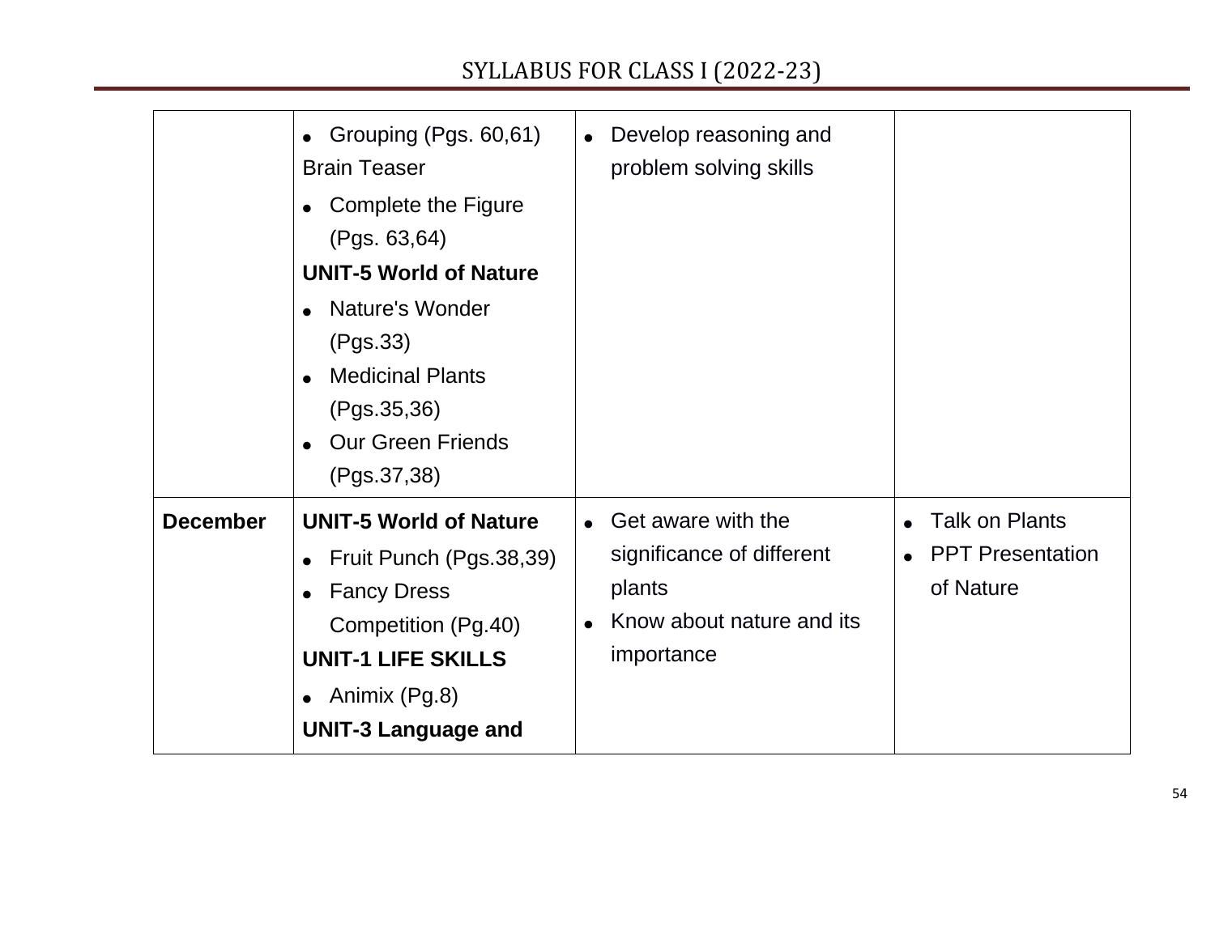| | | | |
|---|---|---|---|
| | • Grouping (Pgs. 60,61)<br>Brain Teaser<br>• Complete the Figure (Pgs. 63,64)<br>**UNIT-5 World of Nature**<br>• Nature's Wonder (Pgs.33)<br>• Medicinal Plants (Pgs.35,36)<br>• Our Green Friends (Pgs.37,38) | • Develop reasoning and problem solving skills | |
| **December** | **UNIT-5 World of Nature**<br>• Fruit Punch (Pgs.38,39)<br>• Fancy Dress Competition (Pg.40)<br>**UNIT-1 LIFE SKILLS**<br>• Animix (Pg.8)<br>**UNIT-3 Language and** | • Get aware with the significance of different plants<br>• Know about nature and its importance | • Talk on Plants<br>• PPT Presentation of Nature |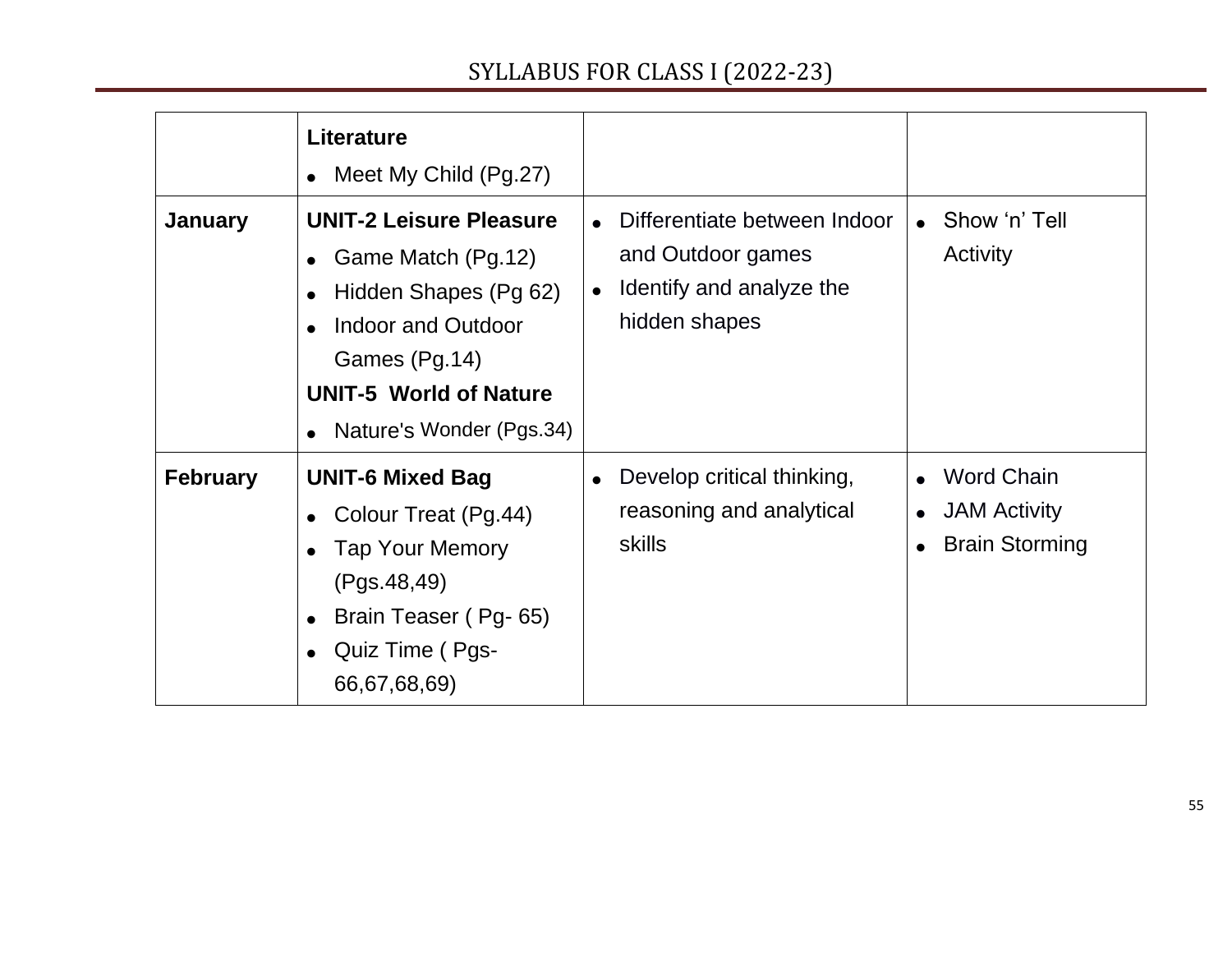| | **Literature**<br>• Meet My Child (Pg.27) | | |
|---|---|---|---|
| **January** | **UNIT-2 Leisure Pleasure**<br>• Game Match (Pg.12)<br>• Hidden Shapes (Pg 62)<br>• Indoor and Outdoor Games (Pg.14)<br>**UNIT-5 World of Nature**<br>• Nature's Wonder (Pgs.34) | • Differentiate between Indoor and Outdoor games<br>• Identify and analyze the hidden shapes | • Show 'n' Tell Activity |
| **February** | **UNIT-6 Mixed Bag**<br>• Colour Treat (Pg.44)<br>• Tap Your Memory (Pgs.48,49)<br>• Brain Teaser ( Pg- 65)<br>• Quiz Time ( Pgs- 66,67,68,69) | • Develop critical thinking, reasoning and analytical skills | • Word Chain<br>• JAM Activity<br>• Brain Storming |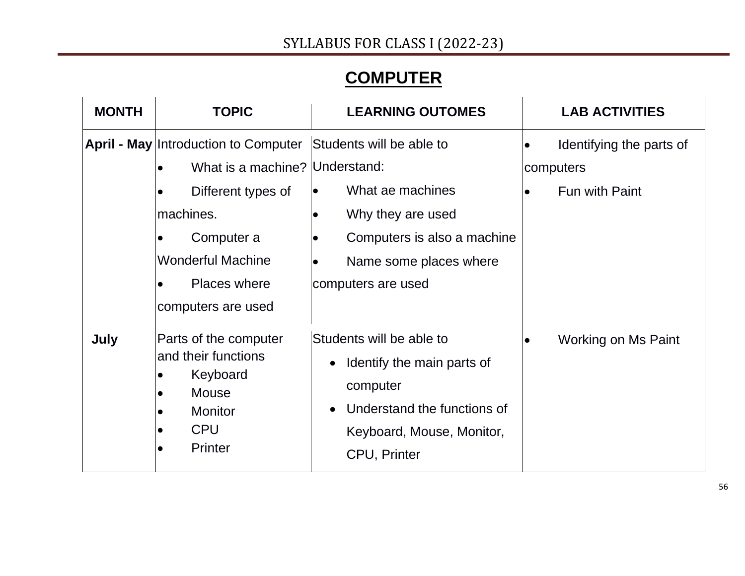# COMPUTER

| MONTH | TOPIC | LEARNING OUTOMES | LAB ACTIVITIES |
|---|---|---|---|
| **April - May** | Introduction to Computer<br>• What is a machine?<br>• Different types of machines.<br>• Computer a Wonderful Machine<br>• Places where computers are used | Students will be able to Understand:<br>• What ae machines<br>• Why they are used<br>• Computers is also a machine<br>• Name some places where computers are used | • Identifying the parts of computers<br>• Fun with Paint |
| **July** | Parts of the computer and their functions<br>• Keyboard<br>• Mouse<br>• Monitor<br>• CPU<br>• Printer | Students will be able to<br>• Identify the main parts of computer<br>• Understand the functions of Keyboard, Mouse, Monitor, CPU, Printer | • Working on Ms Paint |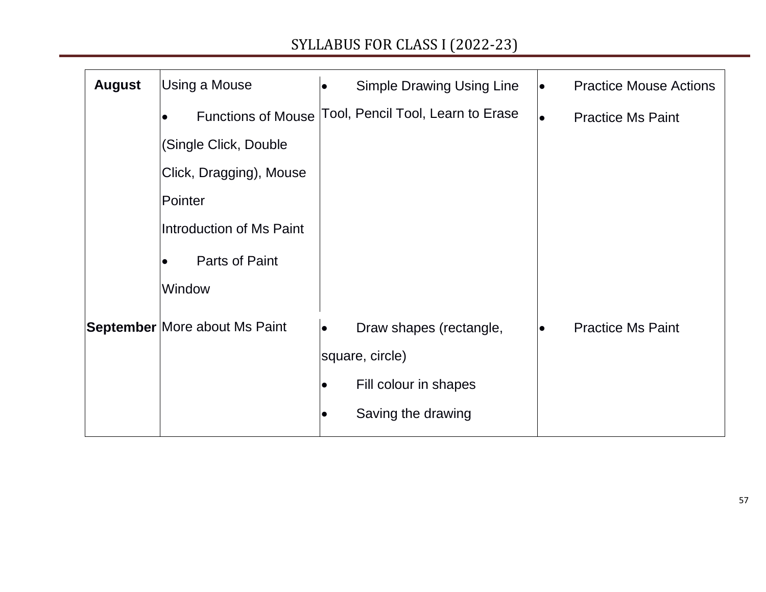| August | Using a Mouse<br>• Functions of Mouse (Single Click, Double Click, Dragging), Mouse Pointer<br>Introduction of Ms Paint<br>• Parts of Paint Window | • Simple Drawing Using Line Tool, Pencil Tool, Learn to Erase | • Practice Mouse Actions<br>• Practice Ms Paint |
|---|---|---|---|
| September | More about Ms Paint | • Draw shapes (rectangle, square, circle)<br>• Fill colour in shapes<br>• Saving the drawing | • Practice Ms Paint |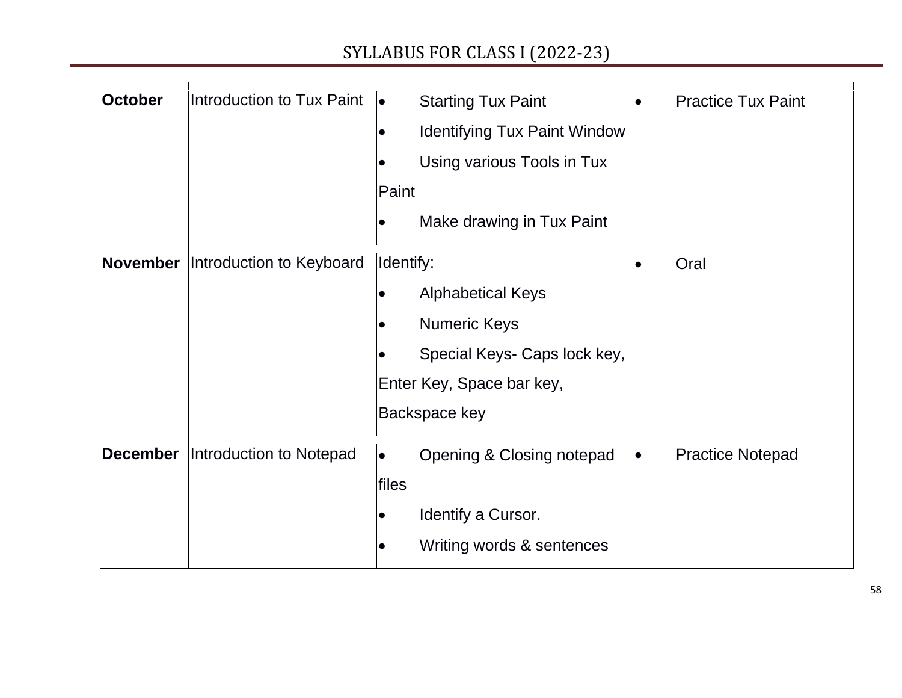| | | | |
|---|---|---|---|
| **October** | Introduction to Tux Paint | • Starting Tux Paint<br>• Identifying Tux Paint Window<br>• Using various Tools in Tux Paint<br>• Make drawing in Tux Paint | • Practice Tux Paint |
| **November** | Introduction to Keyboard | Identify:<br>• Alphabetical Keys<br>• Numeric Keys<br>• Special Keys- Caps lock key, Enter Key, Space bar key, Backspace key | • Oral |
| **December** | Introduction to Notepad | • Opening & Closing notepad files<br>• Identify a Cursor.<br>• Writing words & sentences | • Practice Notepad |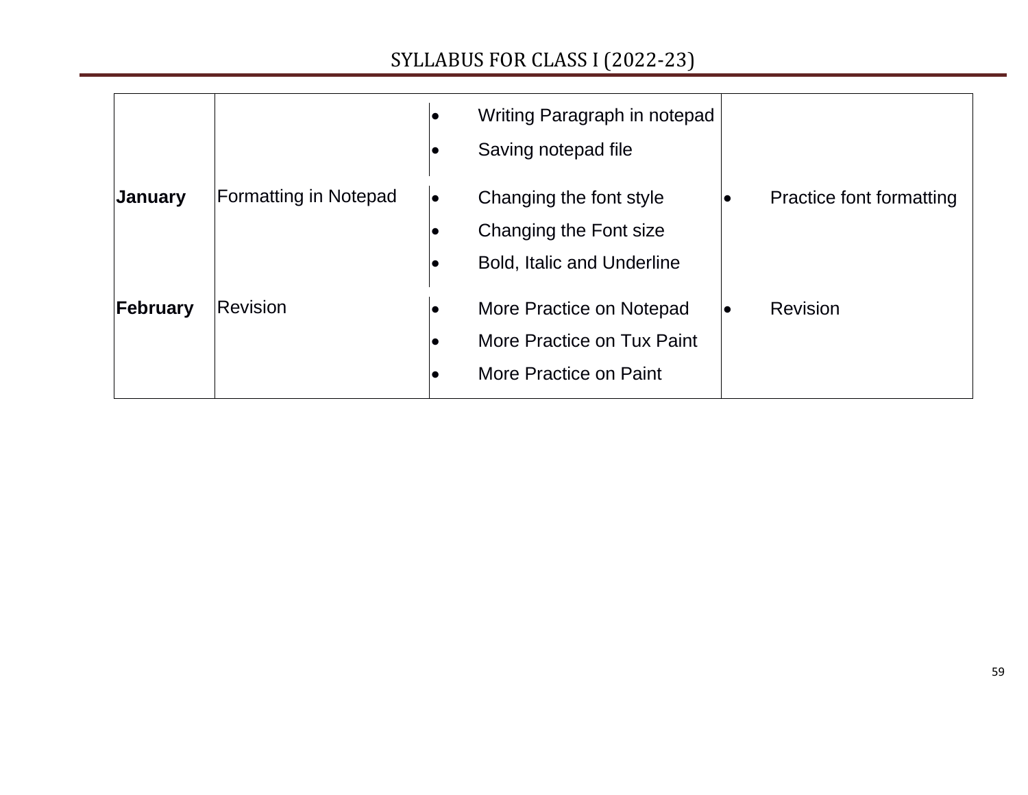| | | | |
|---|---|---|---|
| | | • Writing Paragraph in notepad<br>• Saving notepad file | |
| **January** | Formatting in Notepad | • Changing the font style<br>• Changing the Font size<br>• Bold, Italic and Underline | • Practice font formatting |
| **February** | Revision | • More Practice on Notepad<br>• More Practice on Tux Paint<br>• More Practice on Paint | • Revision |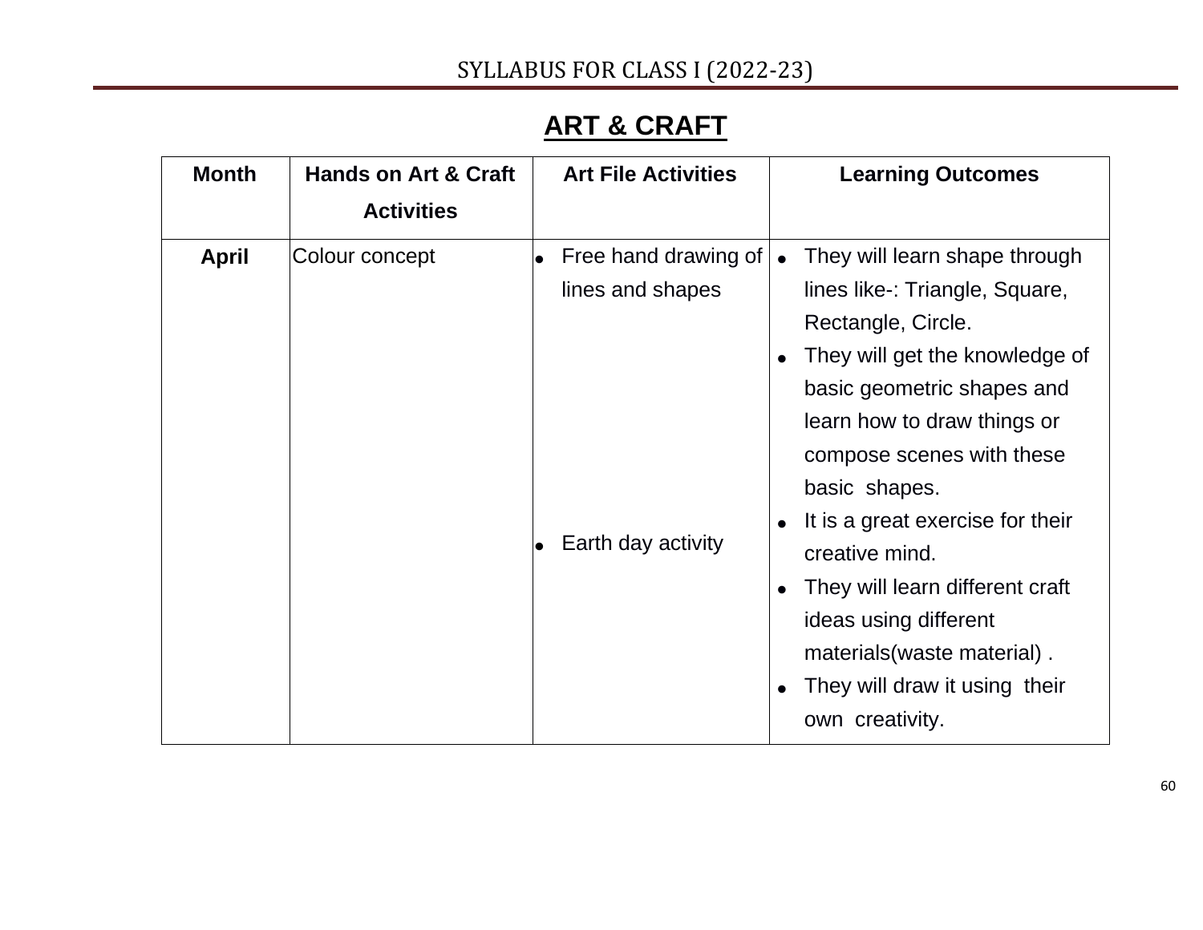## ART & CRAFT

| Month | Hands on Art & Craft Activities | Art File Activities | Learning Outcomes |
|---|---|---|---|
| **April** | Colour concept | • Free hand drawing of lines and shapes<br><br>• Earth day activity | • They will learn shape through lines like-: Triangle, Square, Rectangle, Circle.<br>• They will get the knowledge of basic geometric shapes and learn how to draw things or compose scenes with these basic shapes.<br>• It is a great exercise for their creative mind.<br>• They will learn different craft ideas using different materials(waste material) .<br>• They will draw it using their own creativity. |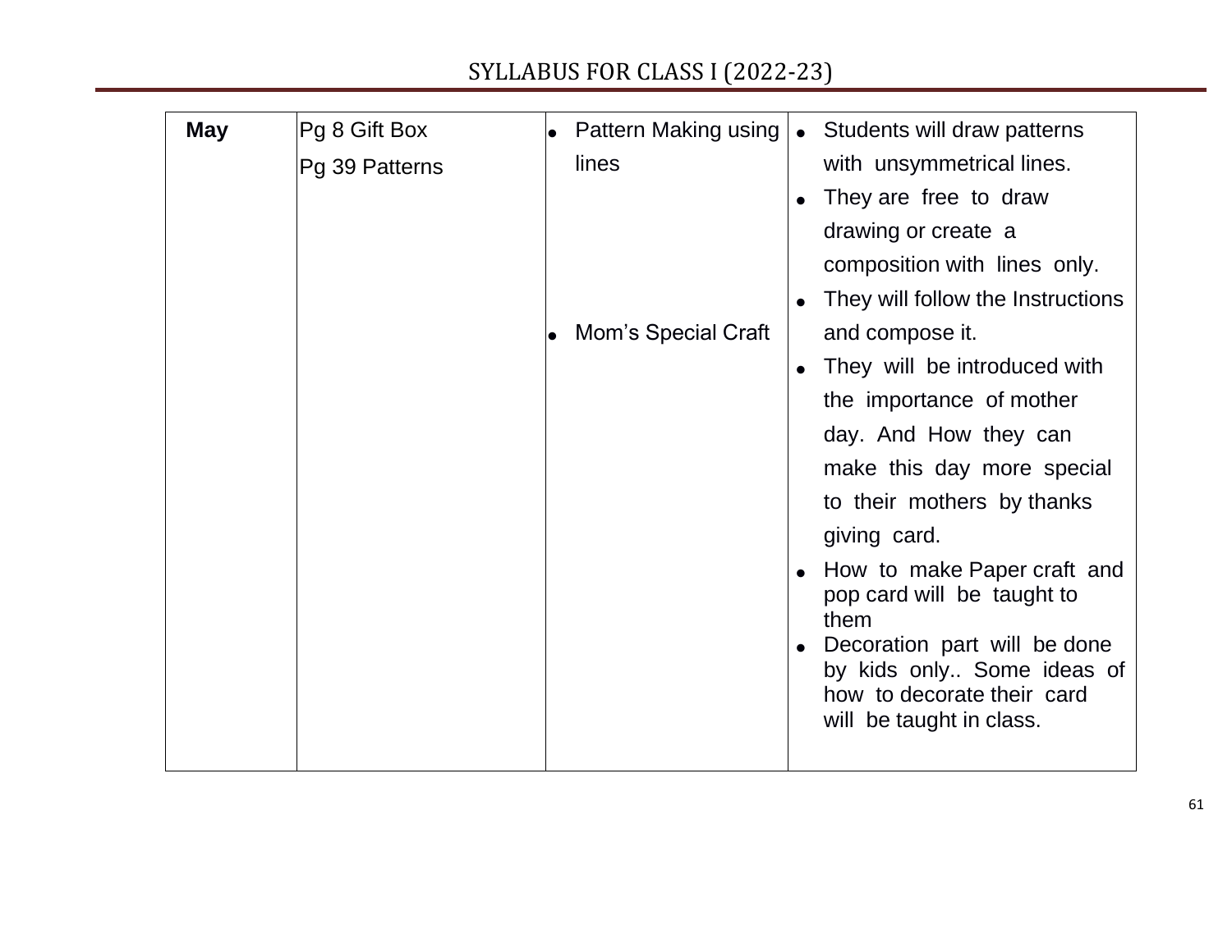| **May** | Pg 8 Gift Box<br>Pg 39 Patterns | • Pattern Making using lines<br><br>• Mom's Special Craft | • Students will draw patterns with unsymmetrical lines.<br>• They are free to draw drawing or create a composition with lines only.<br>• They will follow the Instructions and compose it.<br>• They will be introduced with the importance of mother day. And How they can make this day more special to their mothers by thanks giving card.<br>• How to make Paper craft and pop card will be taught to them<br>• Decoration part will be done by kids only.. Some ideas of how to decorate their card will be taught in class. |
|---|---|---|---|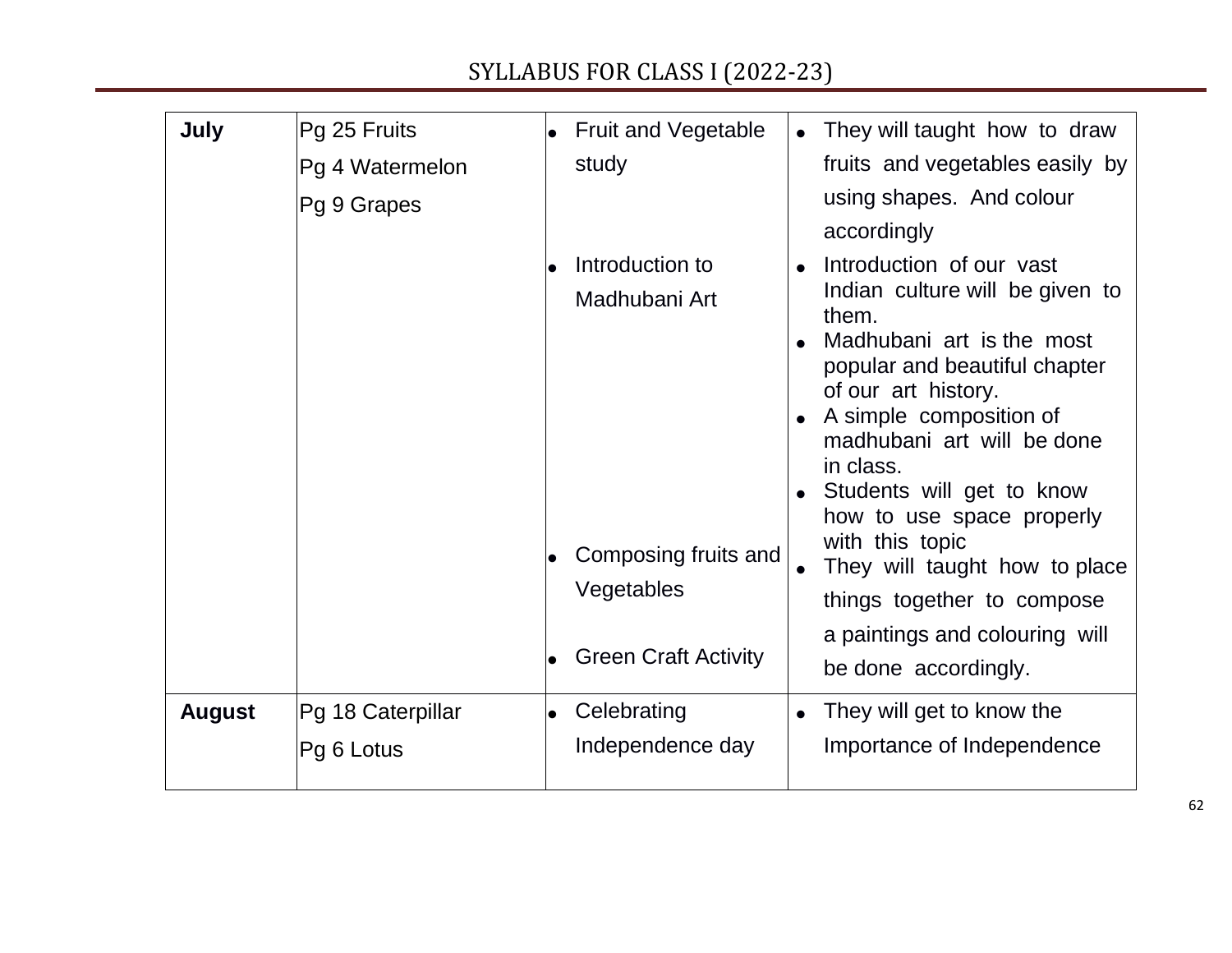| **July** | Pg 25 Fruits<br>Pg 4 Watermelon<br>Pg 9 Grapes | • Fruit and Vegetable study<br><br>• Introduction to Madhubani Art<br><br>• Composing fruits and Vegetables<br><br>• Green Craft Activity | • They will taught how to draw fruits and vegetables easily by using shapes. And colour accordingly<br>• Introduction of our vast Indian culture will be given to them.<br>• Madhubani art is the most popular and beautiful chapter of our art history.<br>• A simple composition of madhubani art will be done in class.<br>• Students will get to know how to use space properly with this topic<br>• They will taught how to place things together to compose a paintings and colouring will be done accordingly. |
|---|---|---|---|
| **August** | Pg 18 Caterpillar<br>Pg 6 Lotus | • Celebrating Independence day | • They will get to know the Importance of Independence |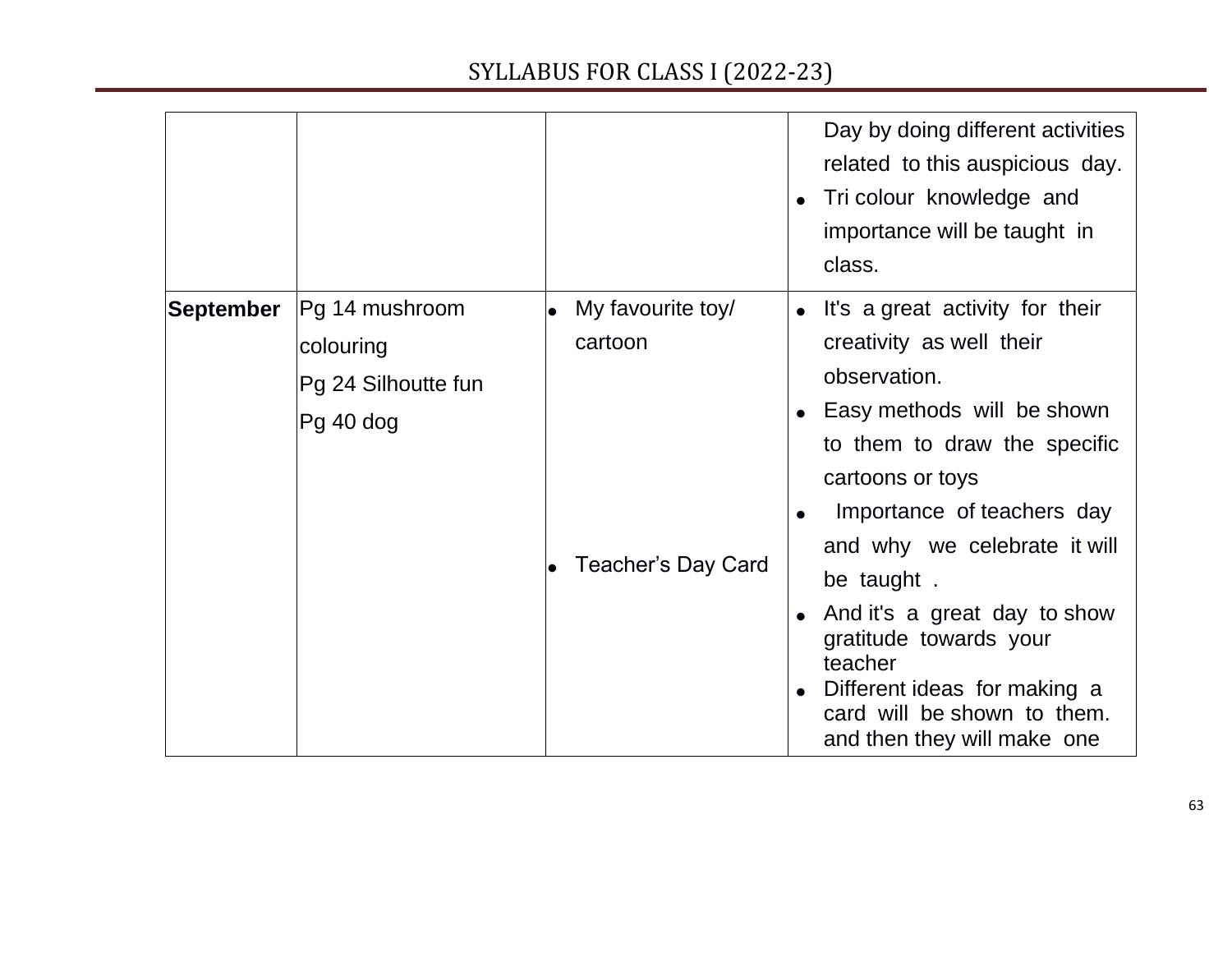| | | | |
|---|---|---|---|
| | | | Day by doing different activities related to this auspicious day.<br>• Tri colour knowledge and importance will be taught in class. |
| **September** | Pg 14 mushroom colouring<br>Pg 24 Silhoutte fun<br>Pg 40 dog | • My favourite toy/ cartoon<br><br>• Teacher's Day Card | • It's a great activity for their creativity as well their observation.<br>• Easy methods will be shown to them to draw the specific cartoons or toys<br>• Importance of teachers day and why we celebrate it will be taught .<br>• And it's a great day to show gratitude towards your teacher<br>• Different ideas for making a card will be shown to them. and then they will make one |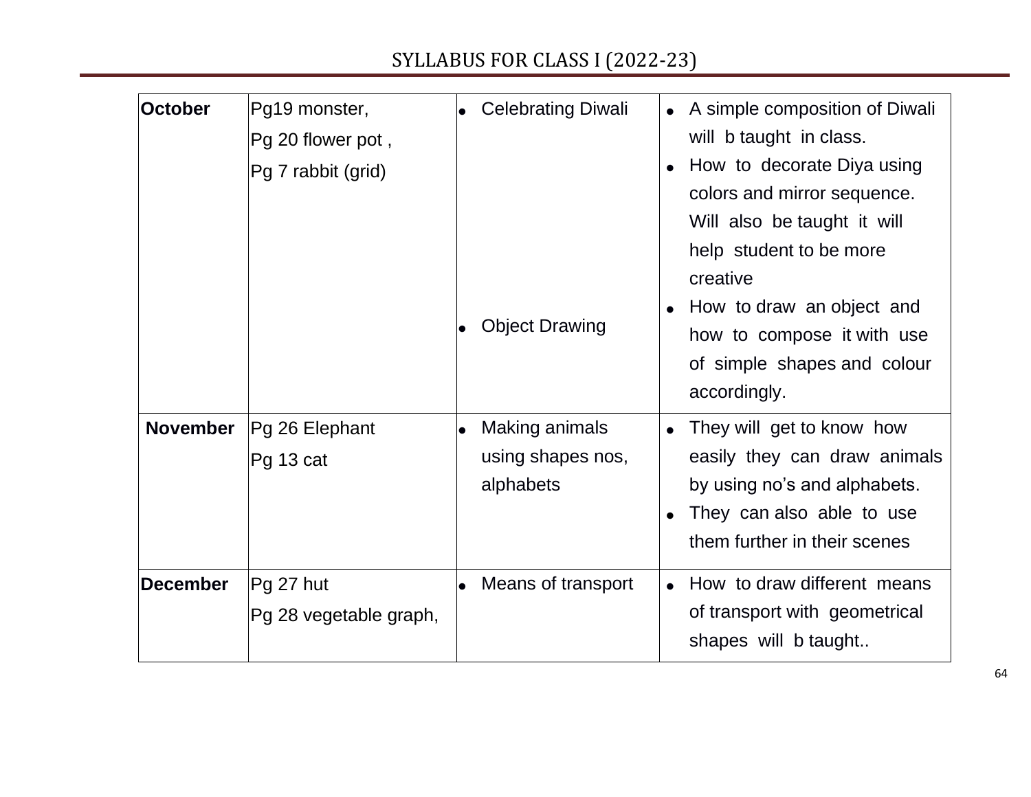# SYLLABUS FOR CLASS I (2022-23)

| | | | |
|---|---|---|---|
| **October** | Pg19 monster,<br>Pg 20 flower pot ,<br>Pg 7 rabbit (grid) | • Celebrating Diwali<br><br><br><br><br><br><br>• Object Drawing | • A simple composition of Diwali will b taught in class.<br>• How to decorate Diya using colors and mirror sequence. Will also be taught it will help student to be more creative<br>• How to draw an object and how to compose it with use of simple shapes and colour accordingly. |
| **November** | Pg 26 Elephant<br>Pg 13 cat | • Making animals using shapes nos, alphabets | • They will get to know how easily they can draw animals by using no's and alphabets.<br>• They can also able to use them further in their scenes |
| **December** | Pg 27 hut<br>Pg 28 vegetable graph, | • Means of transport | • How to draw different means of transport with geometrical shapes will b taught.. |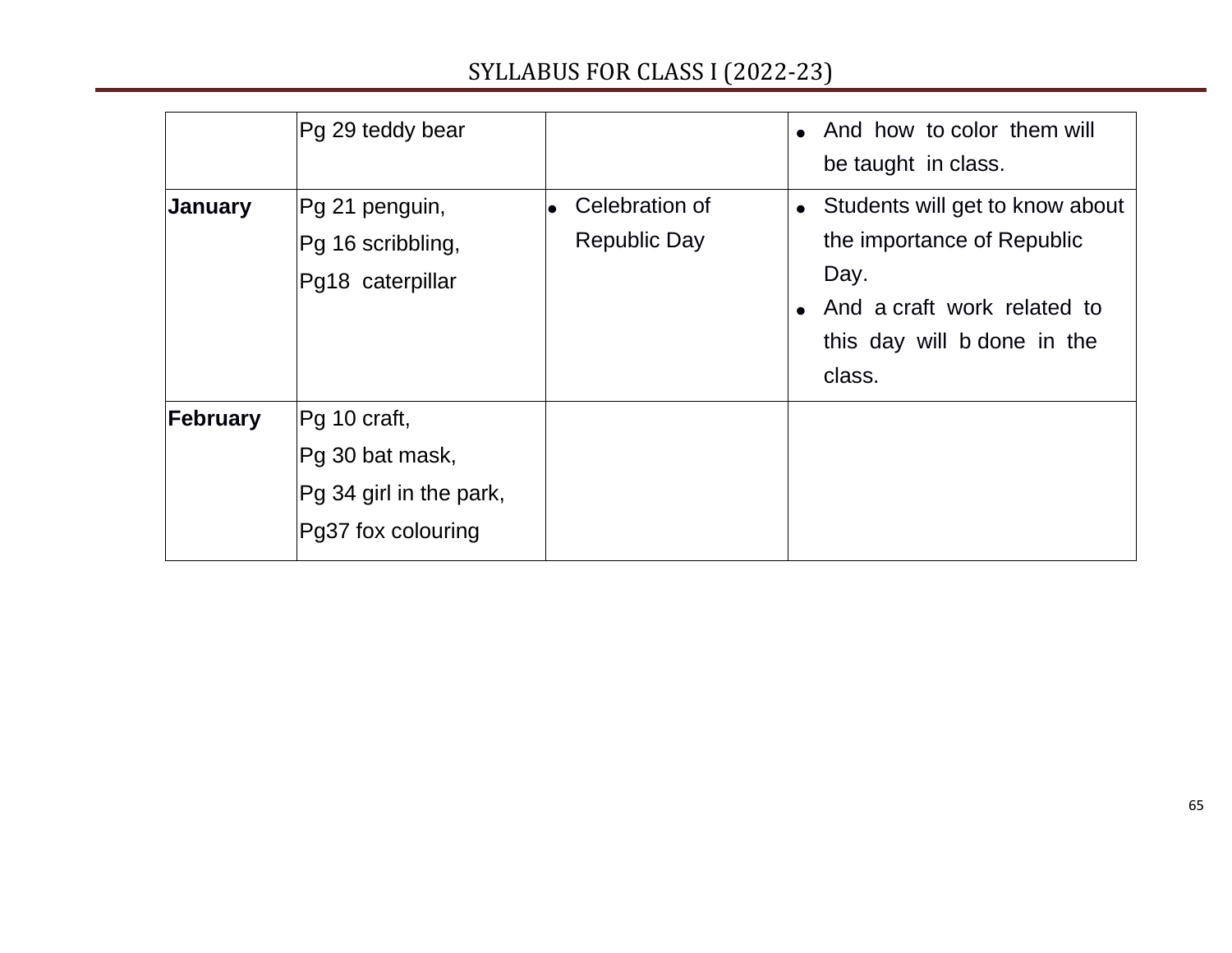| | | | |
|---|---|---|---|
| | Pg 29 teddy bear | | • And how to color them will be taught in class. |
| **January** | Pg 21 penguin,<br>Pg 16 scribbling,<br>Pg18 caterpillar | • Celebration of Republic Day | • Students will get to know about the importance of Republic Day.<br>• And a craft work related to this day will b done in the class. |
| **February** | Pg 10 craft,<br>Pg 30 bat mask,<br>Pg 34 girl in the park,<br>Pg37 fox colouring | | |